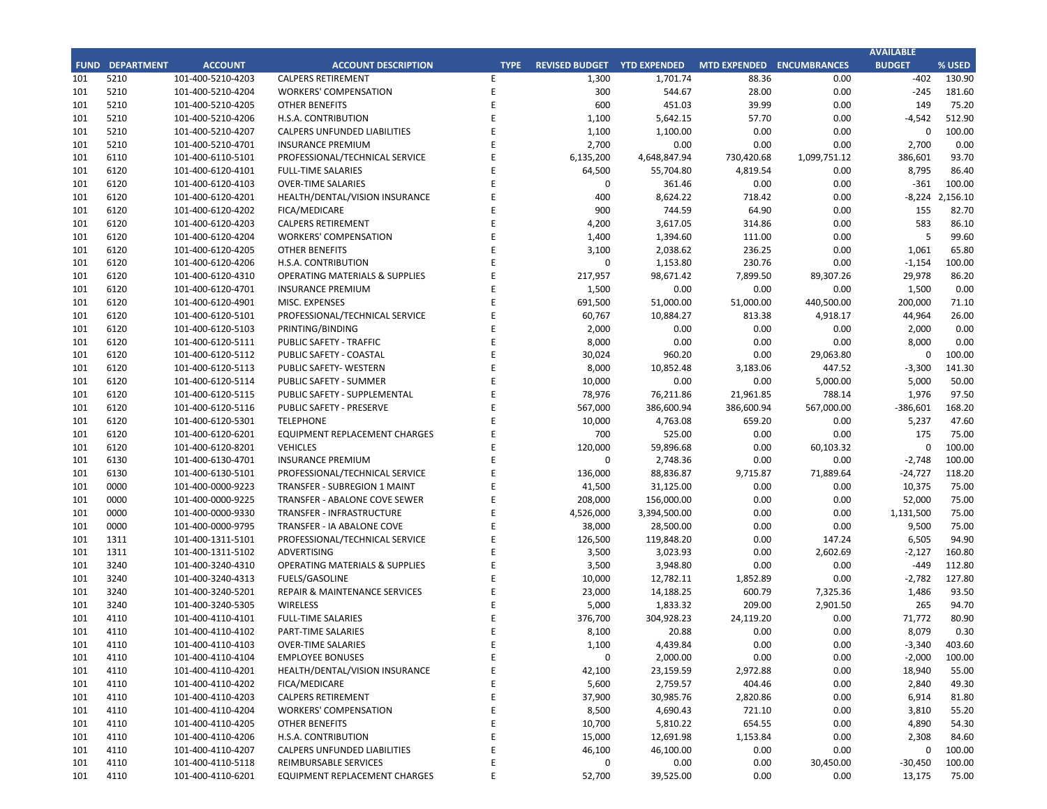| FUND | DEPARTMENT | ACCOUNT | ACCOUNT DESCRIPTION | TYPE | REVISED BUDGET | YTD EXPENDED | MTD EXPENDED | ENCUMBRANCES | AVAILABLE BUDGET | % USED |
|---|---|---|---|---|---|---|---|---|---|---|
| 101 | 5210 | 101-400-5210-4203 | CALPERS RETIREMENT | E | 1,300 | 1,701.74 | 88.36 | 0.00 | -402 | 130.90 |
| 101 | 5210 | 101-400-5210-4204 | WORKERS' COMPENSATION | E | 300 | 544.67 | 28.00 | 0.00 | -245 | 181.60 |
| 101 | 5210 | 101-400-5210-4205 | OTHER BENEFITS | E | 600 | 451.03 | 39.99 | 0.00 | 149 | 75.20 |
| 101 | 5210 | 101-400-5210-4206 | H.S.A. CONTRIBUTION | E | 1,100 | 5,642.15 | 57.70 | 0.00 | -4,542 | 512.90 |
| 101 | 5210 | 101-400-5210-4207 | CALPERS UNFUNDED LIABILITIES | E | 1,100 | 1,100.00 | 0.00 | 0.00 | 0 | 100.00 |
| 101 | 5210 | 101-400-5210-4701 | INSURANCE PREMIUM | E | 2,700 | 0.00 | 0.00 | 0.00 | 2,700 | 0.00 |
| 101 | 6110 | 101-400-6110-5101 | PROFESSIONAL/TECHNICAL SERVICE | E | 6,135,200 | 4,648,847.94 | 730,420.68 | 1,099,751.12 | 386,601 | 93.70 |
| 101 | 6120 | 101-400-6120-4101 | FULL-TIME SALARIES | E | 64,500 | 55,704.80 | 4,819.54 | 0.00 | 8,795 | 86.40 |
| 101 | 6120 | 101-400-6120-4103 | OVER-TIME SALARIES | E | 0 | 361.46 | 0.00 | 0.00 | -361 | 100.00 |
| 101 | 6120 | 101-400-6120-4201 | HEALTH/DENTAL/VISION INSURANCE | E | 400 | 8,624.22 | 718.42 | 0.00 | -8,224 | 2,156.10 |
| 101 | 6120 | 101-400-6120-4202 | FICA/MEDICARE | E | 900 | 744.59 | 64.90 | 0.00 | 155 | 82.70 |
| 101 | 6120 | 101-400-6120-4203 | CALPERS RETIREMENT | E | 4,200 | 3,617.05 | 314.86 | 0.00 | 583 | 86.10 |
| 101 | 6120 | 101-400-6120-4204 | WORKERS' COMPENSATION | E | 1,400 | 1,394.60 | 111.00 | 0.00 | 5 | 99.60 |
| 101 | 6120 | 101-400-6120-4205 | OTHER BENEFITS | E | 3,100 | 2,038.62 | 236.25 | 0.00 | 1,061 | 65.80 |
| 101 | 6120 | 101-400-6120-4206 | H.S.A. CONTRIBUTION | E | 0 | 1,153.80 | 230.76 | 0.00 | -1,154 | 100.00 |
| 101 | 6120 | 101-400-6120-4310 | OPERATING MATERIALS & SUPPLIES | E | 217,957 | 98,671.42 | 7,899.50 | 89,307.26 | 29,978 | 86.20 |
| 101 | 6120 | 101-400-6120-4701 | INSURANCE PREMIUM | E | 1,500 | 0.00 | 0.00 | 0.00 | 1,500 | 0.00 |
| 101 | 6120 | 101-400-6120-4901 | MISC. EXPENSES | E | 691,500 | 51,000.00 | 51,000.00 | 440,500.00 | 200,000 | 71.10 |
| 101 | 6120 | 101-400-6120-5101 | PROFESSIONAL/TECHNICAL SERVICE | E | 60,767 | 10,884.27 | 813.38 | 4,918.17 | 44,964 | 26.00 |
| 101 | 6120 | 101-400-6120-5103 | PRINTING/BINDING | E | 2,000 | 0.00 | 0.00 | 0.00 | 2,000 | 0.00 |
| 101 | 6120 | 101-400-6120-5111 | PUBLIC SAFETY - TRAFFIC | E | 8,000 | 0.00 | 0.00 | 0.00 | 8,000 | 0.00 |
| 101 | 6120 | 101-400-6120-5112 | PUBLIC SAFETY - COASTAL | E | 30,024 | 960.20 | 0.00 | 29,063.80 | 0 | 100.00 |
| 101 | 6120 | 101-400-6120-5113 | PUBLIC SAFETY- WESTERN | E | 8,000 | 10,852.48 | 3,183.06 | 447.52 | -3,300 | 141.30 |
| 101 | 6120 | 101-400-6120-5114 | PUBLIC SAFETY - SUMMER | E | 10,000 | 0.00 | 0.00 | 5,000.00 | 5,000 | 50.00 |
| 101 | 6120 | 101-400-6120-5115 | PUBLIC SAFETY - SUPPLEMENTAL | E | 78,976 | 76,211.86 | 21,961.85 | 788.14 | 1,976 | 97.50 |
| 101 | 6120 | 101-400-6120-5116 | PUBLIC SAFETY - PRESERVE | E | 567,000 | 386,600.94 | 386,600.94 | 567,000.00 | -386,601 | 168.20 |
| 101 | 6120 | 101-400-6120-5301 | TELEPHONE | E | 10,000 | 4,763.08 | 659.20 | 0.00 | 5,237 | 47.60 |
| 101 | 6120 | 101-400-6120-6201 | EQUIPMENT REPLACEMENT CHARGES | E | 700 | 525.00 | 0.00 | 0.00 | 175 | 75.00 |
| 101 | 6120 | 101-400-6120-8201 | VEHICLES | E | 120,000 | 59,896.68 | 0.00 | 60,103.32 | 0 | 100.00 |
| 101 | 6130 | 101-400-6130-4701 | INSURANCE PREMIUM | E | 0 | 2,748.36 | 0.00 | 0.00 | -2,748 | 100.00 |
| 101 | 6130 | 101-400-6130-5101 | PROFESSIONAL/TECHNICAL SERVICE | E | 136,000 | 88,836.87 | 9,715.87 | 71,889.64 | -24,727 | 118.20 |
| 101 | 0000 | 101-400-0000-9223 | TRANSFER - SUBREGION 1 MAINT | E | 41,500 | 31,125.00 | 0.00 | 0.00 | 10,375 | 75.00 |
| 101 | 0000 | 101-400-0000-9225 | TRANSFER - ABALONE COVE SEWER | E | 208,000 | 156,000.00 | 0.00 | 0.00 | 52,000 | 75.00 |
| 101 | 0000 | 101-400-0000-9330 | TRANSFER - INFRASTRUCTURE | E | 4,526,000 | 3,394,500.00 | 0.00 | 0.00 | 1,131,500 | 75.00 |
| 101 | 0000 | 101-400-0000-9795 | TRANSFER - IA ABALONE COVE | E | 38,000 | 28,500.00 | 0.00 | 0.00 | 9,500 | 75.00 |
| 101 | 1311 | 101-400-1311-5101 | PROFESSIONAL/TECHNICAL SERVICE | E | 126,500 | 119,848.20 | 0.00 | 147.24 | 6,505 | 94.90 |
| 101 | 1311 | 101-400-1311-5102 | ADVERTISING | E | 3,500 | 3,023.93 | 0.00 | 2,602.69 | -2,127 | 160.80 |
| 101 | 3240 | 101-400-3240-4310 | OPERATING MATERIALS & SUPPLIES | E | 3,500 | 3,948.80 | 0.00 | 0.00 | -449 | 112.80 |
| 101 | 3240 | 101-400-3240-4313 | FUELS/GASOLINE | E | 10,000 | 12,782.11 | 1,852.89 | 0.00 | -2,782 | 127.80 |
| 101 | 3240 | 101-400-3240-5201 | REPAIR & MAINTENANCE SERVICES | E | 23,000 | 14,188.25 | 600.79 | 7,325.36 | 1,486 | 93.50 |
| 101 | 3240 | 101-400-3240-5305 | WIRELESS | E | 5,000 | 1,833.32 | 209.00 | 2,901.50 | 265 | 94.70 |
| 101 | 4110 | 101-400-4110-4101 | FULL-TIME SALARIES | E | 376,700 | 304,928.23 | 24,119.20 | 0.00 | 71,772 | 80.90 |
| 101 | 4110 | 101-400-4110-4102 | PART-TIME SALARIES | E | 8,100 | 20.88 | 0.00 | 0.00 | 8,079 | 0.30 |
| 101 | 4110 | 101-400-4110-4103 | OVER-TIME SALARIES | E | 1,100 | 4,439.84 | 0.00 | 0.00 | -3,340 | 403.60 |
| 101 | 4110 | 101-400-4110-4104 | EMPLOYEE BONUSES | E | 0 | 2,000.00 | 0.00 | 0.00 | -2,000 | 100.00 |
| 101 | 4110 | 101-400-4110-4201 | HEALTH/DENTAL/VISION INSURANCE | E | 42,100 | 23,159.59 | 2,972.88 | 0.00 | 18,940 | 55.00 |
| 101 | 4110 | 101-400-4110-4202 | FICA/MEDICARE | E | 5,600 | 2,759.57 | 404.46 | 0.00 | 2,840 | 49.30 |
| 101 | 4110 | 101-400-4110-4203 | CALPERS RETIREMENT | E | 37,900 | 30,985.76 | 2,820.86 | 0.00 | 6,914 | 81.80 |
| 101 | 4110 | 101-400-4110-4204 | WORKERS' COMPENSATION | E | 8,500 | 4,690.43 | 721.10 | 0.00 | 3,810 | 55.20 |
| 101 | 4110 | 101-400-4110-4205 | OTHER BENEFITS | E | 10,700 | 5,810.22 | 654.55 | 0.00 | 4,890 | 54.30 |
| 101 | 4110 | 101-400-4110-4206 | H.S.A. CONTRIBUTION | E | 15,000 | 12,691.98 | 1,153.84 | 0.00 | 2,308 | 84.60 |
| 101 | 4110 | 101-400-4110-4207 | CALPERS UNFUNDED LIABILITIES | E | 46,100 | 46,100.00 | 0.00 | 0.00 | 0 | 100.00 |
| 101 | 4110 | 101-400-4110-5118 | REIMBURSABLE SERVICES | E | 0 | 0.00 | 0.00 | 30,450.00 | -30,450 | 100.00 |
| 101 | 4110 | 101-400-4110-6201 | EQUIPMENT REPLACEMENT CHARGES | E | 52,700 | 39,525.00 | 0.00 | 0.00 | 13,175 | 75.00 |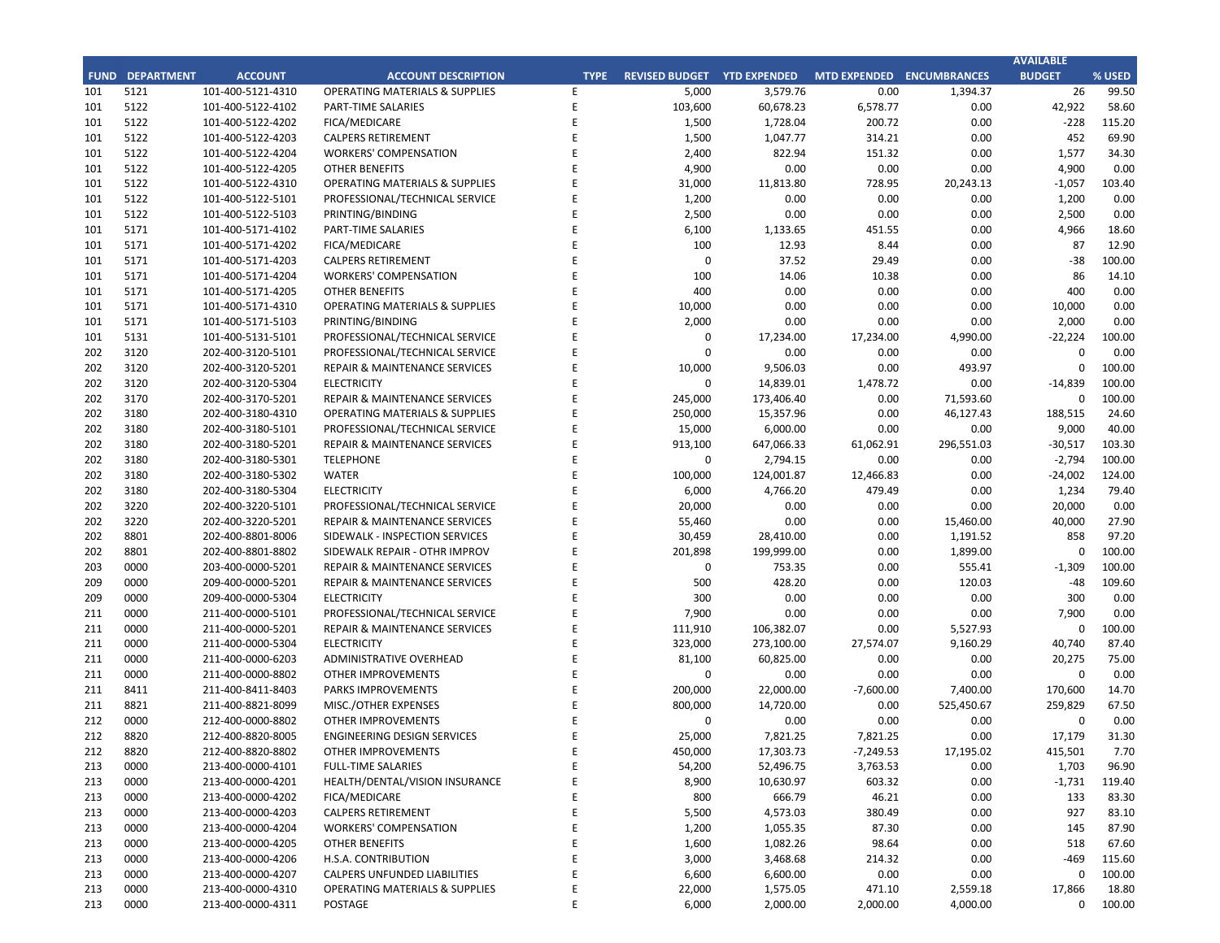| FUND | DEPARTMENT | ACCOUNT | ACCOUNT DESCRIPTION | TYPE | REVISED BUDGET | YTD EXPENDED | MTD EXPENDED | ENCUMBRANCES | AVAILABLE BUDGET | % USED |
|---|---|---|---|---|---|---|---|---|---|---|
| 101 | 5121 | 101-400-5121-4310 | OPERATING MATERIALS & SUPPLIES | E | 5,000 | 3,579.76 | 0.00 | 1,394.37 | 26 | 99.50 |
| 101 | 5122 | 101-400-5122-4102 | PART-TIME SALARIES | E | 103,600 | 60,678.23 | 6,578.77 | 0.00 | 42,922 | 58.60 |
| 101 | 5122 | 101-400-5122-4202 | FICA/MEDICARE | E | 1,500 | 1,728.04 | 200.72 | 0.00 | -228 | 115.20 |
| 101 | 5122 | 101-400-5122-4203 | CALPERS RETIREMENT | E | 1,500 | 1,047.77 | 314.21 | 0.00 | 452 | 69.90 |
| 101 | 5122 | 101-400-5122-4204 | WORKERS' COMPENSATION | E | 2,400 | 822.94 | 151.32 | 0.00 | 1,577 | 34.30 |
| 101 | 5122 | 101-400-5122-4205 | OTHER BENEFITS | E | 4,900 | 0.00 | 0.00 | 0.00 | 4,900 | 0.00 |
| 101 | 5122 | 101-400-5122-4310 | OPERATING MATERIALS & SUPPLIES | E | 31,000 | 11,813.80 | 728.95 | 20,243.13 | -1,057 | 103.40 |
| 101 | 5122 | 101-400-5122-5101 | PROFESSIONAL/TECHNICAL SERVICE | E | 1,200 | 0.00 | 0.00 | 0.00 | 1,200 | 0.00 |
| 101 | 5122 | 101-400-5122-5103 | PRINTING/BINDING | E | 2,500 | 0.00 | 0.00 | 0.00 | 2,500 | 0.00 |
| 101 | 5171 | 101-400-5171-4102 | PART-TIME SALARIES | E | 6,100 | 1,133.65 | 451.55 | 0.00 | 4,966 | 18.60 |
| 101 | 5171 | 101-400-5171-4202 | FICA/MEDICARE | E | 100 | 12.93 | 8.44 | 0.00 | 87 | 12.90 |
| 101 | 5171 | 101-400-5171-4203 | CALPERS RETIREMENT | E | 0 | 37.52 | 29.49 | 0.00 | -38 | 100.00 |
| 101 | 5171 | 101-400-5171-4204 | WORKERS' COMPENSATION | E | 100 | 14.06 | 10.38 | 0.00 | 86 | 14.10 |
| 101 | 5171 | 101-400-5171-4205 | OTHER BENEFITS | E | 400 | 0.00 | 0.00 | 0.00 | 400 | 0.00 |
| 101 | 5171 | 101-400-5171-4310 | OPERATING MATERIALS & SUPPLIES | E | 10,000 | 0.00 | 0.00 | 0.00 | 10,000 | 0.00 |
| 101 | 5171 | 101-400-5171-5103 | PRINTING/BINDING | E | 2,000 | 0.00 | 0.00 | 0.00 | 2,000 | 0.00 |
| 101 | 5131 | 101-400-5131-5101 | PROFESSIONAL/TECHNICAL SERVICE | E | 0 | 17,234.00 | 17,234.00 | 4,990.00 | -22,224 | 100.00 |
| 202 | 3120 | 202-400-3120-5101 | PROFESSIONAL/TECHNICAL SERVICE | E | 0 | 0.00 | 0.00 | 0.00 | 0 | 0.00 |
| 202 | 3120 | 202-400-3120-5201 | REPAIR & MAINTENANCE SERVICES | E | 10,000 | 9,506.03 | 0.00 | 493.97 | 0 | 100.00 |
| 202 | 3120 | 202-400-3120-5304 | ELECTRICITY | E | 0 | 14,839.01 | 1,478.72 | 0.00 | -14,839 | 100.00 |
| 202 | 3170 | 202-400-3170-5201 | REPAIR & MAINTENANCE SERVICES | E | 245,000 | 173,406.40 | 0.00 | 71,593.60 | 0 | 100.00 |
| 202 | 3180 | 202-400-3180-4310 | OPERATING MATERIALS & SUPPLIES | E | 250,000 | 15,357.96 | 0.00 | 46,127.43 | 188,515 | 24.60 |
| 202 | 3180 | 202-400-3180-5101 | PROFESSIONAL/TECHNICAL SERVICE | E | 15,000 | 6,000.00 | 0.00 | 0.00 | 9,000 | 40.00 |
| 202 | 3180 | 202-400-3180-5201 | REPAIR & MAINTENANCE SERVICES | E | 913,100 | 647,066.33 | 61,062.91 | 296,551.03 | -30,517 | 103.30 |
| 202 | 3180 | 202-400-3180-5301 | TELEPHONE | E | 0 | 2,794.15 | 0.00 | 0.00 | -2,794 | 100.00 |
| 202 | 3180 | 202-400-3180-5302 | WATER | E | 100,000 | 124,001.87 | 12,466.83 | 0.00 | -24,002 | 124.00 |
| 202 | 3180 | 202-400-3180-5304 | ELECTRICITY | E | 6,000 | 4,766.20 | 479.49 | 0.00 | 1,234 | 79.40 |
| 202 | 3220 | 202-400-3220-5101 | PROFESSIONAL/TECHNICAL SERVICE | E | 20,000 | 0.00 | 0.00 | 0.00 | 20,000 | 0.00 |
| 202 | 3220 | 202-400-3220-5201 | REPAIR & MAINTENANCE SERVICES | E | 55,460 | 0.00 | 0.00 | 15,460.00 | 40,000 | 27.90 |
| 202 | 8801 | 202-400-8801-8006 | SIDEWALK - INSPECTION SERVICES | E | 30,459 | 28,410.00 | 0.00 | 1,191.52 | 858 | 97.20 |
| 202 | 8801 | 202-400-8801-8802 | SIDEWALK REPAIR - OTHR IMPROV | E | 201,898 | 199,999.00 | 0.00 | 1,899.00 | 0 | 100.00 |
| 203 | 0000 | 203-400-0000-5201 | REPAIR & MAINTENANCE SERVICES | E | 0 | 753.35 | 0.00 | 555.41 | -1,309 | 100.00 |
| 209 | 0000 | 209-400-0000-5201 | REPAIR & MAINTENANCE SERVICES | E | 500 | 428.20 | 0.00 | 120.03 | -48 | 109.60 |
| 209 | 0000 | 209-400-0000-5304 | ELECTRICITY | E | 300 | 0.00 | 0.00 | 0.00 | 300 | 0.00 |
| 211 | 0000 | 211-400-0000-5101 | PROFESSIONAL/TECHNICAL SERVICE | E | 7,900 | 0.00 | 0.00 | 0.00 | 7,900 | 0.00 |
| 211 | 0000 | 211-400-0000-5201 | REPAIR & MAINTENANCE SERVICES | E | 111,910 | 106,382.07 | 0.00 | 5,527.93 | 0 | 100.00 |
| 211 | 0000 | 211-400-0000-5304 | ELECTRICITY | E | 323,000 | 273,100.00 | 27,574.07 | 9,160.29 | 40,740 | 87.40 |
| 211 | 0000 | 211-400-0000-6203 | ADMINISTRATIVE OVERHEAD | E | 81,100 | 60,825.00 | 0.00 | 0.00 | 20,275 | 75.00 |
| 211 | 0000 | 211-400-0000-8802 | OTHER IMPROVEMENTS | E | 0 | 0.00 | 0.00 | 0.00 | 0 | 0.00 |
| 211 | 8411 | 211-400-8411-8403 | PARKS IMPROVEMENTS | E | 200,000 | 22,000.00 | -7,600.00 | 7,400.00 | 170,600 | 14.70 |
| 211 | 8821 | 211-400-8821-8099 | MISC./OTHER EXPENSES | E | 800,000 | 14,720.00 | 0.00 | 525,450.67 | 259,829 | 67.50 |
| 212 | 0000 | 212-400-0000-8802 | OTHER IMPROVEMENTS | E | 0 | 0.00 | 0.00 | 0.00 | 0 | 0.00 |
| 212 | 8820 | 212-400-8820-8005 | ENGINEERING DESIGN SERVICES | E | 25,000 | 7,821.25 | 7,821.25 | 0.00 | 17,179 | 31.30 |
| 212 | 8820 | 212-400-8820-8802 | OTHER IMPROVEMENTS | E | 450,000 | 17,303.73 | -7,249.53 | 17,195.02 | 415,501 | 7.70 |
| 213 | 0000 | 213-400-0000-4101 | FULL-TIME SALARIES | E | 54,200 | 52,496.75 | 3,763.53 | 0.00 | 1,703 | 96.90 |
| 213 | 0000 | 213-400-0000-4201 | HEALTH/DENTAL/VISION INSURANCE | E | 8,900 | 10,630.97 | 603.32 | 0.00 | -1,731 | 119.40 |
| 213 | 0000 | 213-400-0000-4202 | FICA/MEDICARE | E | 800 | 666.79 | 46.21 | 0.00 | 133 | 83.30 |
| 213 | 0000 | 213-400-0000-4203 | CALPERS RETIREMENT | E | 5,500 | 4,573.03 | 380.49 | 0.00 | 927 | 83.10 |
| 213 | 0000 | 213-400-0000-4204 | WORKERS' COMPENSATION | E | 1,200 | 1,055.35 | 87.30 | 0.00 | 145 | 87.90 |
| 213 | 0000 | 213-400-0000-4205 | OTHER BENEFITS | E | 1,600 | 1,082.26 | 98.64 | 0.00 | 518 | 67.60 |
| 213 | 0000 | 213-400-0000-4206 | H.S.A. CONTRIBUTION | E | 3,000 | 3,468.68 | 214.32 | 0.00 | -469 | 115.60 |
| 213 | 0000 | 213-400-0000-4207 | CALPERS UNFUNDED LIABILITIES | E | 6,600 | 6,600.00 | 0.00 | 0.00 | 0 | 100.00 |
| 213 | 0000 | 213-400-0000-4310 | OPERATING MATERIALS & SUPPLIES | E | 22,000 | 1,575.05 | 471.10 | 2,559.18 | 17,866 | 18.80 |
| 213 | 0000 | 213-400-0000-4311 | POSTAGE | E | 6,000 | 2,000.00 | 2,000.00 | 4,000.00 | 0 | 100.00 |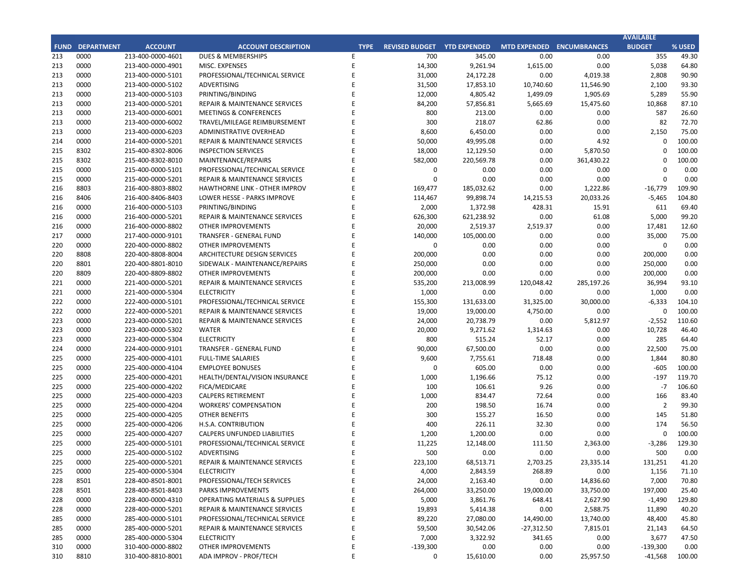| FUND | DEPARTMENT | ACCOUNT | ACCOUNT DESCRIPTION | TYPE | REVISED BUDGET | YTD EXPENDED | MTD EXPENDED | ENCUMBRANCES | AVAILABLE BUDGET | % USED |
|---|---|---|---|---|---|---|---|---|---|---|
| 213 | 0000 | 213-400-0000-4601 | DUES & MEMBERSHIPS | E | 700 | 345.00 | 0.00 | 0.00 | 355 | 49.30 |
| 213 | 0000 | 213-400-0000-4901 | MISC. EXPENSES | E | 14,300 | 9,261.94 | 1,615.00 | 0.00 | 5,038 | 64.80 |
| 213 | 0000 | 213-400-0000-5101 | PROFESSIONAL/TECHNICAL SERVICE | E | 31,000 | 24,172.28 | 0.00 | 4,019.38 | 2,808 | 90.90 |
| 213 | 0000 | 213-400-0000-5102 | ADVERTISING | E | 31,500 | 17,853.10 | 10,740.60 | 11,546.90 | 2,100 | 93.30 |
| 213 | 0000 | 213-400-0000-5103 | PRINTING/BINDING | E | 12,000 | 4,805.42 | 1,499.09 | 1,905.69 | 5,289 | 55.90 |
| 213 | 0000 | 213-400-0000-5201 | REPAIR & MAINTENANCE SERVICES | E | 84,200 | 57,856.81 | 5,665.69 | 15,475.60 | 10,868 | 87.10 |
| 213 | 0000 | 213-400-0000-6001 | MEETINGS & CONFERENCES | E | 800 | 213.00 | 0.00 | 0.00 | 587 | 26.60 |
| 213 | 0000 | 213-400-0000-6002 | TRAVEL/MILEAGE REIMBURSEMENT | E | 300 | 218.07 | 62.86 | 0.00 | 82 | 72.70 |
| 213 | 0000 | 213-400-0000-6203 | ADMINISTRATIVE OVERHEAD | E | 8,600 | 6,450.00 | 0.00 | 0.00 | 2,150 | 75.00 |
| 214 | 0000 | 214-400-0000-5201 | REPAIR & MAINTENANCE SERVICES | E | 50,000 | 49,995.08 | 0.00 | 4.92 | 0 | 100.00 |
| 215 | 8302 | 215-400-8302-8006 | INSPECTION SERVICES | E | 18,000 | 12,129.50 | 0.00 | 5,870.50 | 0 | 100.00 |
| 215 | 8302 | 215-400-8302-8010 | MAINTENANCE/REPAIRS | E | 582,000 | 220,569.78 | 0.00 | 361,430.22 | 0 | 100.00 |
| 215 | 0000 | 215-400-0000-5101 | PROFESSIONAL/TECHNICAL SERVICE | E | 0 | 0.00 | 0.00 | 0.00 | 0 | 0.00 |
| 215 | 0000 | 215-400-0000-5201 | REPAIR & MAINTENANCE SERVICES | E | 0 | 0.00 | 0.00 | 0.00 | 0 | 0.00 |
| 216 | 8803 | 216-400-8803-8802 | HAWTHORNE LINK - OTHER IMPROV | E | 169,477 | 185,032.62 | 0.00 | 1,222.86 | -16,779 | 109.90 |
| 216 | 8406 | 216-400-8406-8403 | LOWER HESSE - PARKS IMPROVE | E | 114,467 | 99,898.74 | 14,215.53 | 20,033.26 | -5,465 | 104.80 |
| 216 | 0000 | 216-400-0000-5103 | PRINTING/BINDING | E | 2,000 | 1,372.98 | 428.31 | 15.91 | 611 | 69.40 |
| 216 | 0000 | 216-400-0000-5201 | REPAIR & MAINTENANCE SERVICES | E | 626,300 | 621,238.92 | 0.00 | 61.08 | 5,000 | 99.20 |
| 216 | 0000 | 216-400-0000-8802 | OTHER IMPROVEMENTS | E | 20,000 | 2,519.37 | 2,519.37 | 0.00 | 17,481 | 12.60 |
| 217 | 0000 | 217-400-0000-9101 | TRANSFER - GENERAL FUND | E | 140,000 | 105,000.00 | 0.00 | 0.00 | 35,000 | 75.00 |
| 220 | 0000 | 220-400-0000-8802 | OTHER IMPROVEMENTS | E | 0 | 0.00 | 0.00 | 0.00 | 0 | 0.00 |
| 220 | 8808 | 220-400-8808-8004 | ARCHITECTURE DESIGN SERVICES | E | 200,000 | 0.00 | 0.00 | 0.00 | 200,000 | 0.00 |
| 220 | 8801 | 220-400-8801-8010 | SIDEWALK - MAINTENANCE/REPAIRS | E | 250,000 | 0.00 | 0.00 | 0.00 | 250,000 | 0.00 |
| 220 | 8809 | 220-400-8809-8802 | OTHER IMPROVEMENTS | E | 200,000 | 0.00 | 0.00 | 0.00 | 200,000 | 0.00 |
| 221 | 0000 | 221-400-0000-5201 | REPAIR & MAINTENANCE SERVICES | E | 535,200 | 213,008.99 | 120,048.42 | 285,197.26 | 36,994 | 93.10 |
| 221 | 0000 | 221-400-0000-5304 | ELECTRICITY | E | 1,000 | 0.00 | 0.00 | 0.00 | 1,000 | 0.00 |
| 222 | 0000 | 222-400-0000-5101 | PROFESSIONAL/TECHNICAL SERVICE | E | 155,300 | 131,633.00 | 31,325.00 | 30,000.00 | -6,333 | 104.10 |
| 222 | 0000 | 222-400-0000-5201 | REPAIR & MAINTENANCE SERVICES | E | 19,000 | 19,000.00 | 4,750.00 | 0.00 | 0 | 100.00 |
| 223 | 0000 | 223-400-0000-5201 | REPAIR & MAINTENANCE SERVICES | E | 24,000 | 20,738.79 | 0.00 | 5,812.97 | -2,552 | 110.60 |
| 223 | 0000 | 223-400-0000-5302 | WATER | E | 20,000 | 9,271.62 | 1,314.63 | 0.00 | 10,728 | 46.40 |
| 223 | 0000 | 223-400-0000-5304 | ELECTRICITY | E | 800 | 515.24 | 52.17 | 0.00 | 285 | 64.40 |
| 224 | 0000 | 224-400-0000-9101 | TRANSFER - GENERAL FUND | E | 90,000 | 67,500.00 | 0.00 | 0.00 | 22,500 | 75.00 |
| 225 | 0000 | 225-400-0000-4101 | FULL-TIME SALARIES | E | 9,600 | 7,755.61 | 718.48 | 0.00 | 1,844 | 80.80 |
| 225 | 0000 | 225-400-0000-4104 | EMPLOYEE BONUSES | E | 0 | 605.00 | 0.00 | 0.00 | -605 | 100.00 |
| 225 | 0000 | 225-400-0000-4201 | HEALTH/DENTAL/VISION INSURANCE | E | 1,000 | 1,196.66 | 75.12 | 0.00 | -197 | 119.70 |
| 225 | 0000 | 225-400-0000-4202 | FICA/MEDICARE | E | 100 | 106.61 | 9.26 | 0.00 | -7 | 106.60 |
| 225 | 0000 | 225-400-0000-4203 | CALPERS RETIREMENT | E | 1,000 | 834.47 | 72.64 | 0.00 | 166 | 83.40 |
| 225 | 0000 | 225-400-0000-4204 | WORKERS' COMPENSATION | E | 200 | 198.50 | 16.74 | 0.00 | 2 | 99.30 |
| 225 | 0000 | 225-400-0000-4205 | OTHER BENEFITS | E | 300 | 155.27 | 16.50 | 0.00 | 145 | 51.80 |
| 225 | 0000 | 225-400-0000-4206 | H.S.A. CONTRIBUTION | E | 400 | 226.11 | 32.30 | 0.00 | 174 | 56.50 |
| 225 | 0000 | 225-400-0000-4207 | CALPERS UNFUNDED LIABILITIES | E | 1,200 | 1,200.00 | 0.00 | 0.00 | 0 | 100.00 |
| 225 | 0000 | 225-400-0000-5101 | PROFESSIONAL/TECHNICAL SERVICE | E | 11,225 | 12,148.00 | 111.50 | 2,363.00 | -3,286 | 129.30 |
| 225 | 0000 | 225-400-0000-5102 | ADVERTISING | E | 500 | 0.00 | 0.00 | 0.00 | 500 | 0.00 |
| 225 | 0000 | 225-400-0000-5201 | REPAIR & MAINTENANCE SERVICES | E | 223,100 | 68,513.71 | 2,703.25 | 23,335.14 | 131,251 | 41.20 |
| 225 | 0000 | 225-400-0000-5304 | ELECTRICITY | E | 4,000 | 2,843.59 | 268.89 | 0.00 | 1,156 | 71.10 |
| 228 | 8501 | 228-400-8501-8001 | PROFESSIONAL/TECH SERVICES | E | 24,000 | 2,163.40 | 0.00 | 14,836.60 | 7,000 | 70.80 |
| 228 | 8501 | 228-400-8501-8403 | PARKS IMPROVEMENTS | E | 264,000 | 33,250.00 | 19,000.00 | 33,750.00 | 197,000 | 25.40 |
| 228 | 0000 | 228-400-0000-4310 | OPERATING MATERIALS & SUPPLIES | E | 5,000 | 3,861.76 | 648.41 | 2,627.90 | -1,490 | 129.80 |
| 228 | 0000 | 228-400-0000-5201 | REPAIR & MAINTENANCE SERVICES | E | 19,893 | 5,414.38 | 0.00 | 2,588.75 | 11,890 | 40.20 |
| 285 | 0000 | 285-400-0000-5101 | PROFESSIONAL/TECHNICAL SERVICE | E | 89,220 | 27,080.00 | 14,490.00 | 13,740.00 | 48,400 | 45.80 |
| 285 | 0000 | 285-400-0000-5201 | REPAIR & MAINTENANCE SERVICES | E | 59,500 | 30,542.06 | -27,312.50 | 7,815.01 | 21,143 | 64.50 |
| 285 | 0000 | 285-400-0000-5304 | ELECTRICITY | E | 7,000 | 3,322.92 | 341.65 | 0.00 | 3,677 | 47.50 |
| 310 | 0000 | 310-400-0000-8802 | OTHER IMPROVEMENTS | E | -139,300 | 0.00 | 0.00 | 0.00 | -139,300 | 0.00 |
| 310 | 8810 | 310-400-8810-8001 | ADA IMPROV - PROF/TECH | E | 0 | 15,610.00 | 0.00 | 25,957.50 | -41,568 | 100.00 |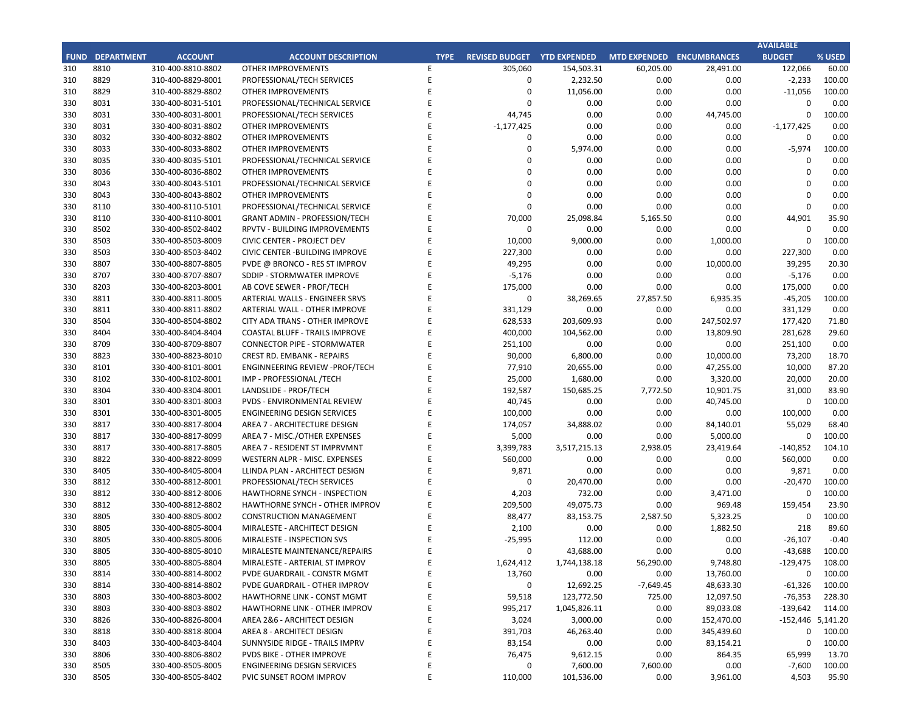| FUND | DEPARTMENT | ACCOUNT | ACCOUNT DESCRIPTION | TYPE | REVISED BUDGET | YTD EXPENDED | MTD EXPENDED | ENCUMBRANCES | AVAILABLE BUDGET | % USED |
|---|---|---|---|---|---|---|---|---|---|---|
| 310 | 8810 | 310-400-8810-8802 | OTHER IMPROVEMENTS | E | 305,060 | 154,503.31 | 60,205.00 | 28,491.00 | 122,066 | 60.00 |
| 310 | 8829 | 310-400-8829-8001 | PROFESSIONAL/TECH SERVICES | E | 0 | 2,232.50 | 0.00 | 0.00 | -2,233 | 100.00 |
| 310 | 8829 | 310-400-8829-8802 | OTHER IMPROVEMENTS | E | 0 | 11,056.00 | 0.00 | 0.00 | -11,056 | 100.00 |
| 330 | 8031 | 330-400-8031-5101 | PROFESSIONAL/TECHNICAL SERVICE | E | 0 | 0.00 | 0.00 | 0.00 | 0 | 0.00 |
| 330 | 8031 | 330-400-8031-8001 | PROFESSIONAL/TECH SERVICES | E | 44,745 | 0.00 | 0.00 | 44,745.00 | 0 | 100.00 |
| 330 | 8031 | 330-400-8031-8802 | OTHER IMPROVEMENTS | E | -1,177,425 | 0.00 | 0.00 | 0.00 | -1,177,425 | 0.00 |
| 330 | 8032 | 330-400-8032-8802 | OTHER IMPROVEMENTS | E | 0 | 0.00 | 0.00 | 0.00 | 0 | 0.00 |
| 330 | 8033 | 330-400-8033-8802 | OTHER IMPROVEMENTS | E | 0 | 5,974.00 | 0.00 | 0.00 | -5,974 | 100.00 |
| 330 | 8035 | 330-400-8035-5101 | PROFESSIONAL/TECHNICAL SERVICE | E | 0 | 0.00 | 0.00 | 0.00 | 0 | 0.00 |
| 330 | 8036 | 330-400-8036-8802 | OTHER IMPROVEMENTS | E | 0 | 0.00 | 0.00 | 0.00 | 0 | 0.00 |
| 330 | 8043 | 330-400-8043-5101 | PROFESSIONAL/TECHNICAL SERVICE | E | 0 | 0.00 | 0.00 | 0.00 | 0 | 0.00 |
| 330 | 8043 | 330-400-8043-8802 | OTHER IMPROVEMENTS | E | 0 | 0.00 | 0.00 | 0.00 | 0 | 0.00 |
| 330 | 8110 | 330-400-8110-5101 | PROFESSIONAL/TECHNICAL SERVICE | E | 0 | 0.00 | 0.00 | 0.00 | 0 | 0.00 |
| 330 | 8110 | 330-400-8110-8001 | GRANT ADMIN - PROFESSION/TECH | E | 70,000 | 25,098.84 | 5,165.50 | 0.00 | 44,901 | 35.90 |
| 330 | 8502 | 330-400-8502-8402 | RPVTV - BUILDING IMPROVEMENTS | E | 0 | 0.00 | 0.00 | 0.00 | 0 | 0.00 |
| 330 | 8503 | 330-400-8503-8009 | CIVIC CENTER - PROJECT DEV | E | 10,000 | 9,000.00 | 0.00 | 1,000.00 | 0 | 100.00 |
| 330 | 8503 | 330-400-8503-8402 | CIVIC CENTER -BUILDING IMPROVE | E | 227,300 | 0.00 | 0.00 | 0.00 | 227,300 | 0.00 |
| 330 | 8807 | 330-400-8807-8805 | PVDE @ BRONCO - RES ST IMPROV | E | 49,295 | 0.00 | 0.00 | 10,000.00 | 39,295 | 20.30 |
| 330 | 8707 | 330-400-8707-8807 | SDDIP - STORMWATER IMPROVE | E | -5,176 | 0.00 | 0.00 | 0.00 | -5,176 | 0.00 |
| 330 | 8203 | 330-400-8203-8001 | AB COVE SEWER - PROF/TECH | E | 175,000 | 0.00 | 0.00 | 0.00 | 175,000 | 0.00 |
| 330 | 8811 | 330-400-8811-8005 | ARTERIAL WALLS - ENGINEER SRVS | E | 0 | 38,269.65 | 27,857.50 | 6,935.35 | -45,205 | 100.00 |
| 330 | 8811 | 330-400-8811-8802 | ARTERIAL WALL - OTHER IMPROVE | E | 331,129 | 0.00 | 0.00 | 0.00 | 331,129 | 0.00 |
| 330 | 8504 | 330-400-8504-8802 | CITY ADA TRANS - OTHER IMPROVE | E | 628,533 | 203,609.93 | 0.00 | 247,502.97 | 177,420 | 71.80 |
| 330 | 8404 | 330-400-8404-8404 | COASTAL BLUFF - TRAILS IMPROVE | E | 400,000 | 104,562.00 | 0.00 | 13,809.90 | 281,628 | 29.60 |
| 330 | 8709 | 330-400-8709-8807 | CONNECTOR PIPE - STORMWATER | E | 251,100 | 0.00 | 0.00 | 0.00 | 251,100 | 0.00 |
| 330 | 8823 | 330-400-8823-8010 | CREST RD. EMBANK - REPAIRS | E | 90,000 | 6,800.00 | 0.00 | 10,000.00 | 73,200 | 18.70 |
| 330 | 8101 | 330-400-8101-8001 | ENGINNEERING REVIEW -PROF/TECH | E | 77,910 | 20,655.00 | 0.00 | 47,255.00 | 10,000 | 87.20 |
| 330 | 8102 | 330-400-8102-8001 | IMP - PROFESSIONAL /TECH | E | 25,000 | 1,680.00 | 0.00 | 3,320.00 | 20,000 | 20.00 |
| 330 | 8304 | 330-400-8304-8001 | LANDSLIDE - PROF/TECH | E | 192,587 | 150,685.25 | 7,772.50 | 10,901.75 | 31,000 | 83.90 |
| 330 | 8301 | 330-400-8301-8003 | PVDS - ENVIRONMENTAL REVIEW | E | 40,745 | 0.00 | 0.00 | 40,745.00 | 0 | 100.00 |
| 330 | 8301 | 330-400-8301-8005 | ENGINEERING DESIGN SERVICES | E | 100,000 | 0.00 | 0.00 | 0.00 | 100,000 | 0.00 |
| 330 | 8817 | 330-400-8817-8004 | AREA 7 - ARCHITECTURE DESIGN | E | 174,057 | 34,888.02 | 0.00 | 84,140.01 | 55,029 | 68.40 |
| 330 | 8817 | 330-400-8817-8099 | AREA 7 - MISC./OTHER EXPENSES | E | 5,000 | 0.00 | 0.00 | 5,000.00 | 0 | 100.00 |
| 330 | 8817 | 330-400-8817-8805 | AREA 7 - RESIDENT ST IMPRVMNT | E | 3,399,783 | 3,517,215.13 | 2,938.05 | 23,419.64 | -140,852 | 104.10 |
| 330 | 8822 | 330-400-8822-8099 | WESTERN ALPR - MISC. EXPENSES | E | 560,000 | 0.00 | 0.00 | 0.00 | 560,000 | 0.00 |
| 330 | 8405 | 330-400-8405-8004 | LLINDA PLAN - ARCHITECT DESIGN | E | 9,871 | 0.00 | 0.00 | 0.00 | 9,871 | 0.00 |
| 330 | 8812 | 330-400-8812-8001 | PROFESSIONAL/TECH SERVICES | E | 0 | 20,470.00 | 0.00 | 0.00 | -20,470 | 100.00 |
| 330 | 8812 | 330-400-8812-8006 | HAWTHORNE SYNCH - INSPECTION | E | 4,203 | 732.00 | 0.00 | 3,471.00 | 0 | 100.00 |
| 330 | 8812 | 330-400-8812-8802 | HAWTHORNE SYNCH - OTHER IMPROV | E | 209,500 | 49,075.73 | 0.00 | 969.48 | 159,454 | 23.90 |
| 330 | 8805 | 330-400-8805-8002 | CONSTRUCTION MANAGEMENT | E | 88,477 | 83,153.75 | 2,587.50 | 5,323.25 | 0 | 100.00 |
| 330 | 8805 | 330-400-8805-8004 | MIRALESTE - ARCHITECT DESIGN | E | 2,100 | 0.00 | 0.00 | 1,882.50 | 218 | 89.60 |
| 330 | 8805 | 330-400-8805-8006 | MIRALESTE - INSPECTION SVS | E | -25,995 | 112.00 | 0.00 | 0.00 | -26,107 | -0.40 |
| 330 | 8805 | 330-400-8805-8010 | MIRALESTE MAINTENANCE/REPAIRS | E | 0 | 43,688.00 | 0.00 | 0.00 | -43,688 | 100.00 |
| 330 | 8805 | 330-400-8805-8804 | MIRALESTE - ARTERIAL ST IMPROV | E | 1,624,412 | 1,744,138.18 | 56,290.00 | 9,748.80 | -129,475 | 108.00 |
| 330 | 8814 | 330-400-8814-8002 | PVDE GUARDRAIL - CONSTR MGMT | E | 13,760 | 0.00 | 0.00 | 13,760.00 | 0 | 100.00 |
| 330 | 8814 | 330-400-8814-8802 | PVDE GUARDRAIL - OTHER IMPROV | E | 0 | 12,692.25 | -7,649.45 | 48,633.30 | -61,326 | 100.00 |
| 330 | 8803 | 330-400-8803-8002 | HAWTHORNE LINK - CONST MGMT | E | 59,518 | 123,772.50 | 725.00 | 12,097.50 | -76,353 | 228.30 |
| 330 | 8803 | 330-400-8803-8802 | HAWTHORNE LINK - OTHER IMPROV | E | 995,217 | 1,045,826.11 | 0.00 | 89,033.08 | -139,642 | 114.00 |
| 330 | 8826 | 330-400-8826-8004 | AREA 2&6 - ARCHITECT DESIGN | E | 3,024 | 3,000.00 | 0.00 | 152,470.00 | -152,446 | 5,141.20 |
| 330 | 8818 | 330-400-8818-8004 | AREA 8 - ARCHITECT DESIGN | E | 391,703 | 46,263.40 | 0.00 | 345,439.60 | 0 | 100.00 |
| 330 | 8403 | 330-400-8403-8404 | SUNNYSIDE RIDGE - TRAILS IMPRV | E | 83,154 | 0.00 | 0.00 | 83,154.21 | 0 | 100.00 |
| 330 | 8806 | 330-400-8806-8802 | PVDS BIKE - OTHER IMPROVE | E | 76,475 | 9,612.15 | 0.00 | 864.35 | 65,999 | 13.70 |
| 330 | 8505 | 330-400-8505-8005 | ENGINEERING DESIGN SERVICES | E | 0 | 7,600.00 | 7,600.00 | 0.00 | -7,600 | 100.00 |
| 330 | 8505 | 330-400-8505-8402 | PVIC SUNSET ROOM IMPROV | E | 110,000 | 101,536.00 | 0.00 | 3,961.00 | 4,503 | 95.90 |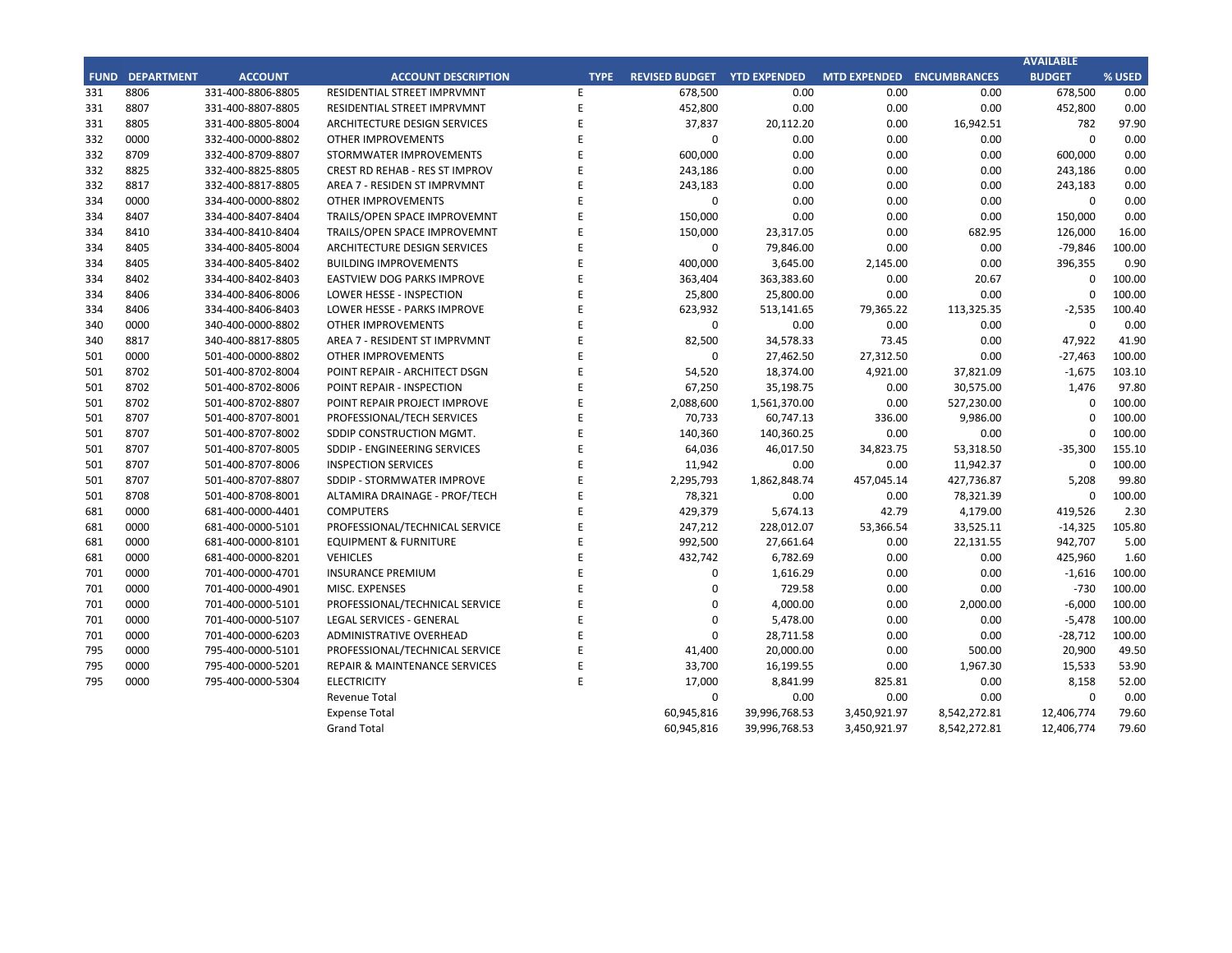| FUND | DEPARTMENT | ACCOUNT | ACCOUNT DESCRIPTION | TYPE | REVISED BUDGET | YTD EXPENDED | MTD EXPENDED | ENCUMBRANCES | AVAILABLE BUDGET | % USED |
|---|---|---|---|---|---|---|---|---|---|---|
| 331 | 8806 | 331-400-8806-8805 | RESIDENTIAL STREET IMPRVMNT | E | 678,500 | 0.00 | 0.00 | 0.00 | 678,500 | 0.00 |
| 331 | 8807 | 331-400-8807-8805 | RESIDENTIAL STREET IMPRVMNT | E | 452,800 | 0.00 | 0.00 | 0.00 | 452,800 | 0.00 |
| 331 | 8805 | 331-400-8805-8004 | ARCHITECTURE DESIGN SERVICES | E | 37,837 | 20,112.20 | 0.00 | 16,942.51 | 782 | 97.90 |
| 332 | 0000 | 332-400-0000-8802 | OTHER IMPROVEMENTS | E | 0 | 0.00 | 0.00 | 0.00 | 0 | 0.00 |
| 332 | 8709 | 332-400-8709-8807 | STORMWATER IMPROVEMENTS | E | 600,000 | 0.00 | 0.00 | 0.00 | 600,000 | 0.00 |
| 332 | 8825 | 332-400-8825-8805 | CREST RD REHAB - RES ST IMPROV | E | 243,186 | 0.00 | 0.00 | 0.00 | 243,186 | 0.00 |
| 332 | 8817 | 332-400-8817-8805 | AREA 7 - RESIDEN ST IMPRVMNT | E | 243,183 | 0.00 | 0.00 | 0.00 | 243,183 | 0.00 |
| 334 | 0000 | 334-400-0000-8802 | OTHER IMPROVEMENTS | E | 0 | 0.00 | 0.00 | 0.00 | 0 | 0.00 |
| 334 | 8407 | 334-400-8407-8404 | TRAILS/OPEN SPACE IMPROVEMNT | E | 150,000 | 0.00 | 0.00 | 0.00 | 150,000 | 0.00 |
| 334 | 8410 | 334-400-8410-8404 | TRAILS/OPEN SPACE IMPROVEMNT | E | 150,000 | 23,317.05 | 0.00 | 682.95 | 126,000 | 16.00 |
| 334 | 8405 | 334-400-8405-8004 | ARCHITECTURE DESIGN SERVICES | E | 0 | 79,846.00 | 0.00 | 0.00 | -79,846 | 100.00 |
| 334 | 8405 | 334-400-8405-8402 | BUILDING IMPROVEMENTS | E | 400,000 | 3,645.00 | 2,145.00 | 0.00 | 396,355 | 0.90 |
| 334 | 8402 | 334-400-8402-8403 | EASTVIEW DOG PARKS IMPROVE | E | 363,404 | 363,383.60 | 0.00 | 20.67 | 0 | 100.00 |
| 334 | 8406 | 334-400-8406-8006 | LOWER HESSE - INSPECTION | E | 25,800 | 25,800.00 | 0.00 | 0.00 | 0 | 100.00 |
| 334 | 8406 | 334-400-8406-8403 | LOWER HESSE - PARKS IMPROVE | E | 623,932 | 513,141.65 | 79,365.22 | 113,325.35 | -2,535 | 100.40 |
| 340 | 0000 | 340-400-0000-8802 | OTHER IMPROVEMENTS | E | 0 | 0.00 | 0.00 | 0.00 | 0 | 0.00 |
| 340 | 8817 | 340-400-8817-8805 | AREA 7 - RESIDENT ST IMPRVMNT | E | 82,500 | 34,578.33 | 73.45 | 0.00 | 47,922 | 41.90 |
| 501 | 0000 | 501-400-0000-8802 | OTHER IMPROVEMENTS | E | 0 | 27,462.50 | 27,312.50 | 0.00 | -27,463 | 100.00 |
| 501 | 8702 | 501-400-8702-8004 | POINT REPAIR - ARCHITECT DSGN | E | 54,520 | 18,374.00 | 4,921.00 | 37,821.09 | -1,675 | 103.10 |
| 501 | 8702 | 501-400-8702-8006 | POINT REPAIR - INSPECTION | E | 67,250 | 35,198.75 | 0.00 | 30,575.00 | 1,476 | 97.80 |
| 501 | 8702 | 501-400-8702-8807 | POINT REPAIR PROJECT IMPROVE | E | 2,088,600 | 1,561,370.00 | 0.00 | 527,230.00 | 0 | 100.00 |
| 501 | 8707 | 501-400-8707-8001 | PROFESSIONAL/TECH SERVICES | E | 70,733 | 60,747.13 | 336.00 | 9,986.00 | 0 | 100.00 |
| 501 | 8707 | 501-400-8707-8002 | SDDIP CONSTRUCTION MGMT. | E | 140,360 | 140,360.25 | 0.00 | 0.00 | 0 | 100.00 |
| 501 | 8707 | 501-400-8707-8005 | SDDIP - ENGINEERING SERVICES | E | 64,036 | 46,017.50 | 34,823.75 | 53,318.50 | -35,300 | 155.10 |
| 501 | 8707 | 501-400-8707-8006 | INSPECTION SERVICES | E | 11,942 | 0.00 | 0.00 | 11,942.37 | 0 | 100.00 |
| 501 | 8707 | 501-400-8707-8807 | SDDIP - STORMWATER IMPROVE | E | 2,295,793 | 1,862,848.74 | 457,045.14 | 427,736.87 | 5,208 | 99.80 |
| 501 | 8708 | 501-400-8708-8001 | ALTAMIRA DRAINAGE - PROF/TECH | E | 78,321 | 0.00 | 0.00 | 78,321.39 | 0 | 100.00 |
| 681 | 0000 | 681-400-0000-4401 | COMPUTERS | E | 429,379 | 5,674.13 | 42.79 | 4,179.00 | 419,526 | 2.30 |
| 681 | 0000 | 681-400-0000-5101 | PROFESSIONAL/TECHNICAL SERVICE | E | 247,212 | 228,012.07 | 53,366.54 | 33,525.11 | -14,325 | 105.80 |
| 681 | 0000 | 681-400-0000-8101 | EQUIPMENT & FURNITURE | E | 992,500 | 27,661.64 | 0.00 | 22,131.55 | 942,707 | 5.00 |
| 681 | 0000 | 681-400-0000-8201 | VEHICLES | E | 432,742 | 6,782.69 | 0.00 | 0.00 | 425,960 | 1.60 |
| 701 | 0000 | 701-400-0000-4701 | INSURANCE PREMIUM | E | 0 | 1,616.29 | 0.00 | 0.00 | -1,616 | 100.00 |
| 701 | 0000 | 701-400-0000-4901 | MISC. EXPENSES | E | 0 | 729.58 | 0.00 | 0.00 | -730 | 100.00 |
| 701 | 0000 | 701-400-0000-5101 | PROFESSIONAL/TECHNICAL SERVICE | E | 0 | 4,000.00 | 0.00 | 2,000.00 | -6,000 | 100.00 |
| 701 | 0000 | 701-400-0000-5107 | LEGAL SERVICES - GENERAL | E | 0 | 5,478.00 | 0.00 | 0.00 | -5,478 | 100.00 |
| 701 | 0000 | 701-400-0000-6203 | ADMINISTRATIVE OVERHEAD | E | 0 | 28,711.58 | 0.00 | 0.00 | -28,712 | 100.00 |
| 795 | 0000 | 795-400-0000-5101 | PROFESSIONAL/TECHNICAL SERVICE | E | 41,400 | 20,000.00 | 0.00 | 500.00 | 20,900 | 49.50 |
| 795 | 0000 | 795-400-0000-5201 | REPAIR & MAINTENANCE SERVICES | E | 33,700 | 16,199.55 | 0.00 | 1,967.30 | 15,533 | 53.90 |
| 795 | 0000 | 795-400-0000-5304 | ELECTRICITY | E | 17,000 | 8,841.99 | 825.81 | 0.00 | 8,158 | 52.00 |
| | | | Revenue Total | | 0 | 0.00 | 0.00 | 0.00 | 0 | 0.00 |
| | | | Expense Total | | 60,945,816 | 39,996,768.53 | 3,450,921.97 | 8,542,272.81 | 12,406,774 | 79.60 |
| | | | Grand Total | | 60,945,816 | 39,996,768.53 | 3,450,921.97 | 8,542,272.81 | 12,406,774 | 79.60 |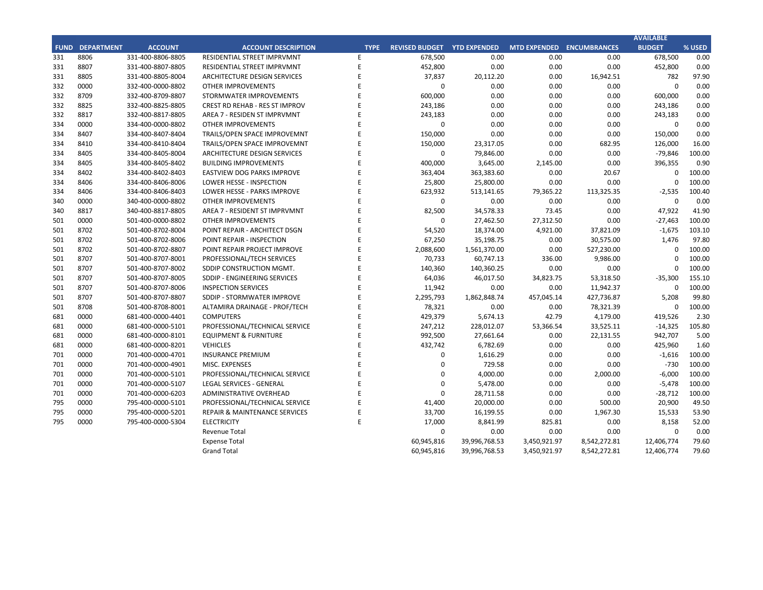| FUND | DEPARTMENT | ACCOUNT | ACCOUNT DESCRIPTION | TYPE | REVISED BUDGET | YTD EXPENDED | MTD EXPENDED | ENCUMBRANCES | AVAILABLE BUDGET | % USED |
|---|---|---|---|---|---|---|---|---|---|---|
| 331 | 8806 | 331-400-8806-8805 | RESIDENTIAL STREET IMPRVMNT | E | 678,500 | 0.00 | 0.00 | 0.00 | 678,500 | 0.00 |
| 331 | 8807 | 331-400-8807-8805 | RESIDENTIAL STREET IMPRVMNT | E | 452,800 | 0.00 | 0.00 | 0.00 | 452,800 | 0.00 |
| 331 | 8805 | 331-400-8805-8004 | ARCHITECTURE DESIGN SERVICES | E | 37,837 | 20,112.20 | 0.00 | 16,942.51 | 782 | 97.90 |
| 332 | 0000 | 332-400-0000-8802 | OTHER IMPROVEMENTS | E | 0 | 0.00 | 0.00 | 0.00 | 0 | 0.00 |
| 332 | 8709 | 332-400-8709-8807 | STORMWATER IMPROVEMENTS | E | 600,000 | 0.00 | 0.00 | 0.00 | 600,000 | 0.00 |
| 332 | 8825 | 332-400-8825-8805 | CREST RD REHAB - RES ST IMPROV | E | 243,186 | 0.00 | 0.00 | 0.00 | 243,186 | 0.00 |
| 332 | 8817 | 332-400-8817-8805 | AREA 7 - RESIDEN ST IMPRVMNT | E | 243,183 | 0.00 | 0.00 | 0.00 | 243,183 | 0.00 |
| 334 | 0000 | 334-400-0000-8802 | OTHER IMPROVEMENTS | E | 0 | 0.00 | 0.00 | 0.00 | 0 | 0.00 |
| 334 | 8407 | 334-400-8407-8404 | TRAILS/OPEN SPACE IMPROVEMNT | E | 150,000 | 0.00 | 0.00 | 0.00 | 150,000 | 0.00 |
| 334 | 8410 | 334-400-8410-8404 | TRAILS/OPEN SPACE IMPROVEMNT | E | 150,000 | 23,317.05 | 0.00 | 682.95 | 126,000 | 16.00 |
| 334 | 8405 | 334-400-8405-8004 | ARCHITECTURE DESIGN SERVICES | E | 0 | 79,846.00 | 0.00 | 0.00 | -79,846 | 100.00 |
| 334 | 8405 | 334-400-8405-8402 | BUILDING IMPROVEMENTS | E | 400,000 | 3,645.00 | 2,145.00 | 0.00 | 396,355 | 0.90 |
| 334 | 8402 | 334-400-8402-8403 | EASTVIEW DOG PARKS IMPROVE | E | 363,404 | 363,383.60 | 0.00 | 20.67 | 0 | 100.00 |
| 334 | 8406 | 334-400-8406-8006 | LOWER HESSE - INSPECTION | E | 25,800 | 25,800.00 | 0.00 | 0.00 | 0 | 100.00 |
| 334 | 8406 | 334-400-8406-8403 | LOWER HESSE - PARKS IMPROVE | E | 623,932 | 513,141.65 | 79,365.22 | 113,325.35 | -2,535 | 100.40 |
| 340 | 0000 | 340-400-0000-8802 | OTHER IMPROVEMENTS | E | 0 | 0.00 | 0.00 | 0.00 | 0 | 0.00 |
| 340 | 8817 | 340-400-8817-8805 | AREA 7 - RESIDENT ST IMPRVMNT | E | 82,500 | 34,578.33 | 73.45 | 0.00 | 47,922 | 41.90 |
| 501 | 0000 | 501-400-0000-8802 | OTHER IMPROVEMENTS | E | 0 | 27,462.50 | 27,312.50 | 0.00 | -27,463 | 100.00 |
| 501 | 8702 | 501-400-8702-8004 | POINT REPAIR - ARCHITECT DSGN | E | 54,520 | 18,374.00 | 4,921.00 | 37,821.09 | -1,675 | 103.10 |
| 501 | 8702 | 501-400-8702-8006 | POINT REPAIR - INSPECTION | E | 67,250 | 35,198.75 | 0.00 | 30,575.00 | 1,476 | 97.80 |
| 501 | 8702 | 501-400-8702-8807 | POINT REPAIR PROJECT IMPROVE | E | 2,088,600 | 1,561,370.00 | 0.00 | 527,230.00 | 0 | 100.00 |
| 501 | 8707 | 501-400-8707-8001 | PROFESSIONAL/TECH SERVICES | E | 70,733 | 60,747.13 | 336.00 | 9,986.00 | 0 | 100.00 |
| 501 | 8707 | 501-400-8707-8002 | SDDIP CONSTRUCTION MGMT. | E | 140,360 | 140,360.25 | 0.00 | 0.00 | 0 | 100.00 |
| 501 | 8707 | 501-400-8707-8005 | SDDIP - ENGINEERING SERVICES | E | 64,036 | 46,017.50 | 34,823.75 | 53,318.50 | -35,300 | 155.10 |
| 501 | 8707 | 501-400-8707-8006 | INSPECTION SERVICES | E | 11,942 | 0.00 | 0.00 | 11,942.37 | 0 | 100.00 |
| 501 | 8707 | 501-400-8707-8807 | SDDIP - STORMWATER IMPROVE | E | 2,295,793 | 1,862,848.74 | 457,045.14 | 427,736.87 | 5,208 | 99.80 |
| 501 | 8708 | 501-400-8708-8001 | ALTAMIRA DRAINAGE - PROF/TECH | E | 78,321 | 0.00 | 0.00 | 78,321.39 | 0 | 100.00 |
| 681 | 0000 | 681-400-0000-4401 | COMPUTERS | E | 429,379 | 5,674.13 | 42.79 | 4,179.00 | 419,526 | 2.30 |
| 681 | 0000 | 681-400-0000-5101 | PROFESSIONAL/TECHNICAL SERVICE | E | 247,212 | 228,012.07 | 53,366.54 | 33,525.11 | -14,325 | 105.80 |
| 681 | 0000 | 681-400-0000-8101 | EQUIPMENT & FURNITURE | E | 992,500 | 27,661.64 | 0.00 | 22,131.55 | 942,707 | 5.00 |
| 681 | 0000 | 681-400-0000-8201 | VEHICLES | E | 432,742 | 6,782.69 | 0.00 | 0.00 | 425,960 | 1.60 |
| 701 | 0000 | 701-400-0000-4701 | INSURANCE PREMIUM | E | 0 | 1,616.29 | 0.00 | 0.00 | -1,616 | 100.00 |
| 701 | 0000 | 701-400-0000-4901 | MISC. EXPENSES | E | 0 | 729.58 | 0.00 | 0.00 | -730 | 100.00 |
| 701 | 0000 | 701-400-0000-5101 | PROFESSIONAL/TECHNICAL SERVICE | E | 0 | 4,000.00 | 0.00 | 2,000.00 | -6,000 | 100.00 |
| 701 | 0000 | 701-400-0000-5107 | LEGAL SERVICES - GENERAL | E | 0 | 5,478.00 | 0.00 | 0.00 | -5,478 | 100.00 |
| 701 | 0000 | 701-400-0000-6203 | ADMINISTRATIVE OVERHEAD | E | 0 | 28,711.58 | 0.00 | 0.00 | -28,712 | 100.00 |
| 795 | 0000 | 795-400-0000-5101 | PROFESSIONAL/TECHNICAL SERVICE | E | 41,400 | 20,000.00 | 0.00 | 500.00 | 20,900 | 49.50 |
| 795 | 0000 | 795-400-0000-5201 | REPAIR & MAINTENANCE SERVICES | E | 33,700 | 16,199.55 | 0.00 | 1,967.30 | 15,533 | 53.90 |
| 795 | 0000 | 795-400-0000-5304 | ELECTRICITY | E | 17,000 | 8,841.99 | 825.81 | 0.00 | 8,158 | 52.00 |
| | | | Revenue Total | | 0 | 0.00 | 0.00 | 0.00 | 0 | 0.00 |
| | | | Expense Total | | 60,945,816 | 39,996,768.53 | 3,450,921.97 | 8,542,272.81 | 12,406,774 | 79.60 |
| | | | Grand Total | | 60,945,816 | 39,996,768.53 | 3,450,921.97 | 8,542,272.81 | 12,406,774 | 79.60 |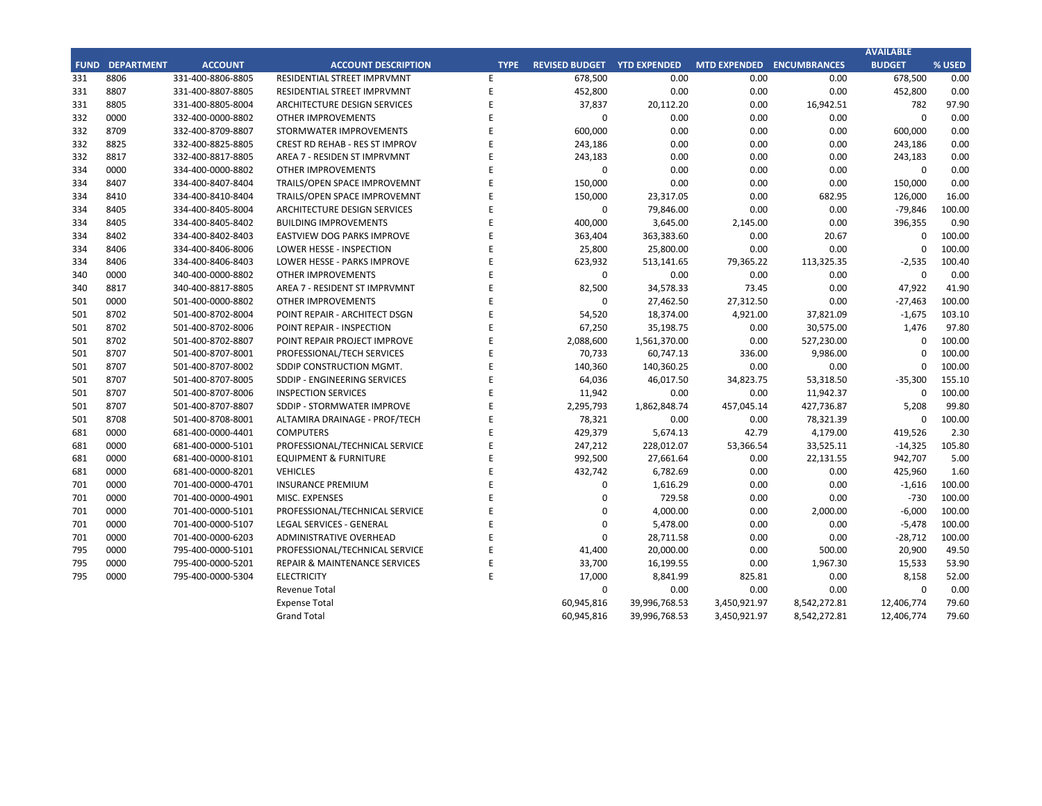| FUND | DEPARTMENT | ACCOUNT | ACCOUNT DESCRIPTION | TYPE | REVISED BUDGET | YTD EXPENDED | MTD EXPENDED | ENCUMBRANCES | AVAILABLE BUDGET | % USED |
|---|---|---|---|---|---|---|---|---|---|---|
| 331 | 8806 | 331-400-8806-8805 | RESIDENTIAL STREET IMPRVMNT | E | 678,500 | 0.00 | 0.00 | 0.00 | 678,500 | 0.00 |
| 331 | 8807 | 331-400-8807-8805 | RESIDENTIAL STREET IMPRVMNT | E | 452,800 | 0.00 | 0.00 | 0.00 | 452,800 | 0.00 |
| 331 | 8805 | 331-400-8805-8004 | ARCHITECTURE DESIGN SERVICES | E | 37,837 | 20,112.20 | 0.00 | 16,942.51 | 782 | 97.90 |
| 332 | 0000 | 332-400-0000-8802 | OTHER IMPROVEMENTS | E | 0 | 0.00 | 0.00 | 0.00 | 0 | 0.00 |
| 332 | 8709 | 332-400-8709-8807 | STORMWATER IMPROVEMENTS | E | 600,000 | 0.00 | 0.00 | 0.00 | 600,000 | 0.00 |
| 332 | 8825 | 332-400-8825-8805 | CREST RD REHAB - RES ST IMPROV | E | 243,186 | 0.00 | 0.00 | 0.00 | 243,186 | 0.00 |
| 332 | 8817 | 332-400-8817-8805 | AREA 7 - RESIDEN ST IMPRVMNT | E | 243,183 | 0.00 | 0.00 | 0.00 | 243,183 | 0.00 |
| 334 | 0000 | 334-400-0000-8802 | OTHER IMPROVEMENTS | E | 0 | 0.00 | 0.00 | 0.00 | 0 | 0.00 |
| 334 | 8407 | 334-400-8407-8404 | TRAILS/OPEN SPACE IMPROVEMNT | E | 150,000 | 0.00 | 0.00 | 0.00 | 150,000 | 0.00 |
| 334 | 8410 | 334-400-8410-8404 | TRAILS/OPEN SPACE IMPROVEMNT | E | 150,000 | 23,317.05 | 0.00 | 682.95 | 126,000 | 16.00 |
| 334 | 8405 | 334-400-8405-8004 | ARCHITECTURE DESIGN SERVICES | E | 0 | 79,846.00 | 0.00 | 0.00 | -79,846 | 100.00 |
| 334 | 8405 | 334-400-8405-8402 | BUILDING IMPROVEMENTS | E | 400,000 | 3,645.00 | 2,145.00 | 0.00 | 396,355 | 0.90 |
| 334 | 8402 | 334-400-8402-8403 | EASTVIEW DOG PARKS IMPROVE | E | 363,404 | 363,383.60 | 0.00 | 20.67 | 0 | 100.00 |
| 334 | 8406 | 334-400-8406-8006 | LOWER HESSE - INSPECTION | E | 25,800 | 25,800.00 | 0.00 | 0.00 | 0 | 100.00 |
| 334 | 8406 | 334-400-8406-8403 | LOWER HESSE - PARKS IMPROVE | E | 623,932 | 513,141.65 | 79,365.22 | 113,325.35 | -2,535 | 100.40 |
| 340 | 0000 | 340-400-0000-8802 | OTHER IMPROVEMENTS | E | 0 | 0.00 | 0.00 | 0.00 | 0 | 0.00 |
| 340 | 8817 | 340-400-8817-8805 | AREA 7 - RESIDENT ST IMPRVMNT | E | 82,500 | 34,578.33 | 73.45 | 0.00 | 47,922 | 41.90 |
| 501 | 0000 | 501-400-0000-8802 | OTHER IMPROVEMENTS | E | 0 | 27,462.50 | 27,312.50 | 0.00 | -27,463 | 100.00 |
| 501 | 8702 | 501-400-8702-8004 | POINT REPAIR - ARCHITECT DSGN | E | 54,520 | 18,374.00 | 4,921.00 | 37,821.09 | -1,675 | 103.10 |
| 501 | 8702 | 501-400-8702-8006 | POINT REPAIR - INSPECTION | E | 67,250 | 35,198.75 | 0.00 | 30,575.00 | 1,476 | 97.80 |
| 501 | 8702 | 501-400-8702-8807 | POINT REPAIR PROJECT IMPROVE | E | 2,088,600 | 1,561,370.00 | 0.00 | 527,230.00 | 0 | 100.00 |
| 501 | 8707 | 501-400-8707-8001 | PROFESSIONAL/TECH SERVICES | E | 70,733 | 60,747.13 | 336.00 | 9,986.00 | 0 | 100.00 |
| 501 | 8707 | 501-400-8707-8002 | SDDIP CONSTRUCTION MGMT. | E | 140,360 | 140,360.25 | 0.00 | 0.00 | 0 | 100.00 |
| 501 | 8707 | 501-400-8707-8005 | SDDIP - ENGINEERING SERVICES | E | 64,036 | 46,017.50 | 34,823.75 | 53,318.50 | -35,300 | 155.10 |
| 501 | 8707 | 501-400-8707-8006 | INSPECTION SERVICES | E | 11,942 | 0.00 | 0.00 | 11,942.37 | 0 | 100.00 |
| 501 | 8707 | 501-400-8707-8807 | SDDIP - STORMWATER IMPROVE | E | 2,295,793 | 1,862,848.74 | 457,045.14 | 427,736.87 | 5,208 | 99.80 |
| 501 | 8708 | 501-400-8708-8001 | ALTAMIRA DRAINAGE - PROF/TECH | E | 78,321 | 0.00 | 0.00 | 78,321.39 | 0 | 100.00 |
| 681 | 0000 | 681-400-0000-4401 | COMPUTERS | E | 429,379 | 5,674.13 | 42.79 | 4,179.00 | 419,526 | 2.30 |
| 681 | 0000 | 681-400-0000-5101 | PROFESSIONAL/TECHNICAL SERVICE | E | 247,212 | 228,012.07 | 53,366.54 | 33,525.11 | -14,325 | 105.80 |
| 681 | 0000 | 681-400-0000-8101 | EQUIPMENT & FURNITURE | E | 992,500 | 27,661.64 | 0.00 | 22,131.55 | 942,707 | 5.00 |
| 681 | 0000 | 681-400-0000-8201 | VEHICLES | E | 432,742 | 6,782.69 | 0.00 | 0.00 | 425,960 | 1.60 |
| 701 | 0000 | 701-400-0000-4701 | INSURANCE PREMIUM | E | 0 | 1,616.29 | 0.00 | 0.00 | -1,616 | 100.00 |
| 701 | 0000 | 701-400-0000-4901 | MISC. EXPENSES | E | 0 | 729.58 | 0.00 | 0.00 | -730 | 100.00 |
| 701 | 0000 | 701-400-0000-5101 | PROFESSIONAL/TECHNICAL SERVICE | E | 0 | 4,000.00 | 0.00 | 2,000.00 | -6,000 | 100.00 |
| 701 | 0000 | 701-400-0000-5107 | LEGAL SERVICES - GENERAL | E | 0 | 5,478.00 | 0.00 | 0.00 | -5,478 | 100.00 |
| 701 | 0000 | 701-400-0000-6203 | ADMINISTRATIVE OVERHEAD | E | 0 | 28,711.58 | 0.00 | 0.00 | -28,712 | 100.00 |
| 795 | 0000 | 795-400-0000-5101 | PROFESSIONAL/TECHNICAL SERVICE | E | 41,400 | 20,000.00 | 0.00 | 500.00 | 20,900 | 49.50 |
| 795 | 0000 | 795-400-0000-5201 | REPAIR & MAINTENANCE SERVICES | E | 33,700 | 16,199.55 | 0.00 | 1,967.30 | 15,533 | 53.90 |
| 795 | 0000 | 795-400-0000-5304 | ELECTRICITY | E | 17,000 | 8,841.99 | 825.81 | 0.00 | 8,158 | 52.00 |
| | | | Revenue Total | | 0 | 0.00 | 0.00 | 0.00 | 0 | 0.00 |
| | | | Expense Total | | 60,945,816 | 39,996,768.53 | 3,450,921.97 | 8,542,272.81 | 12,406,774 | 79.60 |
| | | | Grand Total | | 60,945,816 | 39,996,768.53 | 3,450,921.97 | 8,542,272.81 | 12,406,774 | 79.60 |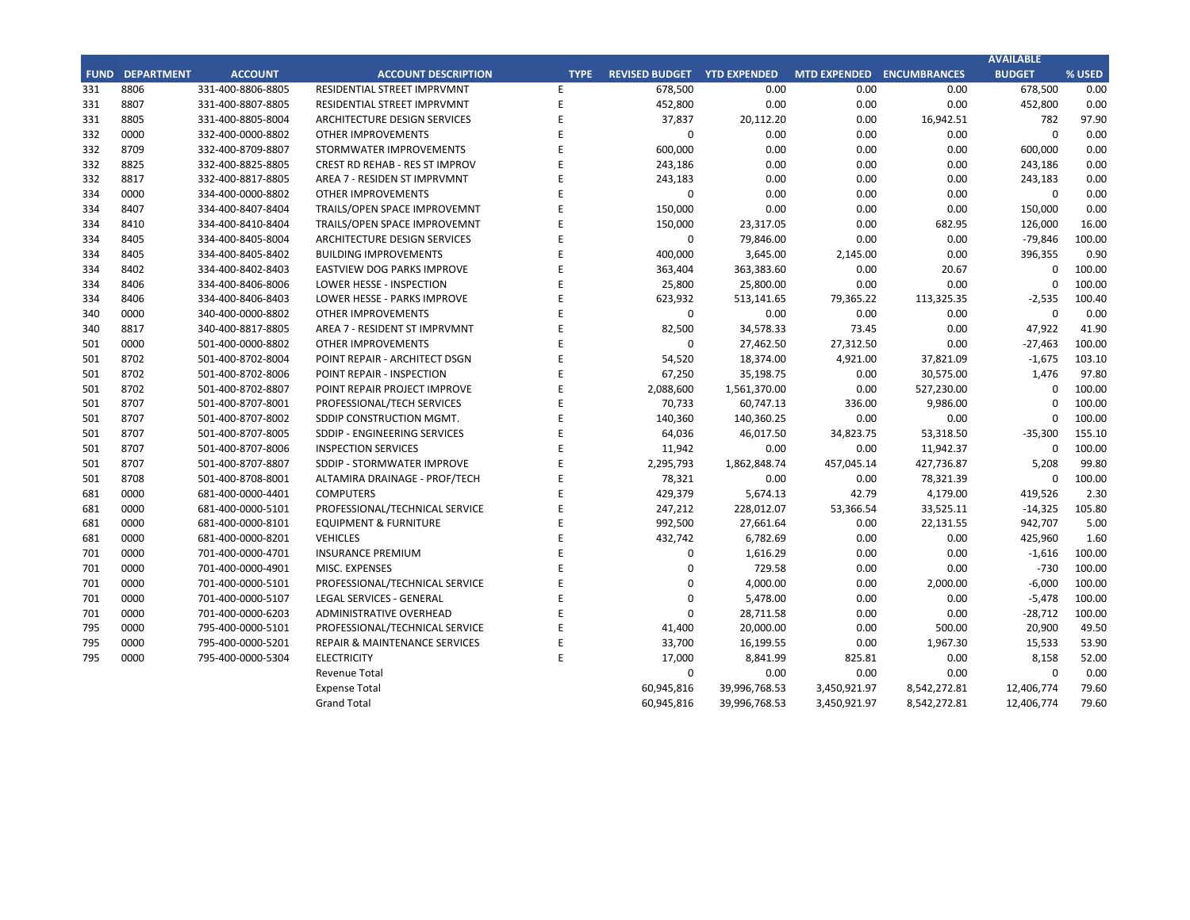| FUND | DEPARTMENT | ACCOUNT | ACCOUNT DESCRIPTION | TYPE | REVISED BUDGET | YTD EXPENDED | MTD EXPENDED | ENCUMBRANCES | AVAILABLE BUDGET | % USED |
|---|---|---|---|---|---|---|---|---|---|---|
| 331 | 8806 | 331-400-8806-8805 | RESIDENTIAL STREET IMPRVMNT | E | 678,500 | 0.00 | 0.00 | 0.00 | 678,500 | 0.00 |
| 331 | 8807 | 331-400-8807-8805 | RESIDENTIAL STREET IMPRVMNT | E | 452,800 | 0.00 | 0.00 | 0.00 | 452,800 | 0.00 |
| 331 | 8805 | 331-400-8805-8004 | ARCHITECTURE DESIGN SERVICES | E | 37,837 | 20,112.20 | 0.00 | 16,942.51 | 782 | 97.90 |
| 332 | 0000 | 332-400-0000-8802 | OTHER IMPROVEMENTS | E | 0 | 0.00 | 0.00 | 0.00 | 0 | 0.00 |
| 332 | 8709 | 332-400-8709-8807 | STORMWATER IMPROVEMENTS | E | 600,000 | 0.00 | 0.00 | 0.00 | 600,000 | 0.00 |
| 332 | 8825 | 332-400-8825-8805 | CREST RD REHAB - RES ST IMPROV | E | 243,186 | 0.00 | 0.00 | 0.00 | 243,186 | 0.00 |
| 332 | 8817 | 332-400-8817-8805 | AREA 7 - RESIDEN ST IMPRVMNT | E | 243,183 | 0.00 | 0.00 | 0.00 | 243,183 | 0.00 |
| 334 | 0000 | 334-400-0000-8802 | OTHER IMPROVEMENTS | E | 0 | 0.00 | 0.00 | 0.00 | 0 | 0.00 |
| 334 | 8407 | 334-400-8407-8404 | TRAILS/OPEN SPACE IMPROVEMNT | E | 150,000 | 0.00 | 0.00 | 0.00 | 150,000 | 0.00 |
| 334 | 8410 | 334-400-8410-8404 | TRAILS/OPEN SPACE IMPROVEMNT | E | 150,000 | 23,317.05 | 0.00 | 682.95 | 126,000 | 16.00 |
| 334 | 8405 | 334-400-8405-8004 | ARCHITECTURE DESIGN SERVICES | E | 0 | 79,846.00 | 0.00 | 0.00 | -79,846 | 100.00 |
| 334 | 8405 | 334-400-8405-8402 | BUILDING IMPROVEMENTS | E | 400,000 | 3,645.00 | 2,145.00 | 0.00 | 396,355 | 0.90 |
| 334 | 8402 | 334-400-8402-8403 | EASTVIEW DOG PARKS IMPROVE | E | 363,404 | 363,383.60 | 0.00 | 20.67 | 0 | 100.00 |
| 334 | 8406 | 334-400-8406-8006 | LOWER HESSE - INSPECTION | E | 25,800 | 25,800.00 | 0.00 | 0.00 | 0 | 100.00 |
| 334 | 8406 | 334-400-8406-8403 | LOWER HESSE - PARKS IMPROVE | E | 623,932 | 513,141.65 | 79,365.22 | 113,325.35 | -2,535 | 100.40 |
| 340 | 0000 | 340-400-0000-8802 | OTHER IMPROVEMENTS | E | 0 | 0.00 | 0.00 | 0.00 | 0 | 0.00 |
| 340 | 8817 | 340-400-8817-8805 | AREA 7 - RESIDENT ST IMPRVMNT | E | 82,500 | 34,578.33 | 73.45 | 0.00 | 47,922 | 41.90 |
| 501 | 0000 | 501-400-0000-8802 | OTHER IMPROVEMENTS | E | 0 | 27,462.50 | 27,312.50 | 0.00 | -27,463 | 100.00 |
| 501 | 8702 | 501-400-8702-8004 | POINT REPAIR - ARCHITECT DSGN | E | 54,520 | 18,374.00 | 4,921.00 | 37,821.09 | -1,675 | 103.10 |
| 501 | 8702 | 501-400-8702-8006 | POINT REPAIR - INSPECTION | E | 67,250 | 35,198.75 | 0.00 | 30,575.00 | 1,476 | 97.80 |
| 501 | 8702 | 501-400-8702-8807 | POINT REPAIR PROJECT IMPROVE | E | 2,088,600 | 1,561,370.00 | 0.00 | 527,230.00 | 0 | 100.00 |
| 501 | 8707 | 501-400-8707-8001 | PROFESSIONAL/TECH SERVICES | E | 70,733 | 60,747.13 | 336.00 | 9,986.00 | 0 | 100.00 |
| 501 | 8707 | 501-400-8707-8002 | SDDIP CONSTRUCTION MGMT. | E | 140,360 | 140,360.25 | 0.00 | 0.00 | 0 | 100.00 |
| 501 | 8707 | 501-400-8707-8005 | SDDIP - ENGINEERING SERVICES | E | 64,036 | 46,017.50 | 34,823.75 | 53,318.50 | -35,300 | 155.10 |
| 501 | 8707 | 501-400-8707-8006 | INSPECTION SERVICES | E | 11,942 | 0.00 | 0.00 | 11,942.37 | 0 | 100.00 |
| 501 | 8707 | 501-400-8707-8807 | SDDIP - STORMWATER IMPROVE | E | 2,295,793 | 1,862,848.74 | 457,045.14 | 427,736.87 | 5,208 | 99.80 |
| 501 | 8708 | 501-400-8708-8001 | ALTAMIRA DRAINAGE - PROF/TECH | E | 78,321 | 0.00 | 0.00 | 78,321.39 | 0 | 100.00 |
| 681 | 0000 | 681-400-0000-4401 | COMPUTERS | E | 429,379 | 5,674.13 | 42.79 | 4,179.00 | 419,526 | 2.30 |
| 681 | 0000 | 681-400-0000-5101 | PROFESSIONAL/TECHNICAL SERVICE | E | 247,212 | 228,012.07 | 53,366.54 | 33,525.11 | -14,325 | 105.80 |
| 681 | 0000 | 681-400-0000-8101 | EQUIPMENT & FURNITURE | E | 992,500 | 27,661.64 | 0.00 | 22,131.55 | 942,707 | 5.00 |
| 681 | 0000 | 681-400-0000-8201 | VEHICLES | E | 432,742 | 6,782.69 | 0.00 | 0.00 | 425,960 | 1.60 |
| 701 | 0000 | 701-400-0000-4701 | INSURANCE PREMIUM | E | 0 | 1,616.29 | 0.00 | 0.00 | -1,616 | 100.00 |
| 701 | 0000 | 701-400-0000-4901 | MISC. EXPENSES | E | 0 | 729.58 | 0.00 | 0.00 | -730 | 100.00 |
| 701 | 0000 | 701-400-0000-5101 | PROFESSIONAL/TECHNICAL SERVICE | E | 0 | 4,000.00 | 0.00 | 2,000.00 | -6,000 | 100.00 |
| 701 | 0000 | 701-400-0000-5107 | LEGAL SERVICES - GENERAL | E | 0 | 5,478.00 | 0.00 | 0.00 | -5,478 | 100.00 |
| 701 | 0000 | 701-400-0000-6203 | ADMINISTRATIVE OVERHEAD | E | 0 | 28,711.58 | 0.00 | 0.00 | -28,712 | 100.00 |
| 795 | 0000 | 795-400-0000-5101 | PROFESSIONAL/TECHNICAL SERVICE | E | 41,400 | 20,000.00 | 0.00 | 500.00 | 20,900 | 49.50 |
| 795 | 0000 | 795-400-0000-5201 | REPAIR & MAINTENANCE SERVICES | E | 33,700 | 16,199.55 | 0.00 | 1,967.30 | 15,533 | 53.90 |
| 795 | 0000 | 795-400-0000-5304 | ELECTRICITY | E | 17,000 | 8,841.99 | 825.81 | 0.00 | 8,158 | 52.00 |
| | | | Revenue Total | | 0 | 0.00 | 0.00 | 0.00 | 0 | 0.00 |
| | | | Expense Total | | 60,945,816 | 39,996,768.53 | 3,450,921.97 | 8,542,272.81 | 12,406,774 | 79.60 |
| | | | Grand Total | | 60,945,816 | 39,996,768.53 | 3,450,921.97 | 8,542,272.81 | 12,406,774 | 79.60 |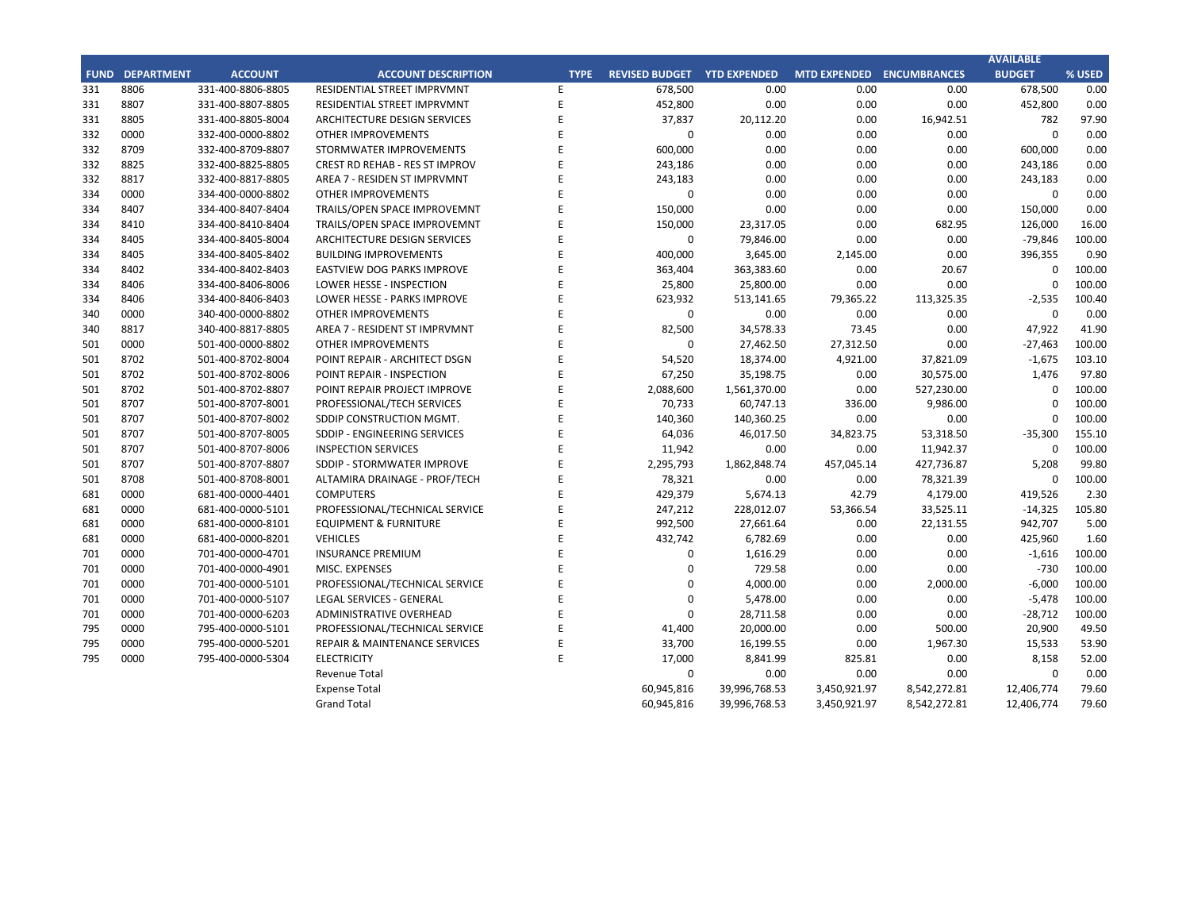| FUND | DEPARTMENT | ACCOUNT | ACCOUNT DESCRIPTION | TYPE | REVISED BUDGET | YTD EXPENDED | MTD EXPENDED | ENCUMBRANCES | AVAILABLE BUDGET | % USED |
|---|---|---|---|---|---|---|---|---|---|---|
| 331 | 8806 | 331-400-8806-8805 | RESIDENTIAL STREET IMPRVMNT | E | 678,500 | 0.00 | 0.00 | 0.00 | 678,500 | 0.00 |
| 331 | 8807 | 331-400-8807-8805 | RESIDENTIAL STREET IMPRVMNT | E | 452,800 | 0.00 | 0.00 | 0.00 | 452,800 | 0.00 |
| 331 | 8805 | 331-400-8805-8004 | ARCHITECTURE DESIGN SERVICES | E | 37,837 | 20,112.20 | 0.00 | 16,942.51 | 782 | 97.90 |
| 332 | 0000 | 332-400-0000-8802 | OTHER IMPROVEMENTS | E | 0 | 0.00 | 0.00 | 0.00 | 0 | 0.00 |
| 332 | 8709 | 332-400-8709-8807 | STORMWATER IMPROVEMENTS | E | 600,000 | 0.00 | 0.00 | 0.00 | 600,000 | 0.00 |
| 332 | 8825 | 332-400-8825-8805 | CREST RD REHAB - RES ST IMPROV | E | 243,186 | 0.00 | 0.00 | 0.00 | 243,186 | 0.00 |
| 332 | 8817 | 332-400-8817-8805 | AREA 7 - RESIDEN ST IMPRVMNT | E | 243,183 | 0.00 | 0.00 | 0.00 | 243,183 | 0.00 |
| 334 | 0000 | 334-400-0000-8802 | OTHER IMPROVEMENTS | E | 0 | 0.00 | 0.00 | 0.00 | 0 | 0.00 |
| 334 | 8407 | 334-400-8407-8404 | TRAILS/OPEN SPACE IMPROVEMNT | E | 150,000 | 0.00 | 0.00 | 0.00 | 150,000 | 0.00 |
| 334 | 8410 | 334-400-8410-8404 | TRAILS/OPEN SPACE IMPROVEMNT | E | 150,000 | 23,317.05 | 0.00 | 682.95 | 126,000 | 16.00 |
| 334 | 8405 | 334-400-8405-8004 | ARCHITECTURE DESIGN SERVICES | E | 0 | 79,846.00 | 0.00 | 0.00 | -79,846 | 100.00 |
| 334 | 8405 | 334-400-8405-8402 | BUILDING IMPROVEMENTS | E | 400,000 | 3,645.00 | 2,145.00 | 0.00 | 396,355 | 0.90 |
| 334 | 8402 | 334-400-8402-8403 | EASTVIEW DOG PARKS IMPROVE | E | 363,404 | 363,383.60 | 0.00 | 20.67 | 0 | 100.00 |
| 334 | 8406 | 334-400-8406-8006 | LOWER HESSE - INSPECTION | E | 25,800 | 25,800.00 | 0.00 | 0.00 | 0 | 100.00 |
| 334 | 8406 | 334-400-8406-8403 | LOWER HESSE - PARKS IMPROVE | E | 623,932 | 513,141.65 | 79,365.22 | 113,325.35 | -2,535 | 100.40 |
| 340 | 0000 | 340-400-0000-8802 | OTHER IMPROVEMENTS | E | 0 | 0.00 | 0.00 | 0.00 | 0 | 0.00 |
| 340 | 8817 | 340-400-8817-8805 | AREA 7 - RESIDENT ST IMPRVMNT | E | 82,500 | 34,578.33 | 73.45 | 0.00 | 47,922 | 41.90 |
| 501 | 0000 | 501-400-0000-8802 | OTHER IMPROVEMENTS | E | 0 | 27,462.50 | 27,312.50 | 0.00 | -27,463 | 100.00 |
| 501 | 8702 | 501-400-8702-8004 | POINT REPAIR - ARCHITECT DSGN | E | 54,520 | 18,374.00 | 4,921.00 | 37,821.09 | -1,675 | 103.10 |
| 501 | 8702 | 501-400-8702-8006 | POINT REPAIR - INSPECTION | E | 67,250 | 35,198.75 | 0.00 | 30,575.00 | 1,476 | 97.80 |
| 501 | 8702 | 501-400-8702-8807 | POINT REPAIR PROJECT IMPROVE | E | 2,088,600 | 1,561,370.00 | 0.00 | 527,230.00 | 0 | 100.00 |
| 501 | 8707 | 501-400-8707-8001 | PROFESSIONAL/TECH SERVICES | E | 70,733 | 60,747.13 | 336.00 | 9,986.00 | 0 | 100.00 |
| 501 | 8707 | 501-400-8707-8002 | SDDIP CONSTRUCTION MGMT. | E | 140,360 | 140,360.25 | 0.00 | 0.00 | 0 | 100.00 |
| 501 | 8707 | 501-400-8707-8005 | SDDIP - ENGINEERING SERVICES | E | 64,036 | 46,017.50 | 34,823.75 | 53,318.50 | -35,300 | 155.10 |
| 501 | 8707 | 501-400-8707-8006 | INSPECTION SERVICES | E | 11,942 | 0.00 | 0.00 | 11,942.37 | 0 | 100.00 |
| 501 | 8707 | 501-400-8707-8807 | SDDIP - STORMWATER IMPROVE | E | 2,295,793 | 1,862,848.74 | 457,045.14 | 427,736.87 | 5,208 | 99.80 |
| 501 | 8708 | 501-400-8708-8001 | ALTAMIRA DRAINAGE - PROF/TECH | E | 78,321 | 0.00 | 0.00 | 78,321.39 | 0 | 100.00 |
| 681 | 0000 | 681-400-0000-4401 | COMPUTERS | E | 429,379 | 5,674.13 | 42.79 | 4,179.00 | 419,526 | 2.30 |
| 681 | 0000 | 681-400-0000-5101 | PROFESSIONAL/TECHNICAL SERVICE | E | 247,212 | 228,012.07 | 53,366.54 | 33,525.11 | -14,325 | 105.80 |
| 681 | 0000 | 681-400-0000-8101 | EQUIPMENT & FURNITURE | E | 992,500 | 27,661.64 | 0.00 | 22,131.55 | 942,707 | 5.00 |
| 681 | 0000 | 681-400-0000-8201 | VEHICLES | E | 432,742 | 6,782.69 | 0.00 | 0.00 | 425,960 | 1.60 |
| 701 | 0000 | 701-400-0000-4701 | INSURANCE PREMIUM | E | 0 | 1,616.29 | 0.00 | 0.00 | -1,616 | 100.00 |
| 701 | 0000 | 701-400-0000-4901 | MISC. EXPENSES | E | 0 | 729.58 | 0.00 | 0.00 | -730 | 100.00 |
| 701 | 0000 | 701-400-0000-5101 | PROFESSIONAL/TECHNICAL SERVICE | E | 0 | 4,000.00 | 0.00 | 2,000.00 | -6,000 | 100.00 |
| 701 | 0000 | 701-400-0000-5107 | LEGAL SERVICES - GENERAL | E | 0 | 5,478.00 | 0.00 | 0.00 | -5,478 | 100.00 |
| 701 | 0000 | 701-400-0000-6203 | ADMINISTRATIVE OVERHEAD | E | 0 | 28,711.58 | 0.00 | 0.00 | -28,712 | 100.00 |
| 795 | 0000 | 795-400-0000-5101 | PROFESSIONAL/TECHNICAL SERVICE | E | 41,400 | 20,000.00 | 0.00 | 500.00 | 20,900 | 49.50 |
| 795 | 0000 | 795-400-0000-5201 | REPAIR & MAINTENANCE SERVICES | E | 33,700 | 16,199.55 | 0.00 | 1,967.30 | 15,533 | 53.90 |
| 795 | 0000 | 795-400-0000-5304 | ELECTRICITY | E | 17,000 | 8,841.99 | 825.81 | 0.00 | 8,158 | 52.00 |
| | | | Revenue Total | | 0 | 0.00 | 0.00 | 0.00 | 0 | 0.00 |
| | | | Expense Total | | 60,945,816 | 39,996,768.53 | 3,450,921.97 | 8,542,272.81 | 12,406,774 | 79.60 |
| | | | Grand Total | | 60,945,816 | 39,996,768.53 | 3,450,921.97 | 8,542,272.81 | 12,406,774 | 79.60 |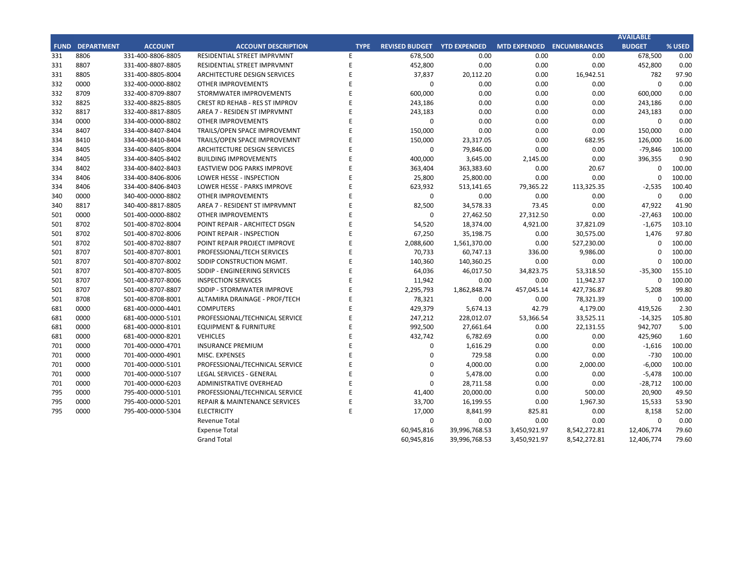| FUND | DEPARTMENT | ACCOUNT | ACCOUNT DESCRIPTION | TYPE | REVISED BUDGET | YTD EXPENDED | MTD EXPENDED | ENCUMBRANCES | AVAILABLE BUDGET | % USED |
|---|---|---|---|---|---|---|---|---|---|---|
| 331 | 8806 | 331-400-8806-8805 | RESIDENTIAL STREET IMPRVMNT | E | 678,500 | 0.00 | 0.00 | 0.00 | 678,500 | 0.00 |
| 331 | 8807 | 331-400-8807-8805 | RESIDENTIAL STREET IMPRVMNT | E | 452,800 | 0.00 | 0.00 | 0.00 | 452,800 | 0.00 |
| 331 | 8805 | 331-400-8805-8004 | ARCHITECTURE DESIGN SERVICES | E | 37,837 | 20,112.20 | 0.00 | 16,942.51 | 782 | 97.90 |
| 332 | 0000 | 332-400-0000-8802 | OTHER IMPROVEMENTS | E | 0 | 0.00 | 0.00 | 0.00 | 0 | 0.00 |
| 332 | 8709 | 332-400-8709-8807 | STORMWATER IMPROVEMENTS | E | 600,000 | 0.00 | 0.00 | 0.00 | 600,000 | 0.00 |
| 332 | 8825 | 332-400-8825-8805 | CREST RD REHAB - RES ST IMPROV | E | 243,186 | 0.00 | 0.00 | 0.00 | 243,186 | 0.00 |
| 332 | 8817 | 332-400-8817-8805 | AREA 7 - RESIDEN ST IMPRVMNT | E | 243,183 | 0.00 | 0.00 | 0.00 | 243,183 | 0.00 |
| 334 | 0000 | 334-400-0000-8802 | OTHER IMPROVEMENTS | E | 0 | 0.00 | 0.00 | 0.00 | 0 | 0.00 |
| 334 | 8407 | 334-400-8407-8404 | TRAILS/OPEN SPACE IMPROVEMNT | E | 150,000 | 0.00 | 0.00 | 0.00 | 150,000 | 0.00 |
| 334 | 8410 | 334-400-8410-8404 | TRAILS/OPEN SPACE IMPROVEMNT | E | 150,000 | 23,317.05 | 0.00 | 682.95 | 126,000 | 16.00 |
| 334 | 8405 | 334-400-8405-8004 | ARCHITECTURE DESIGN SERVICES | E | 0 | 79,846.00 | 0.00 | 0.00 | -79,846 | 100.00 |
| 334 | 8405 | 334-400-8405-8402 | BUILDING IMPROVEMENTS | E | 400,000 | 3,645.00 | 2,145.00 | 0.00 | 396,355 | 0.90 |
| 334 | 8402 | 334-400-8402-8403 | EASTVIEW DOG PARKS IMPROVE | E | 363,404 | 363,383.60 | 0.00 | 20.67 | 0 | 100.00 |
| 334 | 8406 | 334-400-8406-8006 | LOWER HESSE - INSPECTION | E | 25,800 | 25,800.00 | 0.00 | 0.00 | 0 | 100.00 |
| 334 | 8406 | 334-400-8406-8403 | LOWER HESSE - PARKS IMPROVE | E | 623,932 | 513,141.65 | 79,365.22 | 113,325.35 | -2,535 | 100.40 |
| 340 | 0000 | 340-400-0000-8802 | OTHER IMPROVEMENTS | E | 0 | 0.00 | 0.00 | 0.00 | 0 | 0.00 |
| 340 | 8817 | 340-400-8817-8805 | AREA 7 - RESIDENT ST IMPRVMNT | E | 82,500 | 34,578.33 | 73.45 | 0.00 | 47,922 | 41.90 |
| 501 | 0000 | 501-400-0000-8802 | OTHER IMPROVEMENTS | E | 0 | 27,462.50 | 27,312.50 | 0.00 | -27,463 | 100.00 |
| 501 | 8702 | 501-400-8702-8004 | POINT REPAIR - ARCHITECT DSGN | E | 54,520 | 18,374.00 | 4,921.00 | 37,821.09 | -1,675 | 103.10 |
| 501 | 8702 | 501-400-8702-8006 | POINT REPAIR - INSPECTION | E | 67,250 | 35,198.75 | 0.00 | 30,575.00 | 1,476 | 97.80 |
| 501 | 8702 | 501-400-8702-8807 | POINT REPAIR PROJECT IMPROVE | E | 2,088,600 | 1,561,370.00 | 0.00 | 527,230.00 | 0 | 100.00 |
| 501 | 8707 | 501-400-8707-8001 | PROFESSIONAL/TECH SERVICES | E | 70,733 | 60,747.13 | 336.00 | 9,986.00 | 0 | 100.00 |
| 501 | 8707 | 501-400-8707-8002 | SDDIP CONSTRUCTION MGMT. | E | 140,360 | 140,360.25 | 0.00 | 0.00 | 0 | 100.00 |
| 501 | 8707 | 501-400-8707-8005 | SDDIP - ENGINEERING SERVICES | E | 64,036 | 46,017.50 | 34,823.75 | 53,318.50 | -35,300 | 155.10 |
| 501 | 8707 | 501-400-8707-8006 | INSPECTION SERVICES | E | 11,942 | 0.00 | 0.00 | 11,942.37 | 0 | 100.00 |
| 501 | 8707 | 501-400-8707-8807 | SDDIP - STORMWATER IMPROVE | E | 2,295,793 | 1,862,848.74 | 457,045.14 | 427,736.87 | 5,208 | 99.80 |
| 501 | 8708 | 501-400-8708-8001 | ALTAMIRA DRAINAGE - PROF/TECH | E | 78,321 | 0.00 | 0.00 | 78,321.39 | 0 | 100.00 |
| 681 | 0000 | 681-400-0000-4401 | COMPUTERS | E | 429,379 | 5,674.13 | 42.79 | 4,179.00 | 419,526 | 2.30 |
| 681 | 0000 | 681-400-0000-5101 | PROFESSIONAL/TECHNICAL SERVICE | E | 247,212 | 228,012.07 | 53,366.54 | 33,525.11 | -14,325 | 105.80 |
| 681 | 0000 | 681-400-0000-8101 | EQUIPMENT & FURNITURE | E | 992,500 | 27,661.64 | 0.00 | 22,131.55 | 942,707 | 5.00 |
| 681 | 0000 | 681-400-0000-8201 | VEHICLES | E | 432,742 | 6,782.69 | 0.00 | 0.00 | 425,960 | 1.60 |
| 701 | 0000 | 701-400-0000-4701 | INSURANCE PREMIUM | E | 0 | 1,616.29 | 0.00 | 0.00 | -1,616 | 100.00 |
| 701 | 0000 | 701-400-0000-4901 | MISC. EXPENSES | E | 0 | 729.58 | 0.00 | 0.00 | -730 | 100.00 |
| 701 | 0000 | 701-400-0000-5101 | PROFESSIONAL/TECHNICAL SERVICE | E | 0 | 4,000.00 | 0.00 | 2,000.00 | -6,000 | 100.00 |
| 701 | 0000 | 701-400-0000-5107 | LEGAL SERVICES - GENERAL | E | 0 | 5,478.00 | 0.00 | 0.00 | -5,478 | 100.00 |
| 701 | 0000 | 701-400-0000-6203 | ADMINISTRATIVE OVERHEAD | E | 0 | 28,711.58 | 0.00 | 0.00 | -28,712 | 100.00 |
| 795 | 0000 | 795-400-0000-5101 | PROFESSIONAL/TECHNICAL SERVICE | E | 41,400 | 20,000.00 | 0.00 | 500.00 | 20,900 | 49.50 |
| 795 | 0000 | 795-400-0000-5201 | REPAIR & MAINTENANCE SERVICES | E | 33,700 | 16,199.55 | 0.00 | 1,967.30 | 15,533 | 53.90 |
| 795 | 0000 | 795-400-0000-5304 | ELECTRICITY | E | 17,000 | 8,841.99 | 825.81 | 0.00 | 8,158 | 52.00 |
| | | | Revenue Total | | 0 | 0.00 | 0.00 | 0.00 | 0 | 0.00 |
| | | | Expense Total | | 60,945,816 | 39,996,768.53 | 3,450,921.97 | 8,542,272.81 | 12,406,774 | 79.60 |
| | | | Grand Total | | 60,945,816 | 39,996,768.53 | 3,450,921.97 | 8,542,272.81 | 12,406,774 | 79.60 |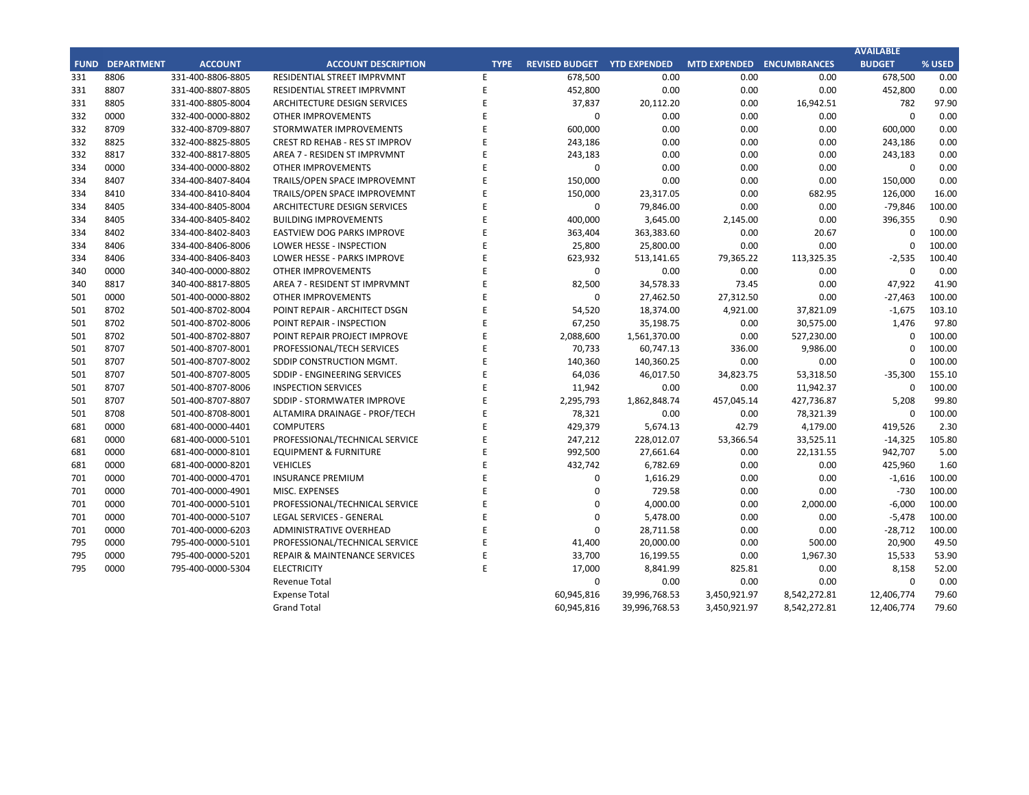| FUND | DEPARTMENT | ACCOUNT | ACCOUNT DESCRIPTION | TYPE | REVISED BUDGET | YTD EXPENDED | MTD EXPENDED | ENCUMBRANCES | AVAILABLE BUDGET | % USED |
|---|---|---|---|---|---|---|---|---|---|---|
| 331 | 8806 | 331-400-8806-8805 | RESIDENTIAL STREET IMPRVMNT | E | 678,500 | 0.00 | 0.00 | 0.00 | 678,500 | 0.00 |
| 331 | 8807 | 331-400-8807-8805 | RESIDENTIAL STREET IMPRVMNT | E | 452,800 | 0.00 | 0.00 | 0.00 | 452,800 | 0.00 |
| 331 | 8805 | 331-400-8805-8004 | ARCHITECTURE DESIGN SERVICES | E | 37,837 | 20,112.20 | 0.00 | 16,942.51 | 782 | 97.90 |
| 332 | 0000 | 332-400-0000-8802 | OTHER IMPROVEMENTS | E | 0 | 0.00 | 0.00 | 0.00 | 0 | 0.00 |
| 332 | 8709 | 332-400-8709-8807 | STORMWATER IMPROVEMENTS | E | 600,000 | 0.00 | 0.00 | 0.00 | 600,000 | 0.00 |
| 332 | 8825 | 332-400-8825-8805 | CREST RD REHAB - RES ST IMPROV | E | 243,186 | 0.00 | 0.00 | 0.00 | 243,186 | 0.00 |
| 332 | 8817 | 332-400-8817-8805 | AREA 7 - RESIDEN ST IMPRVMNT | E | 243,183 | 0.00 | 0.00 | 0.00 | 243,183 | 0.00 |
| 334 | 0000 | 334-400-0000-8802 | OTHER IMPROVEMENTS | E | 0 | 0.00 | 0.00 | 0.00 | 0 | 0.00 |
| 334 | 8407 | 334-400-8407-8404 | TRAILS/OPEN SPACE IMPROVEMNT | E | 150,000 | 0.00 | 0.00 | 0.00 | 150,000 | 0.00 |
| 334 | 8410 | 334-400-8410-8404 | TRAILS/OPEN SPACE IMPROVEMNT | E | 150,000 | 23,317.05 | 0.00 | 682.95 | 126,000 | 16.00 |
| 334 | 8405 | 334-400-8405-8004 | ARCHITECTURE DESIGN SERVICES | E | 0 | 79,846.00 | 0.00 | 0.00 | -79,846 | 100.00 |
| 334 | 8405 | 334-400-8405-8402 | BUILDING IMPROVEMENTS | E | 400,000 | 3,645.00 | 2,145.00 | 0.00 | 396,355 | 0.90 |
| 334 | 8402 | 334-400-8402-8403 | EASTVIEW DOG PARKS IMPROVE | E | 363,404 | 363,383.60 | 0.00 | 20.67 | 0 | 100.00 |
| 334 | 8406 | 334-400-8406-8006 | LOWER HESSE - INSPECTION | E | 25,800 | 25,800.00 | 0.00 | 0.00 | 0 | 100.00 |
| 334 | 8406 | 334-400-8406-8403 | LOWER HESSE - PARKS IMPROVE | E | 623,932 | 513,141.65 | 79,365.22 | 113,325.35 | -2,535 | 100.40 |
| 340 | 0000 | 340-400-0000-8802 | OTHER IMPROVEMENTS | E | 0 | 0.00 | 0.00 | 0.00 | 0 | 0.00 |
| 340 | 8817 | 340-400-8817-8805 | AREA 7 - RESIDENT ST IMPRVMNT | E | 82,500 | 34,578.33 | 73.45 | 0.00 | 47,922 | 41.90 |
| 501 | 0000 | 501-400-0000-8802 | OTHER IMPROVEMENTS | E | 0 | 27,462.50 | 27,312.50 | 0.00 | -27,463 | 100.00 |
| 501 | 8702 | 501-400-8702-8004 | POINT REPAIR - ARCHITECT DSGN | E | 54,520 | 18,374.00 | 4,921.00 | 37,821.09 | -1,675 | 103.10 |
| 501 | 8702 | 501-400-8702-8006 | POINT REPAIR - INSPECTION | E | 67,250 | 35,198.75 | 0.00 | 30,575.00 | 1,476 | 97.80 |
| 501 | 8702 | 501-400-8702-8807 | POINT REPAIR PROJECT IMPROVE | E | 2,088,600 | 1,561,370.00 | 0.00 | 527,230.00 | 0 | 100.00 |
| 501 | 8707 | 501-400-8707-8001 | PROFESSIONAL/TECH SERVICES | E | 70,733 | 60,747.13 | 336.00 | 9,986.00 | 0 | 100.00 |
| 501 | 8707 | 501-400-8707-8002 | SDDIP CONSTRUCTION MGMT. | E | 140,360 | 140,360.25 | 0.00 | 0.00 | 0 | 100.00 |
| 501 | 8707 | 501-400-8707-8005 | SDDIP - ENGINEERING SERVICES | E | 64,036 | 46,017.50 | 34,823.75 | 53,318.50 | -35,300 | 155.10 |
| 501 | 8707 | 501-400-8707-8006 | INSPECTION SERVICES | E | 11,942 | 0.00 | 0.00 | 11,942.37 | 0 | 100.00 |
| 501 | 8707 | 501-400-8707-8807 | SDDIP - STORMWATER IMPROVE | E | 2,295,793 | 1,862,848.74 | 457,045.14 | 427,736.87 | 5,208 | 99.80 |
| 501 | 8708 | 501-400-8708-8001 | ALTAMIRA DRAINAGE - PROF/TECH | E | 78,321 | 0.00 | 0.00 | 78,321.39 | 0 | 100.00 |
| 681 | 0000 | 681-400-0000-4401 | COMPUTERS | E | 429,379 | 5,674.13 | 42.79 | 4,179.00 | 419,526 | 2.30 |
| 681 | 0000 | 681-400-0000-5101 | PROFESSIONAL/TECHNICAL SERVICE | E | 247,212 | 228,012.07 | 53,366.54 | 33,525.11 | -14,325 | 105.80 |
| 681 | 0000 | 681-400-0000-8101 | EQUIPMENT & FURNITURE | E | 992,500 | 27,661.64 | 0.00 | 22,131.55 | 942,707 | 5.00 |
| 681 | 0000 | 681-400-0000-8201 | VEHICLES | E | 432,742 | 6,782.69 | 0.00 | 0.00 | 425,960 | 1.60 |
| 701 | 0000 | 701-400-0000-4701 | INSURANCE PREMIUM | E | 0 | 1,616.29 | 0.00 | 0.00 | -1,616 | 100.00 |
| 701 | 0000 | 701-400-0000-4901 | MISC. EXPENSES | E | 0 | 729.58 | 0.00 | 0.00 | -730 | 100.00 |
| 701 | 0000 | 701-400-0000-5101 | PROFESSIONAL/TECHNICAL SERVICE | E | 0 | 4,000.00 | 0.00 | 2,000.00 | -6,000 | 100.00 |
| 701 | 0000 | 701-400-0000-5107 | LEGAL SERVICES - GENERAL | E | 0 | 5,478.00 | 0.00 | 0.00 | -5,478 | 100.00 |
| 701 | 0000 | 701-400-0000-6203 | ADMINISTRATIVE OVERHEAD | E | 0 | 28,711.58 | 0.00 | 0.00 | -28,712 | 100.00 |
| 795 | 0000 | 795-400-0000-5101 | PROFESSIONAL/TECHNICAL SERVICE | E | 41,400 | 20,000.00 | 0.00 | 500.00 | 20,900 | 49.50 |
| 795 | 0000 | 795-400-0000-5201 | REPAIR & MAINTENANCE SERVICES | E | 33,700 | 16,199.55 | 0.00 | 1,967.30 | 15,533 | 53.90 |
| 795 | 0000 | 795-400-0000-5304 | ELECTRICITY | E | 17,000 | 8,841.99 | 825.81 | 0.00 | 8,158 | 52.00 |
| | | | Revenue Total | | 0 | 0.00 | 0.00 | 0.00 | 0 | 0.00 |
| | | | Expense Total | | 60,945,816 | 39,996,768.53 | 3,450,921.97 | 8,542,272.81 | 12,406,774 | 79.60 |
| | | | Grand Total | | 60,945,816 | 39,996,768.53 | 3,450,921.97 | 8,542,272.81 | 12,406,774 | 79.60 |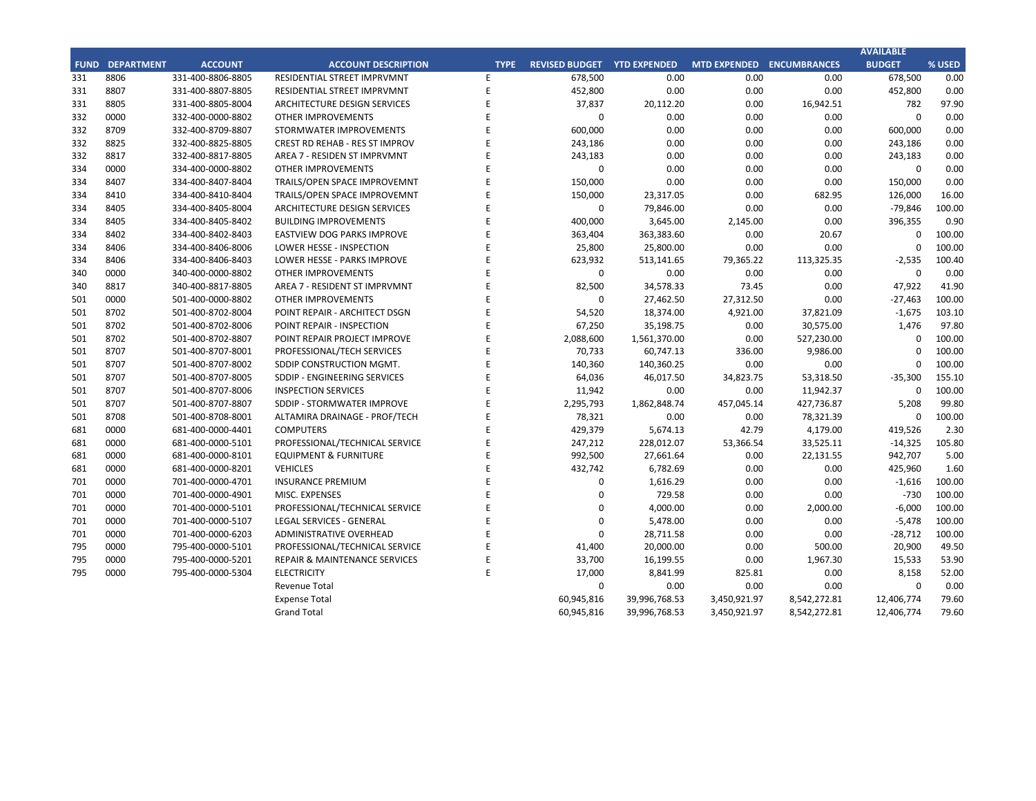| FUND | DEPARTMENT | ACCOUNT | ACCOUNT DESCRIPTION | TYPE | REVISED BUDGET | YTD EXPENDED | MTD EXPENDED | ENCUMBRANCES | AVAILABLE BUDGET | % USED |
|---|---|---|---|---|---|---|---|---|---|---|
| 331 | 8806 | 331-400-8806-8805 | RESIDENTIAL STREET IMPRVMNT | E | 678,500 | 0.00 | 0.00 | 0.00 | 678,500 | 0.00 |
| 331 | 8807 | 331-400-8807-8805 | RESIDENTIAL STREET IMPRVMNT | E | 452,800 | 0.00 | 0.00 | 0.00 | 452,800 | 0.00 |
| 331 | 8805 | 331-400-8805-8004 | ARCHITECTURE DESIGN SERVICES | E | 37,837 | 20,112.20 | 0.00 | 16,942.51 | 782 | 97.90 |
| 332 | 0000 | 332-400-0000-8802 | OTHER IMPROVEMENTS | E | 0 | 0.00 | 0.00 | 0.00 | 0 | 0.00 |
| 332 | 8709 | 332-400-8709-8807 | STORMWATER IMPROVEMENTS | E | 600,000 | 0.00 | 0.00 | 0.00 | 600,000 | 0.00 |
| 332 | 8825 | 332-400-8825-8805 | CREST RD REHAB - RES ST IMPROV | E | 243,186 | 0.00 | 0.00 | 0.00 | 243,186 | 0.00 |
| 332 | 8817 | 332-400-8817-8805 | AREA 7 - RESIDEN ST IMPRVMNT | E | 243,183 | 0.00 | 0.00 | 0.00 | 243,183 | 0.00 |
| 334 | 0000 | 334-400-0000-8802 | OTHER IMPROVEMENTS | E | 0 | 0.00 | 0.00 | 0.00 | 0 | 0.00 |
| 334 | 8407 | 334-400-8407-8404 | TRAILS/OPEN SPACE IMPROVEMNT | E | 150,000 | 0.00 | 0.00 | 0.00 | 150,000 | 0.00 |
| 334 | 8410 | 334-400-8410-8404 | TRAILS/OPEN SPACE IMPROVEMNT | E | 150,000 | 23,317.05 | 0.00 | 682.95 | 126,000 | 16.00 |
| 334 | 8405 | 334-400-8405-8004 | ARCHITECTURE DESIGN SERVICES | E | 0 | 79,846.00 | 0.00 | 0.00 | -79,846 | 100.00 |
| 334 | 8405 | 334-400-8405-8402 | BUILDING IMPROVEMENTS | E | 400,000 | 3,645.00 | 2,145.00 | 0.00 | 396,355 | 0.90 |
| 334 | 8402 | 334-400-8402-8403 | EASTVIEW DOG PARKS IMPROVE | E | 363,404 | 363,383.60 | 0.00 | 20.67 | 0 | 100.00 |
| 334 | 8406 | 334-400-8406-8006 | LOWER HESSE - INSPECTION | E | 25,800 | 25,800.00 | 0.00 | 0.00 | 0 | 100.00 |
| 334 | 8406 | 334-400-8406-8403 | LOWER HESSE - PARKS IMPROVE | E | 623,932 | 513,141.65 | 79,365.22 | 113,325.35 | -2,535 | 100.40 |
| 340 | 0000 | 340-400-0000-8802 | OTHER IMPROVEMENTS | E | 0 | 0.00 | 0.00 | 0.00 | 0 | 0.00 |
| 340 | 8817 | 340-400-8817-8805 | AREA 7 - RESIDENT ST IMPRVMNT | E | 82,500 | 34,578.33 | 73.45 | 0.00 | 47,922 | 41.90 |
| 501 | 0000 | 501-400-0000-8802 | OTHER IMPROVEMENTS | E | 0 | 27,462.50 | 27,312.50 | 0.00 | -27,463 | 100.00 |
| 501 | 8702 | 501-400-8702-8004 | POINT REPAIR - ARCHITECT DSGN | E | 54,520 | 18,374.00 | 4,921.00 | 37,821.09 | -1,675 | 103.10 |
| 501 | 8702 | 501-400-8702-8006 | POINT REPAIR - INSPECTION | E | 67,250 | 35,198.75 | 0.00 | 30,575.00 | 1,476 | 97.80 |
| 501 | 8702 | 501-400-8702-8807 | POINT REPAIR PROJECT IMPROVE | E | 2,088,600 | 1,561,370.00 | 0.00 | 527,230.00 | 0 | 100.00 |
| 501 | 8707 | 501-400-8707-8001 | PROFESSIONAL/TECH SERVICES | E | 70,733 | 60,747.13 | 336.00 | 9,986.00 | 0 | 100.00 |
| 501 | 8707 | 501-400-8707-8002 | SDDIP CONSTRUCTION MGMT. | E | 140,360 | 140,360.25 | 0.00 | 0.00 | 0 | 100.00 |
| 501 | 8707 | 501-400-8707-8005 | SDDIP - ENGINEERING SERVICES | E | 64,036 | 46,017.50 | 34,823.75 | 53,318.50 | -35,300 | 155.10 |
| 501 | 8707 | 501-400-8707-8006 | INSPECTION SERVICES | E | 11,942 | 0.00 | 0.00 | 11,942.37 | 0 | 100.00 |
| 501 | 8707 | 501-400-8707-8807 | SDDIP - STORMWATER IMPROVE | E | 2,295,793 | 1,862,848.74 | 457,045.14 | 427,736.87 | 5,208 | 99.80 |
| 501 | 8708 | 501-400-8708-8001 | ALTAMIRA DRAINAGE - PROF/TECH | E | 78,321 | 0.00 | 0.00 | 78,321.39 | 0 | 100.00 |
| 681 | 0000 | 681-400-0000-4401 | COMPUTERS | E | 429,379 | 5,674.13 | 42.79 | 4,179.00 | 419,526 | 2.30 |
| 681 | 0000 | 681-400-0000-5101 | PROFESSIONAL/TECHNICAL SERVICE | E | 247,212 | 228,012.07 | 53,366.54 | 33,525.11 | -14,325 | 105.80 |
| 681 | 0000 | 681-400-0000-8101 | EQUIPMENT & FURNITURE | E | 992,500 | 27,661.64 | 0.00 | 22,131.55 | 942,707 | 5.00 |
| 681 | 0000 | 681-400-0000-8201 | VEHICLES | E | 432,742 | 6,782.69 | 0.00 | 0.00 | 425,960 | 1.60 |
| 701 | 0000 | 701-400-0000-4701 | INSURANCE PREMIUM | E | 0 | 1,616.29 | 0.00 | 0.00 | -1,616 | 100.00 |
| 701 | 0000 | 701-400-0000-4901 | MISC. EXPENSES | E | 0 | 729.58 | 0.00 | 0.00 | -730 | 100.00 |
| 701 | 0000 | 701-400-0000-5101 | PROFESSIONAL/TECHNICAL SERVICE | E | 0 | 4,000.00 | 0.00 | 2,000.00 | -6,000 | 100.00 |
| 701 | 0000 | 701-400-0000-5107 | LEGAL SERVICES - GENERAL | E | 0 | 5,478.00 | 0.00 | 0.00 | -5,478 | 100.00 |
| 701 | 0000 | 701-400-0000-6203 | ADMINISTRATIVE OVERHEAD | E | 0 | 28,711.58 | 0.00 | 0.00 | -28,712 | 100.00 |
| 795 | 0000 | 795-400-0000-5101 | PROFESSIONAL/TECHNICAL SERVICE | E | 41,400 | 20,000.00 | 0.00 | 500.00 | 20,900 | 49.50 |
| 795 | 0000 | 795-400-0000-5201 | REPAIR & MAINTENANCE SERVICES | E | 33,700 | 16,199.55 | 0.00 | 1,967.30 | 15,533 | 53.90 |
| 795 | 0000 | 795-400-0000-5304 | ELECTRICITY | E | 17,000 | 8,841.99 | 825.81 | 0.00 | 8,158 | 52.00 |
| | | | Revenue Total | | 0 | 0.00 | 0.00 | 0.00 | 0 | 0.00 |
| | | | Expense Total | | 60,945,816 | 39,996,768.53 | 3,450,921.97 | 8,542,272.81 | 12,406,774 | 79.60 |
| | | | Grand Total | | 60,945,816 | 39,996,768.53 | 3,450,921.97 | 8,542,272.81 | 12,406,774 | 79.60 |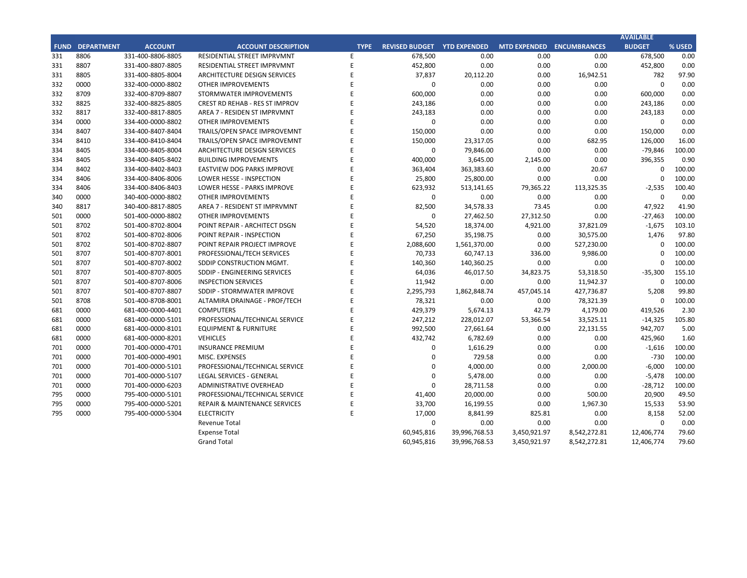| FUND | DEPARTMENT | ACCOUNT | ACCOUNT DESCRIPTION | TYPE | REVISED BUDGET | YTD EXPENDED | MTD EXPENDED | ENCUMBRANCES | AVAILABLE BUDGET | % USED |
|---|---|---|---|---|---|---|---|---|---|---|
| 331 | 8806 | 331-400-8806-8805 | RESIDENTIAL STREET IMPRVMNT | E | 678,500 | 0.00 | 0.00 | 0.00 | 678,500 | 0.00 |
| 331 | 8807 | 331-400-8807-8805 | RESIDENTIAL STREET IMPRVMNT | E | 452,800 | 0.00 | 0.00 | 0.00 | 452,800 | 0.00 |
| 331 | 8805 | 331-400-8805-8004 | ARCHITECTURE DESIGN SERVICES | E | 37,837 | 20,112.20 | 0.00 | 16,942.51 | 782 | 97.90 |
| 332 | 0000 | 332-400-0000-8802 | OTHER IMPROVEMENTS | E | 0 | 0.00 | 0.00 | 0.00 | 0 | 0.00 |
| 332 | 8709 | 332-400-8709-8807 | STORMWATER IMPROVEMENTS | E | 600,000 | 0.00 | 0.00 | 0.00 | 600,000 | 0.00 |
| 332 | 8825 | 332-400-8825-8805 | CREST RD REHAB - RES ST IMPROV | E | 243,186 | 0.00 | 0.00 | 0.00 | 243,186 | 0.00 |
| 332 | 8817 | 332-400-8817-8805 | AREA 7 - RESIDEN ST IMPRVMNT | E | 243,183 | 0.00 | 0.00 | 0.00 | 243,183 | 0.00 |
| 334 | 0000 | 334-400-0000-8802 | OTHER IMPROVEMENTS | E | 0 | 0.00 | 0.00 | 0.00 | 0 | 0.00 |
| 334 | 8407 | 334-400-8407-8404 | TRAILS/OPEN SPACE IMPROVEMNT | E | 150,000 | 0.00 | 0.00 | 0.00 | 150,000 | 0.00 |
| 334 | 8410 | 334-400-8410-8404 | TRAILS/OPEN SPACE IMPROVEMNT | E | 150,000 | 23,317.05 | 0.00 | 682.95 | 126,000 | 16.00 |
| 334 | 8405 | 334-400-8405-8004 | ARCHITECTURE DESIGN SERVICES | E | 0 | 79,846.00 | 0.00 | 0.00 | -79,846 | 100.00 |
| 334 | 8405 | 334-400-8405-8402 | BUILDING IMPROVEMENTS | E | 400,000 | 3,645.00 | 2,145.00 | 0.00 | 396,355 | 0.90 |
| 334 | 8402 | 334-400-8402-8403 | EASTVIEW DOG PARKS IMPROVE | E | 363,404 | 363,383.60 | 0.00 | 20.67 | 0 | 100.00 |
| 334 | 8406 | 334-400-8406-8006 | LOWER HESSE - INSPECTION | E | 25,800 | 25,800.00 | 0.00 | 0.00 | 0 | 100.00 |
| 334 | 8406 | 334-400-8406-8403 | LOWER HESSE - PARKS IMPROVE | E | 623,932 | 513,141.65 | 79,365.22 | 113,325.35 | -2,535 | 100.40 |
| 340 | 0000 | 340-400-0000-8802 | OTHER IMPROVEMENTS | E | 0 | 0.00 | 0.00 | 0.00 | 0 | 0.00 |
| 340 | 8817 | 340-400-8817-8805 | AREA 7 - RESIDENT ST IMPRVMNT | E | 82,500 | 34,578.33 | 73.45 | 0.00 | 47,922 | 41.90 |
| 501 | 0000 | 501-400-0000-8802 | OTHER IMPROVEMENTS | E | 0 | 27,462.50 | 27,312.50 | 0.00 | -27,463 | 100.00 |
| 501 | 8702 | 501-400-8702-8004 | POINT REPAIR - ARCHITECT DSGN | E | 54,520 | 18,374.00 | 4,921.00 | 37,821.09 | -1,675 | 103.10 |
| 501 | 8702 | 501-400-8702-8006 | POINT REPAIR - INSPECTION | E | 67,250 | 35,198.75 | 0.00 | 30,575.00 | 1,476 | 97.80 |
| 501 | 8702 | 501-400-8702-8807 | POINT REPAIR PROJECT IMPROVE | E | 2,088,600 | 1,561,370.00 | 0.00 | 527,230.00 | 0 | 100.00 |
| 501 | 8707 | 501-400-8707-8001 | PROFESSIONAL/TECH SERVICES | E | 70,733 | 60,747.13 | 336.00 | 9,986.00 | 0 | 100.00 |
| 501 | 8707 | 501-400-8707-8002 | SDDIP CONSTRUCTION MGMT. | E | 140,360 | 140,360.25 | 0.00 | 0.00 | 0 | 100.00 |
| 501 | 8707 | 501-400-8707-8005 | SDDIP - ENGINEERING SERVICES | E | 64,036 | 46,017.50 | 34,823.75 | 53,318.50 | -35,300 | 155.10 |
| 501 | 8707 | 501-400-8707-8006 | INSPECTION SERVICES | E | 11,942 | 0.00 | 0.00 | 11,942.37 | 0 | 100.00 |
| 501 | 8707 | 501-400-8707-8807 | SDDIP - STORMWATER IMPROVE | E | 2,295,793 | 1,862,848.74 | 457,045.14 | 427,736.87 | 5,208 | 99.80 |
| 501 | 8708 | 501-400-8708-8001 | ALTAMIRA DRAINAGE - PROF/TECH | E | 78,321 | 0.00 | 0.00 | 78,321.39 | 0 | 100.00 |
| 681 | 0000 | 681-400-0000-4401 | COMPUTERS | E | 429,379 | 5,674.13 | 42.79 | 4,179.00 | 419,526 | 2.30 |
| 681 | 0000 | 681-400-0000-5101 | PROFESSIONAL/TECHNICAL SERVICE | E | 247,212 | 228,012.07 | 53,366.54 | 33,525.11 | -14,325 | 105.80 |
| 681 | 0000 | 681-400-0000-8101 | EQUIPMENT & FURNITURE | E | 992,500 | 27,661.64 | 0.00 | 22,131.55 | 942,707 | 5.00 |
| 681 | 0000 | 681-400-0000-8201 | VEHICLES | E | 432,742 | 6,782.69 | 0.00 | 0.00 | 425,960 | 1.60 |
| 701 | 0000 | 701-400-0000-4701 | INSURANCE PREMIUM | E | 0 | 1,616.29 | 0.00 | 0.00 | -1,616 | 100.00 |
| 701 | 0000 | 701-400-0000-4901 | MISC. EXPENSES | E | 0 | 729.58 | 0.00 | 0.00 | -730 | 100.00 |
| 701 | 0000 | 701-400-0000-5101 | PROFESSIONAL/TECHNICAL SERVICE | E | 0 | 4,000.00 | 0.00 | 2,000.00 | -6,000 | 100.00 |
| 701 | 0000 | 701-400-0000-5107 | LEGAL SERVICES - GENERAL | E | 0 | 5,478.00 | 0.00 | 0.00 | -5,478 | 100.00 |
| 701 | 0000 | 701-400-0000-6203 | ADMINISTRATIVE OVERHEAD | E | 0 | 28,711.58 | 0.00 | 0.00 | -28,712 | 100.00 |
| 795 | 0000 | 795-400-0000-5101 | PROFESSIONAL/TECHNICAL SERVICE | E | 41,400 | 20,000.00 | 0.00 | 500.00 | 20,900 | 49.50 |
| 795 | 0000 | 795-400-0000-5201 | REPAIR & MAINTENANCE SERVICES | E | 33,700 | 16,199.55 | 0.00 | 1,967.30 | 15,533 | 53.90 |
| 795 | 0000 | 795-400-0000-5304 | ELECTRICITY | E | 17,000 | 8,841.99 | 825.81 | 0.00 | 8,158 | 52.00 |
| | | | Revenue Total | | 0 | 0.00 | 0.00 | 0.00 | 0 | 0.00 |
| | | | Expense Total | | 60,945,816 | 39,996,768.53 | 3,450,921.97 | 8,542,272.81 | 12,406,774 | 79.60 |
| | | | Grand Total | | 60,945,816 | 39,996,768.53 | 3,450,921.97 | 8,542,272.81 | 12,406,774 | 79.60 |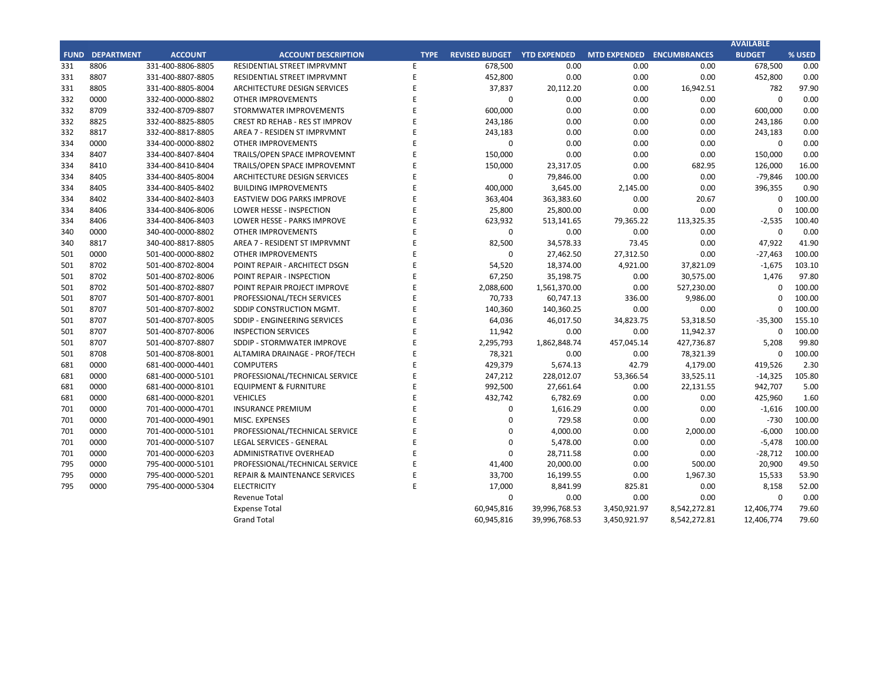| FUND | DEPARTMENT | ACCOUNT | ACCOUNT DESCRIPTION | TYPE | REVISED BUDGET | YTD EXPENDED | MTD EXPENDED | ENCUMBRANCES | AVAILABLE BUDGET | % USED |
|---|---|---|---|---|---|---|---|---|---|---|
| 331 | 8806 | 331-400-8806-8805 | RESIDENTIAL STREET IMPRVMNT | E | 678,500 | 0.00 | 0.00 | 0.00 | 678,500 | 0.00 |
| 331 | 8807 | 331-400-8807-8805 | RESIDENTIAL STREET IMPRVMNT | E | 452,800 | 0.00 | 0.00 | 0.00 | 452,800 | 0.00 |
| 331 | 8805 | 331-400-8805-8004 | ARCHITECTURE DESIGN SERVICES | E | 37,837 | 20,112.20 | 0.00 | 16,942.51 | 782 | 97.90 |
| 332 | 0000 | 332-400-0000-8802 | OTHER IMPROVEMENTS | E | 0 | 0.00 | 0.00 | 0.00 | 0 | 0.00 |
| 332 | 8709 | 332-400-8709-8807 | STORMWATER IMPROVEMENTS | E | 600,000 | 0.00 | 0.00 | 0.00 | 600,000 | 0.00 |
| 332 | 8825 | 332-400-8825-8805 | CREST RD REHAB - RES ST IMPROV | E | 243,186 | 0.00 | 0.00 | 0.00 | 243,186 | 0.00 |
| 332 | 8817 | 332-400-8817-8805 | AREA 7 - RESIDEN ST IMPRVMNT | E | 243,183 | 0.00 | 0.00 | 0.00 | 243,183 | 0.00 |
| 334 | 0000 | 334-400-0000-8802 | OTHER IMPROVEMENTS | E | 0 | 0.00 | 0.00 | 0.00 | 0 | 0.00 |
| 334 | 8407 | 334-400-8407-8404 | TRAILS/OPEN SPACE IMPROVEMNT | E | 150,000 | 0.00 | 0.00 | 0.00 | 150,000 | 0.00 |
| 334 | 8410 | 334-400-8410-8404 | TRAILS/OPEN SPACE IMPROVEMNT | E | 150,000 | 23,317.05 | 0.00 | 682.95 | 126,000 | 16.00 |
| 334 | 8405 | 334-400-8405-8004 | ARCHITECTURE DESIGN SERVICES | E | 0 | 79,846.00 | 0.00 | 0.00 | -79,846 | 100.00 |
| 334 | 8405 | 334-400-8405-8402 | BUILDING IMPROVEMENTS | E | 400,000 | 3,645.00 | 2,145.00 | 0.00 | 396,355 | 0.90 |
| 334 | 8402 | 334-400-8402-8403 | EASTVIEW DOG PARKS IMPROVE | E | 363,404 | 363,383.60 | 0.00 | 20.67 | 0 | 100.00 |
| 334 | 8406 | 334-400-8406-8006 | LOWER HESSE - INSPECTION | E | 25,800 | 25,800.00 | 0.00 | 0.00 | 0 | 100.00 |
| 334 | 8406 | 334-400-8406-8403 | LOWER HESSE - PARKS IMPROVE | E | 623,932 | 513,141.65 | 79,365.22 | 113,325.35 | -2,535 | 100.40 |
| 340 | 0000 | 340-400-0000-8802 | OTHER IMPROVEMENTS | E | 0 | 0.00 | 0.00 | 0.00 | 0 | 0.00 |
| 340 | 8817 | 340-400-8817-8805 | AREA 7 - RESIDENT ST IMPRVMNT | E | 82,500 | 34,578.33 | 73.45 | 0.00 | 47,922 | 41.90 |
| 501 | 0000 | 501-400-0000-8802 | OTHER IMPROVEMENTS | E | 0 | 27,462.50 | 27,312.50 | 0.00 | -27,463 | 100.00 |
| 501 | 8702 | 501-400-8702-8004 | POINT REPAIR - ARCHITECT DSGN | E | 54,520 | 18,374.00 | 4,921.00 | 37,821.09 | -1,675 | 103.10 |
| 501 | 8702 | 501-400-8702-8006 | POINT REPAIR - INSPECTION | E | 67,250 | 35,198.75 | 0.00 | 30,575.00 | 1,476 | 97.80 |
| 501 | 8702 | 501-400-8702-8807 | POINT REPAIR PROJECT IMPROVE | E | 2,088,600 | 1,561,370.00 | 0.00 | 527,230.00 | 0 | 100.00 |
| 501 | 8707 | 501-400-8707-8001 | PROFESSIONAL/TECH SERVICES | E | 70,733 | 60,747.13 | 336.00 | 9,986.00 | 0 | 100.00 |
| 501 | 8707 | 501-400-8707-8002 | SDDIP CONSTRUCTION MGMT. | E | 140,360 | 140,360.25 | 0.00 | 0.00 | 0 | 100.00 |
| 501 | 8707 | 501-400-8707-8005 | SDDIP - ENGINEERING SERVICES | E | 64,036 | 46,017.50 | 34,823.75 | 53,318.50 | -35,300 | 155.10 |
| 501 | 8707 | 501-400-8707-8006 | INSPECTION SERVICES | E | 11,942 | 0.00 | 0.00 | 11,942.37 | 0 | 100.00 |
| 501 | 8707 | 501-400-8707-8807 | SDDIP - STORMWATER IMPROVE | E | 2,295,793 | 1,862,848.74 | 457,045.14 | 427,736.87 | 5,208 | 99.80 |
| 501 | 8708 | 501-400-8708-8001 | ALTAMIRA DRAINAGE - PROF/TECH | E | 78,321 | 0.00 | 0.00 | 78,321.39 | 0 | 100.00 |
| 681 | 0000 | 681-400-0000-4401 | COMPUTERS | E | 429,379 | 5,674.13 | 42.79 | 4,179.00 | 419,526 | 2.30 |
| 681 | 0000 | 681-400-0000-5101 | PROFESSIONAL/TECHNICAL SERVICE | E | 247,212 | 228,012.07 | 53,366.54 | 33,525.11 | -14,325 | 105.80 |
| 681 | 0000 | 681-400-0000-8101 | EQUIPMENT & FURNITURE | E | 992,500 | 27,661.64 | 0.00 | 22,131.55 | 942,707 | 5.00 |
| 681 | 0000 | 681-400-0000-8201 | VEHICLES | E | 432,742 | 6,782.69 | 0.00 | 0.00 | 425,960 | 1.60 |
| 701 | 0000 | 701-400-0000-4701 | INSURANCE PREMIUM | E | 0 | 1,616.29 | 0.00 | 0.00 | -1,616 | 100.00 |
| 701 | 0000 | 701-400-0000-4901 | MISC. EXPENSES | E | 0 | 729.58 | 0.00 | 0.00 | -730 | 100.00 |
| 701 | 0000 | 701-400-0000-5101 | PROFESSIONAL/TECHNICAL SERVICE | E | 0 | 4,000.00 | 0.00 | 2,000.00 | -6,000 | 100.00 |
| 701 | 0000 | 701-400-0000-5107 | LEGAL SERVICES - GENERAL | E | 0 | 5,478.00 | 0.00 | 0.00 | -5,478 | 100.00 |
| 701 | 0000 | 701-400-0000-6203 | ADMINISTRATIVE OVERHEAD | E | 0 | 28,711.58 | 0.00 | 0.00 | -28,712 | 100.00 |
| 795 | 0000 | 795-400-0000-5101 | PROFESSIONAL/TECHNICAL SERVICE | E | 41,400 | 20,000.00 | 0.00 | 500.00 | 20,900 | 49.50 |
| 795 | 0000 | 795-400-0000-5201 | REPAIR & MAINTENANCE SERVICES | E | 33,700 | 16,199.55 | 0.00 | 1,967.30 | 15,533 | 53.90 |
| 795 | 0000 | 795-400-0000-5304 | ELECTRICITY | E | 17,000 | 8,841.99 | 825.81 | 0.00 | 8,158 | 52.00 |
| | | | Revenue Total | | 0 | 0.00 | 0.00 | 0.00 | 0 | 0.00 |
| | | | Expense Total | | 60,945,816 | 39,996,768.53 | 3,450,921.97 | 8,542,272.81 | 12,406,774 | 79.60 |
| | | | Grand Total | | 60,945,816 | 39,996,768.53 | 3,450,921.97 | 8,542,272.81 | 12,406,774 | 79.60 |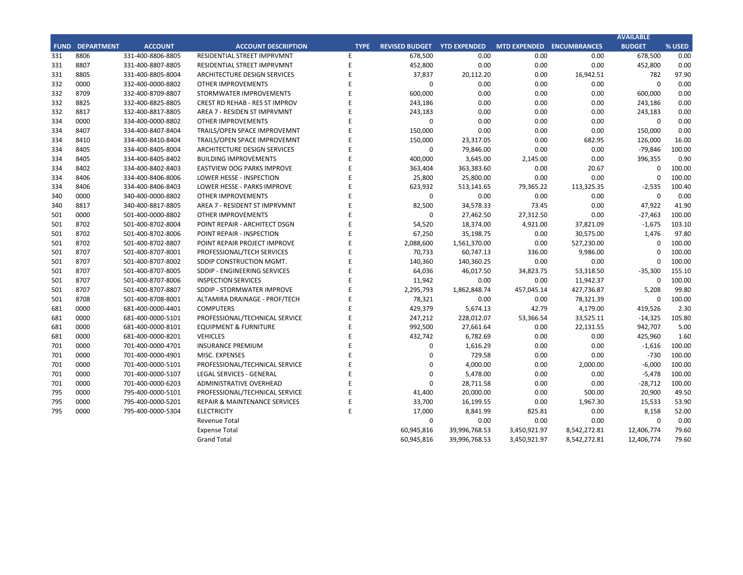| FUND | DEPARTMENT | ACCOUNT | ACCOUNT DESCRIPTION | TYPE | REVISED BUDGET | YTD EXPENDED | MTD EXPENDED | ENCUMBRANCES | AVAILABLE BUDGET | % USED |
|---|---|---|---|---|---|---|---|---|---|---|
| 331 | 8806 | 331-400-8806-8805 | RESIDENTIAL STREET IMPRVMNT | E | 678,500 | 0.00 | 0.00 | 0.00 | 678,500 | 0.00 |
| 331 | 8807 | 331-400-8807-8805 | RESIDENTIAL STREET IMPRVMNT | E | 452,800 | 0.00 | 0.00 | 0.00 | 452,800 | 0.00 |
| 331 | 8805 | 331-400-8805-8004 | ARCHITECTURE DESIGN SERVICES | E | 37,837 | 20,112.20 | 0.00 | 16,942.51 | 782 | 97.90 |
| 332 | 0000 | 332-400-0000-8802 | OTHER IMPROVEMENTS | E | 0 | 0.00 | 0.00 | 0.00 | 0 | 0.00 |
| 332 | 8709 | 332-400-8709-8807 | STORMWATER IMPROVEMENTS | E | 600,000 | 0.00 | 0.00 | 0.00 | 600,000 | 0.00 |
| 332 | 8825 | 332-400-8825-8805 | CREST RD REHAB - RES ST IMPROV | E | 243,186 | 0.00 | 0.00 | 0.00 | 243,186 | 0.00 |
| 332 | 8817 | 332-400-8817-8805 | AREA 7 - RESIDEN ST IMPRVMNT | E | 243,183 | 0.00 | 0.00 | 0.00 | 243,183 | 0.00 |
| 334 | 0000 | 334-400-0000-8802 | OTHER IMPROVEMENTS | E | 0 | 0.00 | 0.00 | 0.00 | 0 | 0.00 |
| 334 | 8407 | 334-400-8407-8404 | TRAILS/OPEN SPACE IMPROVEMNT | E | 150,000 | 0.00 | 0.00 | 0.00 | 150,000 | 0.00 |
| 334 | 8410 | 334-400-8410-8404 | TRAILS/OPEN SPACE IMPROVEMNT | E | 150,000 | 23,317.05 | 0.00 | 682.95 | 126,000 | 16.00 |
| 334 | 8405 | 334-400-8405-8004 | ARCHITECTURE DESIGN SERVICES | E | 0 | 79,846.00 | 0.00 | 0.00 | -79,846 | 100.00 |
| 334 | 8405 | 334-400-8405-8402 | BUILDING IMPROVEMENTS | E | 400,000 | 3,645.00 | 2,145.00 | 0.00 | 396,355 | 0.90 |
| 334 | 8402 | 334-400-8402-8403 | EASTVIEW DOG PARKS IMPROVE | E | 363,404 | 363,383.60 | 0.00 | 20.67 | 0 | 100.00 |
| 334 | 8406 | 334-400-8406-8006 | LOWER HESSE - INSPECTION | E | 25,800 | 25,800.00 | 0.00 | 0.00 | 0 | 100.00 |
| 334 | 8406 | 334-400-8406-8403 | LOWER HESSE - PARKS IMPROVE | E | 623,932 | 513,141.65 | 79,365.22 | 113,325.35 | -2,535 | 100.40 |
| 340 | 0000 | 340-400-0000-8802 | OTHER IMPROVEMENTS | E | 0 | 0.00 | 0.00 | 0.00 | 0 | 0.00 |
| 340 | 8817 | 340-400-8817-8805 | AREA 7 - RESIDENT ST IMPRVMNT | E | 82,500 | 34,578.33 | 73.45 | 0.00 | 47,922 | 41.90 |
| 501 | 0000 | 501-400-0000-8802 | OTHER IMPROVEMENTS | E | 0 | 27,462.50 | 27,312.50 | 0.00 | -27,463 | 100.00 |
| 501 | 8702 | 501-400-8702-8004 | POINT REPAIR - ARCHITECT DSGN | E | 54,520 | 18,374.00 | 4,921.00 | 37,821.09 | -1,675 | 103.10 |
| 501 | 8702 | 501-400-8702-8006 | POINT REPAIR - INSPECTION | E | 67,250 | 35,198.75 | 0.00 | 30,575.00 | 1,476 | 97.80 |
| 501 | 8702 | 501-400-8702-8807 | POINT REPAIR PROJECT IMPROVE | E | 2,088,600 | 1,561,370.00 | 0.00 | 527,230.00 | 0 | 100.00 |
| 501 | 8707 | 501-400-8707-8001 | PROFESSIONAL/TECH SERVICES | E | 70,733 | 60,747.13 | 336.00 | 9,986.00 | 0 | 100.00 |
| 501 | 8707 | 501-400-8707-8002 | SDDIP CONSTRUCTION MGMT. | E | 140,360 | 140,360.25 | 0.00 | 0.00 | 0 | 100.00 |
| 501 | 8707 | 501-400-8707-8005 | SDDIP - ENGINEERING SERVICES | E | 64,036 | 46,017.50 | 34,823.75 | 53,318.50 | -35,300 | 155.10 |
| 501 | 8707 | 501-400-8707-8006 | INSPECTION SERVICES | E | 11,942 | 0.00 | 0.00 | 11,942.37 | 0 | 100.00 |
| 501 | 8707 | 501-400-8707-8807 | SDDIP - STORMWATER IMPROVE | E | 2,295,793 | 1,862,848.74 | 457,045.14 | 427,736.87 | 5,208 | 99.80 |
| 501 | 8708 | 501-400-8708-8001 | ALTAMIRA DRAINAGE - PROF/TECH | E | 78,321 | 0.00 | 0.00 | 78,321.39 | 0 | 100.00 |
| 681 | 0000 | 681-400-0000-4401 | COMPUTERS | E | 429,379 | 5,674.13 | 42.79 | 4,179.00 | 419,526 | 2.30 |
| 681 | 0000 | 681-400-0000-5101 | PROFESSIONAL/TECHNICAL SERVICE | E | 247,212 | 228,012.07 | 53,366.54 | 33,525.11 | -14,325 | 105.80 |
| 681 | 0000 | 681-400-0000-8101 | EQUIPMENT & FURNITURE | E | 992,500 | 27,661.64 | 0.00 | 22,131.55 | 942,707 | 5.00 |
| 681 | 0000 | 681-400-0000-8201 | VEHICLES | E | 432,742 | 6,782.69 | 0.00 | 0.00 | 425,960 | 1.60 |
| 701 | 0000 | 701-400-0000-4701 | INSURANCE PREMIUM | E | 0 | 1,616.29 | 0.00 | 0.00 | -1,616 | 100.00 |
| 701 | 0000 | 701-400-0000-4901 | MISC. EXPENSES | E | 0 | 729.58 | 0.00 | 0.00 | -730 | 100.00 |
| 701 | 0000 | 701-400-0000-5101 | PROFESSIONAL/TECHNICAL SERVICE | E | 0 | 4,000.00 | 0.00 | 2,000.00 | -6,000 | 100.00 |
| 701 | 0000 | 701-400-0000-5107 | LEGAL SERVICES - GENERAL | E | 0 | 5,478.00 | 0.00 | 0.00 | -5,478 | 100.00 |
| 701 | 0000 | 701-400-0000-6203 | ADMINISTRATIVE OVERHEAD | E | 0 | 28,711.58 | 0.00 | 0.00 | -28,712 | 100.00 |
| 795 | 0000 | 795-400-0000-5101 | PROFESSIONAL/TECHNICAL SERVICE | E | 41,400 | 20,000.00 | 0.00 | 500.00 | 20,900 | 49.50 |
| 795 | 0000 | 795-400-0000-5201 | REPAIR & MAINTENANCE SERVICES | E | 33,700 | 16,199.55 | 0.00 | 1,967.30 | 15,533 | 53.90 |
| 795 | 0000 | 795-400-0000-5304 | ELECTRICITY | E | 17,000 | 8,841.99 | 825.81 | 0.00 | 8,158 | 52.00 |
| | | | Revenue Total | | 0 | 0.00 | 0.00 | 0.00 | 0 | 0.00 |
| | | | Expense Total | | 60,945,816 | 39,996,768.53 | 3,450,921.97 | 8,542,272.81 | 12,406,774 | 79.60 |
| | | | Grand Total | | 60,945,816 | 39,996,768.53 | 3,450,921.97 | 8,542,272.81 | 12,406,774 | 79.60 |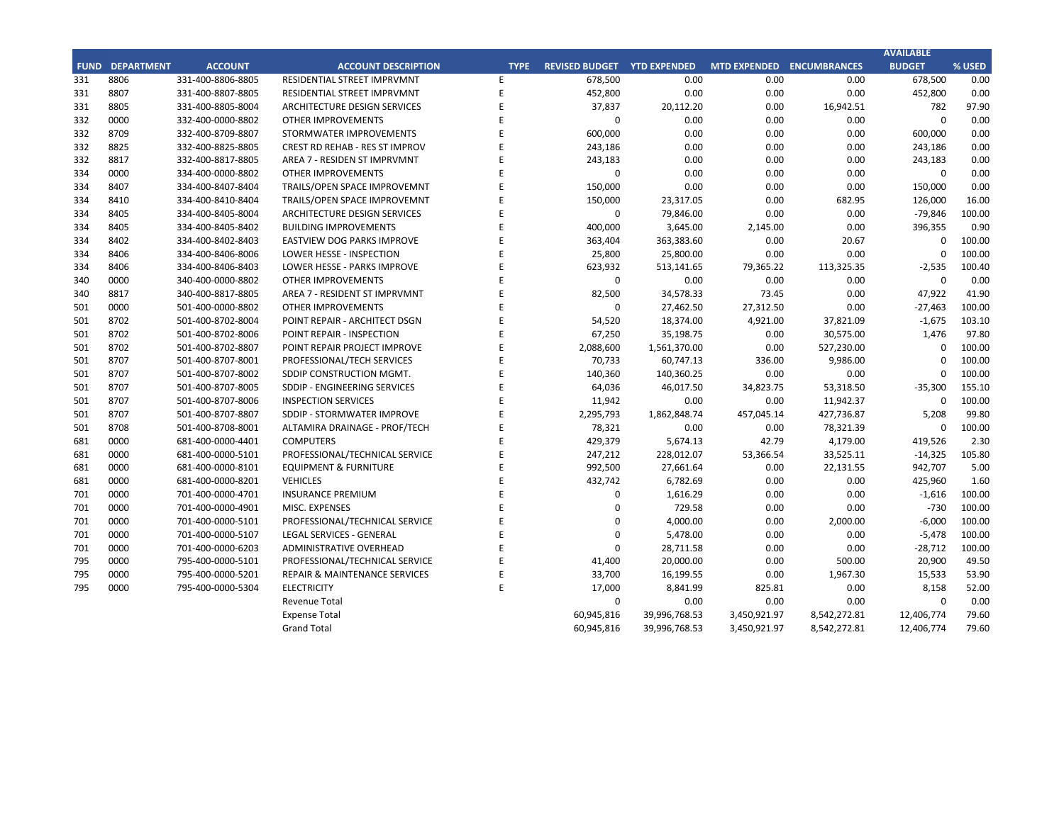| FUND | DEPARTMENT | ACCOUNT | ACCOUNT DESCRIPTION | TYPE | REVISED BUDGET | YTD EXPENDED | MTD EXPENDED | ENCUMBRANCES | AVAILABLE BUDGET | % USED |
|---|---|---|---|---|---|---|---|---|---|---|
| 331 | 8806 | 331-400-8806-8805 | RESIDENTIAL STREET IMPRVMNT | E | 678,500 | 0.00 | 0.00 | 0.00 | 678,500 | 0.00 |
| 331 | 8807 | 331-400-8807-8805 | RESIDENTIAL STREET IMPRVMNT | E | 452,800 | 0.00 | 0.00 | 0.00 | 452,800 | 0.00 |
| 331 | 8805 | 331-400-8805-8004 | ARCHITECTURE DESIGN SERVICES | E | 37,837 | 20,112.20 | 0.00 | 16,942.51 | 782 | 97.90 |
| 332 | 0000 | 332-400-0000-8802 | OTHER IMPROVEMENTS | E | 0 | 0.00 | 0.00 | 0.00 | 0 | 0.00 |
| 332 | 8709 | 332-400-8709-8807 | STORMWATER IMPROVEMENTS | E | 600,000 | 0.00 | 0.00 | 0.00 | 600,000 | 0.00 |
| 332 | 8825 | 332-400-8825-8805 | CREST RD REHAB - RES ST IMPROV | E | 243,186 | 0.00 | 0.00 | 0.00 | 243,186 | 0.00 |
| 332 | 8817 | 332-400-8817-8805 | AREA 7 - RESIDEN ST IMPRVMNT | E | 243,183 | 0.00 | 0.00 | 0.00 | 243,183 | 0.00 |
| 334 | 0000 | 334-400-0000-8802 | OTHER IMPROVEMENTS | E | 0 | 0.00 | 0.00 | 0.00 | 0 | 0.00 |
| 334 | 8407 | 334-400-8407-8404 | TRAILS/OPEN SPACE IMPROVEMNT | E | 150,000 | 0.00 | 0.00 | 0.00 | 150,000 | 0.00 |
| 334 | 8410 | 334-400-8410-8404 | TRAILS/OPEN SPACE IMPROVEMNT | E | 150,000 | 23,317.05 | 0.00 | 682.95 | 126,000 | 16.00 |
| 334 | 8405 | 334-400-8405-8004 | ARCHITECTURE DESIGN SERVICES | E | 0 | 79,846.00 | 0.00 | 0.00 | -79,846 | 100.00 |
| 334 | 8405 | 334-400-8405-8402 | BUILDING IMPROVEMENTS | E | 400,000 | 3,645.00 | 2,145.00 | 0.00 | 396,355 | 0.90 |
| 334 | 8402 | 334-400-8402-8403 | EASTVIEW DOG PARKS IMPROVE | E | 363,404 | 363,383.60 | 0.00 | 20.67 | 0 | 100.00 |
| 334 | 8406 | 334-400-8406-8006 | LOWER HESSE - INSPECTION | E | 25,800 | 25,800.00 | 0.00 | 0.00 | 0 | 100.00 |
| 334 | 8406 | 334-400-8406-8403 | LOWER HESSE - PARKS IMPROVE | E | 623,932 | 513,141.65 | 79,365.22 | 113,325.35 | -2,535 | 100.40 |
| 340 | 0000 | 340-400-0000-8802 | OTHER IMPROVEMENTS | E | 0 | 0.00 | 0.00 | 0.00 | 0 | 0.00 |
| 340 | 8817 | 340-400-8817-8805 | AREA 7 - RESIDENT ST IMPRVMNT | E | 82,500 | 34,578.33 | 73.45 | 0.00 | 47,922 | 41.90 |
| 501 | 0000 | 501-400-0000-8802 | OTHER IMPROVEMENTS | E | 0 | 27,462.50 | 27,312.50 | 0.00 | -27,463 | 100.00 |
| 501 | 8702 | 501-400-8702-8004 | POINT REPAIR - ARCHITECT DSGN | E | 54,520 | 18,374.00 | 4,921.00 | 37,821.09 | -1,675 | 103.10 |
| 501 | 8702 | 501-400-8702-8006 | POINT REPAIR - INSPECTION | E | 67,250 | 35,198.75 | 0.00 | 30,575.00 | 1,476 | 97.80 |
| 501 | 8702 | 501-400-8702-8807 | POINT REPAIR PROJECT IMPROVE | E | 2,088,600 | 1,561,370.00 | 0.00 | 527,230.00 | 0 | 100.00 |
| 501 | 8707 | 501-400-8707-8001 | PROFESSIONAL/TECH SERVICES | E | 70,733 | 60,747.13 | 336.00 | 9,986.00 | 0 | 100.00 |
| 501 | 8707 | 501-400-8707-8002 | SDDIP CONSTRUCTION MGMT. | E | 140,360 | 140,360.25 | 0.00 | 0.00 | 0 | 100.00 |
| 501 | 8707 | 501-400-8707-8005 | SDDIP - ENGINEERING SERVICES | E | 64,036 | 46,017.50 | 34,823.75 | 53,318.50 | -35,300 | 155.10 |
| 501 | 8707 | 501-400-8707-8006 | INSPECTION SERVICES | E | 11,942 | 0.00 | 0.00 | 11,942.37 | 0 | 100.00 |
| 501 | 8707 | 501-400-8707-8807 | SDDIP - STORMWATER IMPROVE | E | 2,295,793 | 1,862,848.74 | 457,045.14 | 427,736.87 | 5,208 | 99.80 |
| 501 | 8708 | 501-400-8708-8001 | ALTAMIRA DRAINAGE - PROF/TECH | E | 78,321 | 0.00 | 0.00 | 78,321.39 | 0 | 100.00 |
| 681 | 0000 | 681-400-0000-4401 | COMPUTERS | E | 429,379 | 5,674.13 | 42.79 | 4,179.00 | 419,526 | 2.30 |
| 681 | 0000 | 681-400-0000-5101 | PROFESSIONAL/TECHNICAL SERVICE | E | 247,212 | 228,012.07 | 53,366.54 | 33,525.11 | -14,325 | 105.80 |
| 681 | 0000 | 681-400-0000-8101 | EQUIPMENT & FURNITURE | E | 992,500 | 27,661.64 | 0.00 | 22,131.55 | 942,707 | 5.00 |
| 681 | 0000 | 681-400-0000-8201 | VEHICLES | E | 432,742 | 6,782.69 | 0.00 | 0.00 | 425,960 | 1.60 |
| 701 | 0000 | 701-400-0000-4701 | INSURANCE PREMIUM | E | 0 | 1,616.29 | 0.00 | 0.00 | -1,616 | 100.00 |
| 701 | 0000 | 701-400-0000-4901 | MISC. EXPENSES | E | 0 | 729.58 | 0.00 | 0.00 | -730 | 100.00 |
| 701 | 0000 | 701-400-0000-5101 | PROFESSIONAL/TECHNICAL SERVICE | E | 0 | 4,000.00 | 0.00 | 2,000.00 | -6,000 | 100.00 |
| 701 | 0000 | 701-400-0000-5107 | LEGAL SERVICES - GENERAL | E | 0 | 5,478.00 | 0.00 | 0.00 | -5,478 | 100.00 |
| 701 | 0000 | 701-400-0000-6203 | ADMINISTRATIVE OVERHEAD | E | 0 | 28,711.58 | 0.00 | 0.00 | -28,712 | 100.00 |
| 795 | 0000 | 795-400-0000-5101 | PROFESSIONAL/TECHNICAL SERVICE | E | 41,400 | 20,000.00 | 0.00 | 500.00 | 20,900 | 49.50 |
| 795 | 0000 | 795-400-0000-5201 | REPAIR & MAINTENANCE SERVICES | E | 33,700 | 16,199.55 | 0.00 | 1,967.30 | 15,533 | 53.90 |
| 795 | 0000 | 795-400-0000-5304 | ELECTRICITY | E | 17,000 | 8,841.99 | 825.81 | 0.00 | 8,158 | 52.00 |
| | | | Revenue Total | | 0 | 0.00 | 0.00 | 0.00 | 0 | 0.00 |
| | | | Expense Total | | 60,945,816 | 39,996,768.53 | 3,450,921.97 | 8,542,272.81 | 12,406,774 | 79.60 |
| | | | Grand Total | | 60,945,816 | 39,996,768.53 | 3,450,921.97 | 8,542,272.81 | 12,406,774 | 79.60 |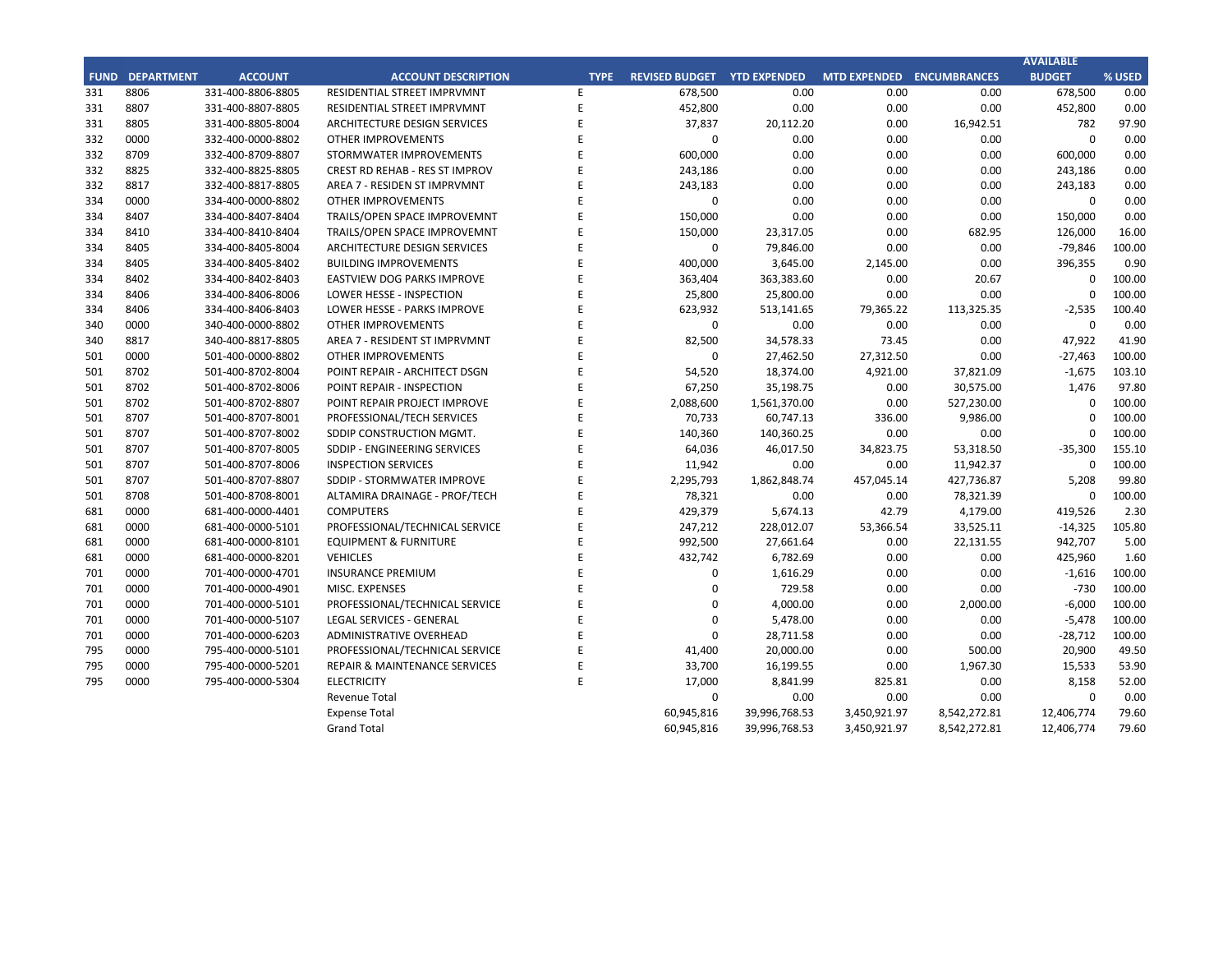| FUND | DEPARTMENT | ACCOUNT | ACCOUNT DESCRIPTION | TYPE | REVISED BUDGET | YTD EXPENDED | MTD EXPENDED | ENCUMBRANCES | AVAILABLE BUDGET | % USED |
|---|---|---|---|---|---|---|---|---|---|---|
| 331 | 8806 | 331-400-8806-8805 | RESIDENTIAL STREET IMPRVMNT | E | 678,500 | 0.00 | 0.00 | 0.00 | 678,500 | 0.00 |
| 331 | 8807 | 331-400-8807-8805 | RESIDENTIAL STREET IMPRVMNT | E | 452,800 | 0.00 | 0.00 | 0.00 | 452,800 | 0.00 |
| 331 | 8805 | 331-400-8805-8004 | ARCHITECTURE DESIGN SERVICES | E | 37,837 | 20,112.20 | 0.00 | 16,942.51 | 782 | 97.90 |
| 332 | 0000 | 332-400-0000-8802 | OTHER IMPROVEMENTS | E | 0 | 0.00 | 0.00 | 0.00 | 0 | 0.00 |
| 332 | 8709 | 332-400-8709-8807 | STORMWATER IMPROVEMENTS | E | 600,000 | 0.00 | 0.00 | 0.00 | 600,000 | 0.00 |
| 332 | 8825 | 332-400-8825-8805 | CREST RD REHAB - RES ST IMPROV | E | 243,186 | 0.00 | 0.00 | 0.00 | 243,186 | 0.00 |
| 332 | 8817 | 332-400-8817-8805 | AREA 7 - RESIDEN ST IMPRVMNT | E | 243,183 | 0.00 | 0.00 | 0.00 | 243,183 | 0.00 |
| 334 | 0000 | 334-400-0000-8802 | OTHER IMPROVEMENTS | E | 0 | 0.00 | 0.00 | 0.00 | 0 | 0.00 |
| 334 | 8407 | 334-400-8407-8404 | TRAILS/OPEN SPACE IMPROVEMNT | E | 150,000 | 0.00 | 0.00 | 0.00 | 150,000 | 0.00 |
| 334 | 8410 | 334-400-8410-8404 | TRAILS/OPEN SPACE IMPROVEMNT | E | 150,000 | 23,317.05 | 0.00 | 682.95 | 126,000 | 16.00 |
| 334 | 8405 | 334-400-8405-8004 | ARCHITECTURE DESIGN SERVICES | E | 0 | 79,846.00 | 0.00 | 0.00 | -79,846 | 100.00 |
| 334 | 8405 | 334-400-8405-8402 | BUILDING IMPROVEMENTS | E | 400,000 | 3,645.00 | 2,145.00 | 0.00 | 396,355 | 0.90 |
| 334 | 8402 | 334-400-8402-8403 | EASTVIEW DOG PARKS IMPROVE | E | 363,404 | 363,383.60 | 0.00 | 20.67 | 0 | 100.00 |
| 334 | 8406 | 334-400-8406-8006 | LOWER HESSE - INSPECTION | E | 25,800 | 25,800.00 | 0.00 | 0.00 | 0 | 100.00 |
| 334 | 8406 | 334-400-8406-8403 | LOWER HESSE - PARKS IMPROVE | E | 623,932 | 513,141.65 | 79,365.22 | 113,325.35 | -2,535 | 100.40 |
| 340 | 0000 | 340-400-0000-8802 | OTHER IMPROVEMENTS | E | 0 | 0.00 | 0.00 | 0.00 | 0 | 0.00 |
| 340 | 8817 | 340-400-8817-8805 | AREA 7 - RESIDENT ST IMPRVMNT | E | 82,500 | 34,578.33 | 73.45 | 0.00 | 47,922 | 41.90 |
| 501 | 0000 | 501-400-0000-8802 | OTHER IMPROVEMENTS | E | 0 | 27,462.50 | 27,312.50 | 0.00 | -27,463 | 100.00 |
| 501 | 8702 | 501-400-8702-8004 | POINT REPAIR - ARCHITECT DSGN | E | 54,520 | 18,374.00 | 4,921.00 | 37,821.09 | -1,675 | 103.10 |
| 501 | 8702 | 501-400-8702-8006 | POINT REPAIR - INSPECTION | E | 67,250 | 35,198.75 | 0.00 | 30,575.00 | 1,476 | 97.80 |
| 501 | 8702 | 501-400-8702-8807 | POINT REPAIR PROJECT IMPROVE | E | 2,088,600 | 1,561,370.00 | 0.00 | 527,230.00 | 0 | 100.00 |
| 501 | 8707 | 501-400-8707-8001 | PROFESSIONAL/TECH SERVICES | E | 70,733 | 60,747.13 | 336.00 | 9,986.00 | 0 | 100.00 |
| 501 | 8707 | 501-400-8707-8002 | SDDIP CONSTRUCTION MGMT. | E | 140,360 | 140,360.25 | 0.00 | 0.00 | 0 | 100.00 |
| 501 | 8707 | 501-400-8707-8005 | SDDIP - ENGINEERING SERVICES | E | 64,036 | 46,017.50 | 34,823.75 | 53,318.50 | -35,300 | 155.10 |
| 501 | 8707 | 501-400-8707-8006 | INSPECTION SERVICES | E | 11,942 | 0.00 | 0.00 | 11,942.37 | 0 | 100.00 |
| 501 | 8707 | 501-400-8707-8807 | SDDIP - STORMWATER IMPROVE | E | 2,295,793 | 1,862,848.74 | 457,045.14 | 427,736.87 | 5,208 | 99.80 |
| 501 | 8708 | 501-400-8708-8001 | ALTAMIRA DRAINAGE - PROF/TECH | E | 78,321 | 0.00 | 0.00 | 78,321.39 | 0 | 100.00 |
| 681 | 0000 | 681-400-0000-4401 | COMPUTERS | E | 429,379 | 5,674.13 | 42.79 | 4,179.00 | 419,526 | 2.30 |
| 681 | 0000 | 681-400-0000-5101 | PROFESSIONAL/TECHNICAL SERVICE | E | 247,212 | 228,012.07 | 53,366.54 | 33,525.11 | -14,325 | 105.80 |
| 681 | 0000 | 681-400-0000-8101 | EQUIPMENT & FURNITURE | E | 992,500 | 27,661.64 | 0.00 | 22,131.55 | 942,707 | 5.00 |
| 681 | 0000 | 681-400-0000-8201 | VEHICLES | E | 432,742 | 6,782.69 | 0.00 | 0.00 | 425,960 | 1.60 |
| 701 | 0000 | 701-400-0000-4701 | INSURANCE PREMIUM | E | 0 | 1,616.29 | 0.00 | 0.00 | -1,616 | 100.00 |
| 701 | 0000 | 701-400-0000-4901 | MISC. EXPENSES | E | 0 | 729.58 | 0.00 | 0.00 | -730 | 100.00 |
| 701 | 0000 | 701-400-0000-5101 | PROFESSIONAL/TECHNICAL SERVICE | E | 0 | 4,000.00 | 0.00 | 2,000.00 | -6,000 | 100.00 |
| 701 | 0000 | 701-400-0000-5107 | LEGAL SERVICES - GENERAL | E | 0 | 5,478.00 | 0.00 | 0.00 | -5,478 | 100.00 |
| 701 | 0000 | 701-400-0000-6203 | ADMINISTRATIVE OVERHEAD | E | 0 | 28,711.58 | 0.00 | 0.00 | -28,712 | 100.00 |
| 795 | 0000 | 795-400-0000-5101 | PROFESSIONAL/TECHNICAL SERVICE | E | 41,400 | 20,000.00 | 0.00 | 500.00 | 20,900 | 49.50 |
| 795 | 0000 | 795-400-0000-5201 | REPAIR & MAINTENANCE SERVICES | E | 33,700 | 16,199.55 | 0.00 | 1,967.30 | 15,533 | 53.90 |
| 795 | 0000 | 795-400-0000-5304 | ELECTRICITY | E | 17,000 | 8,841.99 | 825.81 | 0.00 | 8,158 | 52.00 |
| | | | Revenue Total | | 0 | 0.00 | 0.00 | 0.00 | 0 | 0.00 |
| | | | Expense Total | | 60,945,816 | 39,996,768.53 | 3,450,921.97 | 8,542,272.81 | 12,406,774 | 79.60 |
| | | | Grand Total | | 60,945,816 | 39,996,768.53 | 3,450,921.97 | 8,542,272.81 | 12,406,774 | 79.60 |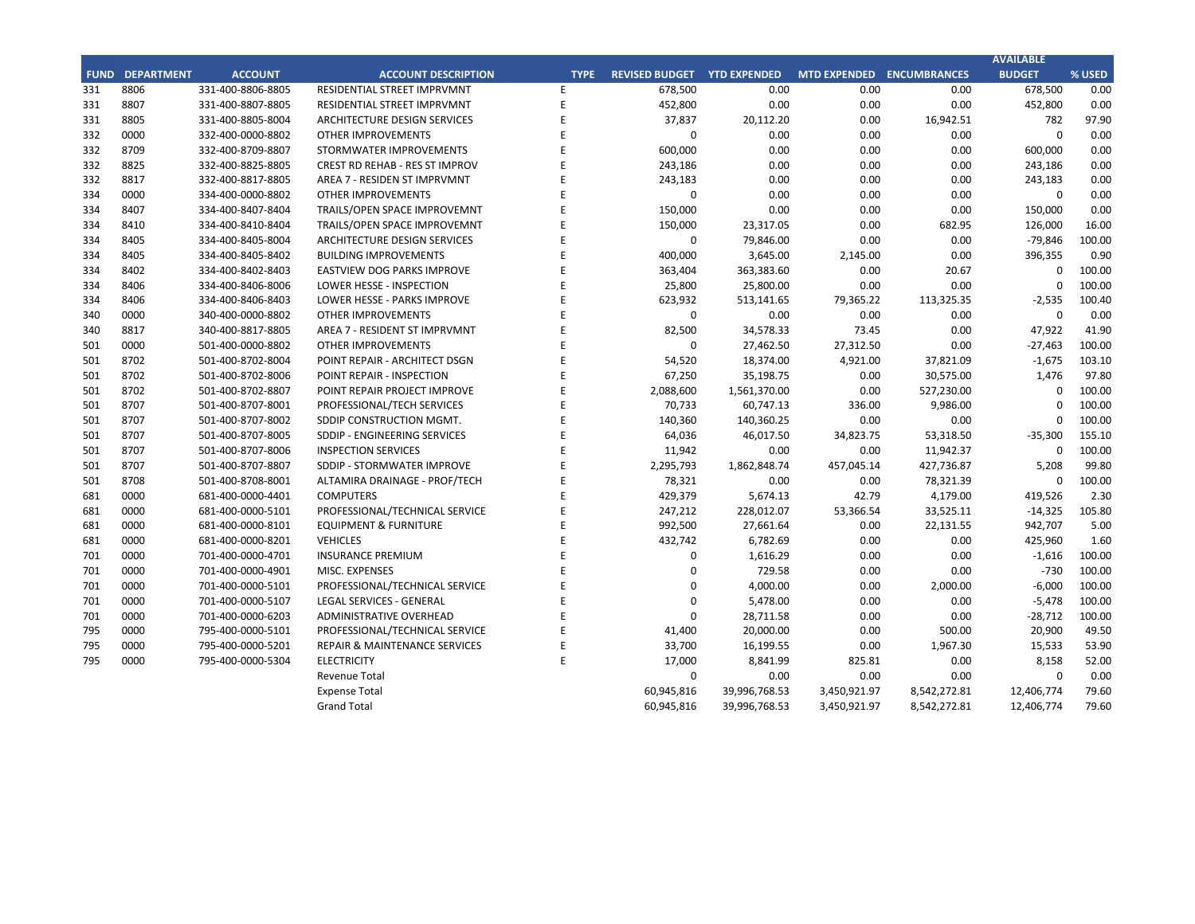| FUND | DEPARTMENT | ACCOUNT | ACCOUNT DESCRIPTION | TYPE | REVISED BUDGET | YTD EXPENDED | MTD EXPENDED | ENCUMBRANCES | AVAILABLE BUDGET | % USED |
|---|---|---|---|---|---|---|---|---|---|---|
| 331 | 8806 | 331-400-8806-8805 | RESIDENTIAL STREET IMPRVMNT | E | 678,500 | 0.00 | 0.00 | 0.00 | 678,500 | 0.00 |
| 331 | 8807 | 331-400-8807-8805 | RESIDENTIAL STREET IMPRVMNT | E | 452,800 | 0.00 | 0.00 | 0.00 | 452,800 | 0.00 |
| 331 | 8805 | 331-400-8805-8004 | ARCHITECTURE DESIGN SERVICES | E | 37,837 | 20,112.20 | 0.00 | 16,942.51 | 782 | 97.90 |
| 332 | 0000 | 332-400-0000-8802 | OTHER IMPROVEMENTS | E | 0 | 0.00 | 0.00 | 0.00 | 0 | 0.00 |
| 332 | 8709 | 332-400-8709-8807 | STORMWATER IMPROVEMENTS | E | 600,000 | 0.00 | 0.00 | 0.00 | 600,000 | 0.00 |
| 332 | 8825 | 332-400-8825-8805 | CREST RD REHAB - RES ST IMPROV | E | 243,186 | 0.00 | 0.00 | 0.00 | 243,186 | 0.00 |
| 332 | 8817 | 332-400-8817-8805 | AREA 7 - RESIDEN ST IMPRVMNT | E | 243,183 | 0.00 | 0.00 | 0.00 | 243,183 | 0.00 |
| 334 | 0000 | 334-400-0000-8802 | OTHER IMPROVEMENTS | E | 0 | 0.00 | 0.00 | 0.00 | 0 | 0.00 |
| 334 | 8407 | 334-400-8407-8404 | TRAILS/OPEN SPACE IMPROVEMNT | E | 150,000 | 0.00 | 0.00 | 0.00 | 150,000 | 0.00 |
| 334 | 8410 | 334-400-8410-8404 | TRAILS/OPEN SPACE IMPROVEMNT | E | 150,000 | 23,317.05 | 0.00 | 682.95 | 126,000 | 16.00 |
| 334 | 8405 | 334-400-8405-8004 | ARCHITECTURE DESIGN SERVICES | E | 0 | 79,846.00 | 0.00 | 0.00 | -79,846 | 100.00 |
| 334 | 8405 | 334-400-8405-8402 | BUILDING IMPROVEMENTS | E | 400,000 | 3,645.00 | 2,145.00 | 0.00 | 396,355 | 0.90 |
| 334 | 8402 | 334-400-8402-8403 | EASTVIEW DOG PARKS IMPROVE | E | 363,404 | 363,383.60 | 0.00 | 20.67 | 0 | 100.00 |
| 334 | 8406 | 334-400-8406-8006 | LOWER HESSE - INSPECTION | E | 25,800 | 25,800.00 | 0.00 | 0.00 | 0 | 100.00 |
| 334 | 8406 | 334-400-8406-8403 | LOWER HESSE - PARKS IMPROVE | E | 623,932 | 513,141.65 | 79,365.22 | 113,325.35 | -2,535 | 100.40 |
| 340 | 0000 | 340-400-0000-8802 | OTHER IMPROVEMENTS | E | 0 | 0.00 | 0.00 | 0.00 | 0 | 0.00 |
| 340 | 8817 | 340-400-8817-8805 | AREA 7 - RESIDENT ST IMPRVMNT | E | 82,500 | 34,578.33 | 73.45 | 0.00 | 47,922 | 41.90 |
| 501 | 0000 | 501-400-0000-8802 | OTHER IMPROVEMENTS | E | 0 | 27,462.50 | 27,312.50 | 0.00 | -27,463 | 100.00 |
| 501 | 8702 | 501-400-8702-8004 | POINT REPAIR - ARCHITECT DSGN | E | 54,520 | 18,374.00 | 4,921.00 | 37,821.09 | -1,675 | 103.10 |
| 501 | 8702 | 501-400-8702-8006 | POINT REPAIR - INSPECTION | E | 67,250 | 35,198.75 | 0.00 | 30,575.00 | 1,476 | 97.80 |
| 501 | 8702 | 501-400-8702-8807 | POINT REPAIR PROJECT IMPROVE | E | 2,088,600 | 1,561,370.00 | 0.00 | 527,230.00 | 0 | 100.00 |
| 501 | 8707 | 501-400-8707-8001 | PROFESSIONAL/TECH SERVICES | E | 70,733 | 60,747.13 | 336.00 | 9,986.00 | 0 | 100.00 |
| 501 | 8707 | 501-400-8707-8002 | SDDIP CONSTRUCTION MGMT. | E | 140,360 | 140,360.25 | 0.00 | 0.00 | 0 | 100.00 |
| 501 | 8707 | 501-400-8707-8005 | SDDIP - ENGINEERING SERVICES | E | 64,036 | 46,017.50 | 34,823.75 | 53,318.50 | -35,300 | 155.10 |
| 501 | 8707 | 501-400-8707-8006 | INSPECTION SERVICES | E | 11,942 | 0.00 | 0.00 | 11,942.37 | 0 | 100.00 |
| 501 | 8707 | 501-400-8707-8807 | SDDIP - STORMWATER IMPROVE | E | 2,295,793 | 1,862,848.74 | 457,045.14 | 427,736.87 | 5,208 | 99.80 |
| 501 | 8708 | 501-400-8708-8001 | ALTAMIRA DRAINAGE - PROF/TECH | E | 78,321 | 0.00 | 0.00 | 78,321.39 | 0 | 100.00 |
| 681 | 0000 | 681-400-0000-4401 | COMPUTERS | E | 429,379 | 5,674.13 | 42.79 | 4,179.00 | 419,526 | 2.30 |
| 681 | 0000 | 681-400-0000-5101 | PROFESSIONAL/TECHNICAL SERVICE | E | 247,212 | 228,012.07 | 53,366.54 | 33,525.11 | -14,325 | 105.80 |
| 681 | 0000 | 681-400-0000-8101 | EQUIPMENT & FURNITURE | E | 992,500 | 27,661.64 | 0.00 | 22,131.55 | 942,707 | 5.00 |
| 681 | 0000 | 681-400-0000-8201 | VEHICLES | E | 432,742 | 6,782.69 | 0.00 | 0.00 | 425,960 | 1.60 |
| 701 | 0000 | 701-400-0000-4701 | INSURANCE PREMIUM | E | 0 | 1,616.29 | 0.00 | 0.00 | -1,616 | 100.00 |
| 701 | 0000 | 701-400-0000-4901 | MISC. EXPENSES | E | 0 | 729.58 | 0.00 | 0.00 | -730 | 100.00 |
| 701 | 0000 | 701-400-0000-5101 | PROFESSIONAL/TECHNICAL SERVICE | E | 0 | 4,000.00 | 0.00 | 2,000.00 | -6,000 | 100.00 |
| 701 | 0000 | 701-400-0000-5107 | LEGAL SERVICES - GENERAL | E | 0 | 5,478.00 | 0.00 | 0.00 | -5,478 | 100.00 |
| 701 | 0000 | 701-400-0000-6203 | ADMINISTRATIVE OVERHEAD | E | 0 | 28,711.58 | 0.00 | 0.00 | -28,712 | 100.00 |
| 795 | 0000 | 795-400-0000-5101 | PROFESSIONAL/TECHNICAL SERVICE | E | 41,400 | 20,000.00 | 0.00 | 500.00 | 20,900 | 49.50 |
| 795 | 0000 | 795-400-0000-5201 | REPAIR & MAINTENANCE SERVICES | E | 33,700 | 16,199.55 | 0.00 | 1,967.30 | 15,533 | 53.90 |
| 795 | 0000 | 795-400-0000-5304 | ELECTRICITY | E | 17,000 | 8,841.99 | 825.81 | 0.00 | 8,158 | 52.00 |
| | | | Revenue Total | | 0 | 0.00 | 0.00 | 0.00 | 0 | 0.00 |
| | | | Expense Total | | 60,945,816 | 39,996,768.53 | 3,450,921.97 | 8,542,272.81 | 12,406,774 | 79.60 |
| | | | Grand Total | | 60,945,816 | 39,996,768.53 | 3,450,921.97 | 8,542,272.81 | 12,406,774 | 79.60 |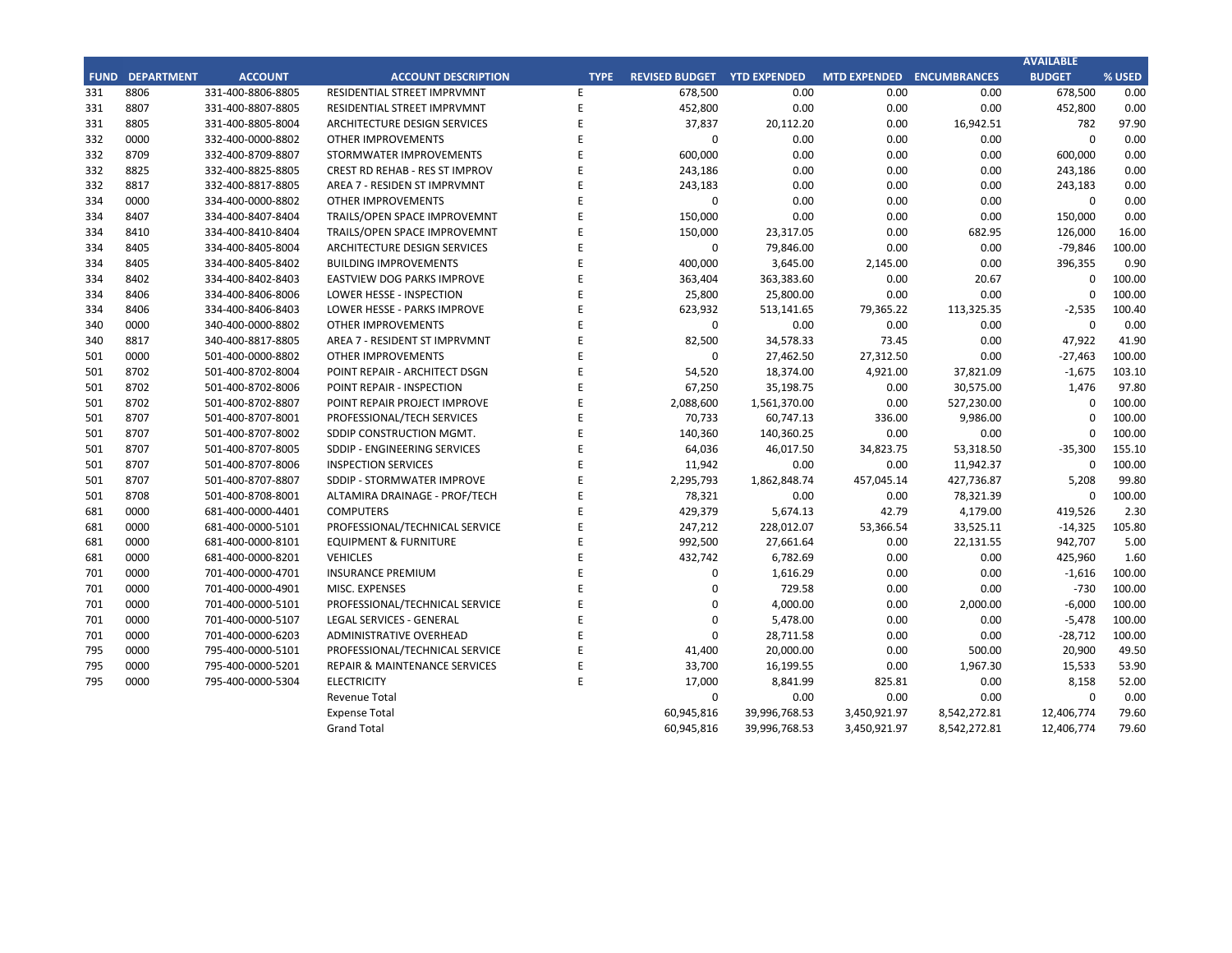| FUND | DEPARTMENT | ACCOUNT | ACCOUNT DESCRIPTION | TYPE | REVISED BUDGET | YTD EXPENDED | MTD EXPENDED | ENCUMBRANCES | AVAILABLE BUDGET | % USED |
|---|---|---|---|---|---|---|---|---|---|---|
| 331 | 8806 | 331-400-8806-8805 | RESIDENTIAL STREET IMPRVMNT | E | 678,500 | 0.00 | 0.00 | 0.00 | 678,500 | 0.00 |
| 331 | 8807 | 331-400-8807-8805 | RESIDENTIAL STREET IMPRVMNT | E | 452,800 | 0.00 | 0.00 | 0.00 | 452,800 | 0.00 |
| 331 | 8805 | 331-400-8805-8004 | ARCHITECTURE DESIGN SERVICES | E | 37,837 | 20,112.20 | 0.00 | 16,942.51 | 782 | 97.90 |
| 332 | 0000 | 332-400-0000-8802 | OTHER IMPROVEMENTS | E | 0 | 0.00 | 0.00 | 0.00 | 0 | 0.00 |
| 332 | 8709 | 332-400-8709-8807 | STORMWATER IMPROVEMENTS | E | 600,000 | 0.00 | 0.00 | 0.00 | 600,000 | 0.00 |
| 332 | 8825 | 332-400-8825-8805 | CREST RD REHAB - RES ST IMPROV | E | 243,186 | 0.00 | 0.00 | 0.00 | 243,186 | 0.00 |
| 332 | 8817 | 332-400-8817-8805 | AREA 7 - RESIDEN ST IMPRVMNT | E | 243,183 | 0.00 | 0.00 | 0.00 | 243,183 | 0.00 |
| 334 | 0000 | 334-400-0000-8802 | OTHER IMPROVEMENTS | E | 0 | 0.00 | 0.00 | 0.00 | 0 | 0.00 |
| 334 | 8407 | 334-400-8407-8404 | TRAILS/OPEN SPACE IMPROVEMNT | E | 150,000 | 0.00 | 0.00 | 0.00 | 150,000 | 0.00 |
| 334 | 8410 | 334-400-8410-8404 | TRAILS/OPEN SPACE IMPROVEMNT | E | 150,000 | 23,317.05 | 0.00 | 682.95 | 126,000 | 16.00 |
| 334 | 8405 | 334-400-8405-8004 | ARCHITECTURE DESIGN SERVICES | E | 0 | 79,846.00 | 0.00 | 0.00 | -79,846 | 100.00 |
| 334 | 8405 | 334-400-8405-8402 | BUILDING IMPROVEMENTS | E | 400,000 | 3,645.00 | 2,145.00 | 0.00 | 396,355 | 0.90 |
| 334 | 8402 | 334-400-8402-8403 | EASTVIEW DOG PARKS IMPROVE | E | 363,404 | 363,383.60 | 0.00 | 20.67 | 0 | 100.00 |
| 334 | 8406 | 334-400-8406-8006 | LOWER HESSE - INSPECTION | E | 25,800 | 25,800.00 | 0.00 | 0.00 | 0 | 100.00 |
| 334 | 8406 | 334-400-8406-8403 | LOWER HESSE - PARKS IMPROVE | E | 623,932 | 513,141.65 | 79,365.22 | 113,325.35 | -2,535 | 100.40 |
| 340 | 0000 | 340-400-0000-8802 | OTHER IMPROVEMENTS | E | 0 | 0.00 | 0.00 | 0.00 | 0 | 0.00 |
| 340 | 8817 | 340-400-8817-8805 | AREA 7 - RESIDENT ST IMPRVMNT | E | 82,500 | 34,578.33 | 73.45 | 0.00 | 47,922 | 41.90 |
| 501 | 0000 | 501-400-0000-8802 | OTHER IMPROVEMENTS | E | 0 | 27,462.50 | 27,312.50 | 0.00 | -27,463 | 100.00 |
| 501 | 8702 | 501-400-8702-8004 | POINT REPAIR - ARCHITECT DSGN | E | 54,520 | 18,374.00 | 4,921.00 | 37,821.09 | -1,675 | 103.10 |
| 501 | 8702 | 501-400-8702-8006 | POINT REPAIR - INSPECTION | E | 67,250 | 35,198.75 | 0.00 | 30,575.00 | 1,476 | 97.80 |
| 501 | 8702 | 501-400-8702-8807 | POINT REPAIR PROJECT IMPROVE | E | 2,088,600 | 1,561,370.00 | 0.00 | 527,230.00 | 0 | 100.00 |
| 501 | 8707 | 501-400-8707-8001 | PROFESSIONAL/TECH SERVICES | E | 70,733 | 60,747.13 | 336.00 | 9,986.00 | 0 | 100.00 |
| 501 | 8707 | 501-400-8707-8002 | SDDIP CONSTRUCTION MGMT. | E | 140,360 | 140,360.25 | 0.00 | 0.00 | 0 | 100.00 |
| 501 | 8707 | 501-400-8707-8005 | SDDIP - ENGINEERING SERVICES | E | 64,036 | 46,017.50 | 34,823.75 | 53,318.50 | -35,300 | 155.10 |
| 501 | 8707 | 501-400-8707-8006 | INSPECTION SERVICES | E | 11,942 | 0.00 | 0.00 | 11,942.37 | 0 | 100.00 |
| 501 | 8707 | 501-400-8707-8807 | SDDIP - STORMWATER IMPROVE | E | 2,295,793 | 1,862,848.74 | 457,045.14 | 427,736.87 | 5,208 | 99.80 |
| 501 | 8708 | 501-400-8708-8001 | ALTAMIRA DRAINAGE - PROF/TECH | E | 78,321 | 0.00 | 0.00 | 78,321.39 | 0 | 100.00 |
| 681 | 0000 | 681-400-0000-4401 | COMPUTERS | E | 429,379 | 5,674.13 | 42.79 | 4,179.00 | 419,526 | 2.30 |
| 681 | 0000 | 681-400-0000-5101 | PROFESSIONAL/TECHNICAL SERVICE | E | 247,212 | 228,012.07 | 53,366.54 | 33,525.11 | -14,325 | 105.80 |
| 681 | 0000 | 681-400-0000-8101 | EQUIPMENT & FURNITURE | E | 992,500 | 27,661.64 | 0.00 | 22,131.55 | 942,707 | 5.00 |
| 681 | 0000 | 681-400-0000-8201 | VEHICLES | E | 432,742 | 6,782.69 | 0.00 | 0.00 | 425,960 | 1.60 |
| 701 | 0000 | 701-400-0000-4701 | INSURANCE PREMIUM | E | 0 | 1,616.29 | 0.00 | 0.00 | -1,616 | 100.00 |
| 701 | 0000 | 701-400-0000-4901 | MISC. EXPENSES | E | 0 | 729.58 | 0.00 | 0.00 | -730 | 100.00 |
| 701 | 0000 | 701-400-0000-5101 | PROFESSIONAL/TECHNICAL SERVICE | E | 0 | 4,000.00 | 0.00 | 2,000.00 | -6,000 | 100.00 |
| 701 | 0000 | 701-400-0000-5107 | LEGAL SERVICES - GENERAL | E | 0 | 5,478.00 | 0.00 | 0.00 | -5,478 | 100.00 |
| 701 | 0000 | 701-400-0000-6203 | ADMINISTRATIVE OVERHEAD | E | 0 | 28,711.58 | 0.00 | 0.00 | -28,712 | 100.00 |
| 795 | 0000 | 795-400-0000-5101 | PROFESSIONAL/TECHNICAL SERVICE | E | 41,400 | 20,000.00 | 0.00 | 500.00 | 20,900 | 49.50 |
| 795 | 0000 | 795-400-0000-5201 | REPAIR & MAINTENANCE SERVICES | E | 33,700 | 16,199.55 | 0.00 | 1,967.30 | 15,533 | 53.90 |
| 795 | 0000 | 795-400-0000-5304 | ELECTRICITY | E | 17,000 | 8,841.99 | 825.81 | 0.00 | 8,158 | 52.00 |
| | | | Revenue Total | | 0 | 0.00 | 0.00 | 0.00 | 0 | 0.00 |
| | | | Expense Total | | 60,945,816 | 39,996,768.53 | 3,450,921.97 | 8,542,272.81 | 12,406,774 | 79.60 |
| | | | Grand Total | | 60,945,816 | 39,996,768.53 | 3,450,921.97 | 8,542,272.81 | 12,406,774 | 79.60 |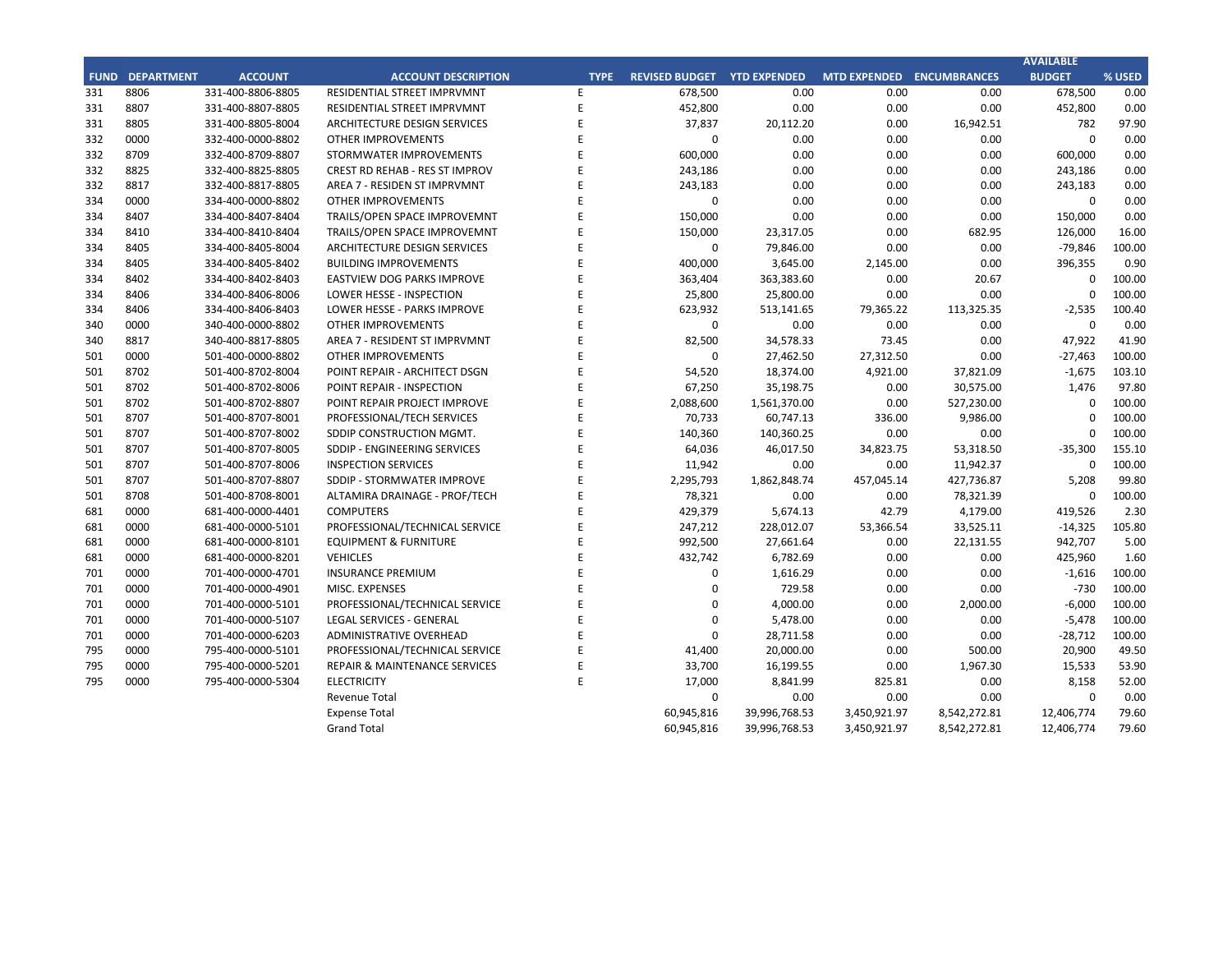| FUND | DEPARTMENT | ACCOUNT | ACCOUNT DESCRIPTION | TYPE | REVISED BUDGET | YTD EXPENDED | MTD EXPENDED | ENCUMBRANCES | AVAILABLE BUDGET | % USED |
|---|---|---|---|---|---|---|---|---|---|---|
| 331 | 8806 | 331-400-8806-8805 | RESIDENTIAL STREET IMPRVMNT | E | 678,500 | 0.00 | 0.00 | 0.00 | 678,500 | 0.00 |
| 331 | 8807 | 331-400-8807-8805 | RESIDENTIAL STREET IMPRVMNT | E | 452,800 | 0.00 | 0.00 | 0.00 | 452,800 | 0.00 |
| 331 | 8805 | 331-400-8805-8004 | ARCHITECTURE DESIGN SERVICES | E | 37,837 | 20,112.20 | 0.00 | 16,942.51 | 782 | 97.90 |
| 332 | 0000 | 332-400-0000-8802 | OTHER IMPROVEMENTS | E | 0 | 0.00 | 0.00 | 0.00 | 0 | 0.00 |
| 332 | 8709 | 332-400-8709-8807 | STORMWATER IMPROVEMENTS | E | 600,000 | 0.00 | 0.00 | 0.00 | 600,000 | 0.00 |
| 332 | 8825 | 332-400-8825-8805 | CREST RD REHAB - RES ST IMPROV | E | 243,186 | 0.00 | 0.00 | 0.00 | 243,186 | 0.00 |
| 332 | 8817 | 332-400-8817-8805 | AREA 7 - RESIDEN ST IMPRVMNT | E | 243,183 | 0.00 | 0.00 | 0.00 | 243,183 | 0.00 |
| 334 | 0000 | 334-400-0000-8802 | OTHER IMPROVEMENTS | E | 0 | 0.00 | 0.00 | 0.00 | 0 | 0.00 |
| 334 | 8407 | 334-400-8407-8404 | TRAILS/OPEN SPACE IMPROVEMNT | E | 150,000 | 0.00 | 0.00 | 0.00 | 150,000 | 0.00 |
| 334 | 8410 | 334-400-8410-8404 | TRAILS/OPEN SPACE IMPROVEMNT | E | 150,000 | 23,317.05 | 0.00 | 682.95 | 126,000 | 16.00 |
| 334 | 8405 | 334-400-8405-8004 | ARCHITECTURE DESIGN SERVICES | E | 0 | 79,846.00 | 0.00 | 0.00 | -79,846 | 100.00 |
| 334 | 8405 | 334-400-8405-8402 | BUILDING IMPROVEMENTS | E | 400,000 | 3,645.00 | 2,145.00 | 0.00 | 396,355 | 0.90 |
| 334 | 8402 | 334-400-8402-8403 | EASTVIEW DOG PARKS IMPROVE | E | 363,404 | 363,383.60 | 0.00 | 20.67 | 0 | 100.00 |
| 334 | 8406 | 334-400-8406-8006 | LOWER HESSE - INSPECTION | E | 25,800 | 25,800.00 | 0.00 | 0.00 | 0 | 100.00 |
| 334 | 8406 | 334-400-8406-8403 | LOWER HESSE - PARKS IMPROVE | E | 623,932 | 513,141.65 | 79,365.22 | 113,325.35 | -2,535 | 100.40 |
| 340 | 0000 | 340-400-0000-8802 | OTHER IMPROVEMENTS | E | 0 | 0.00 | 0.00 | 0.00 | 0 | 0.00 |
| 340 | 8817 | 340-400-8817-8805 | AREA 7 - RESIDENT ST IMPRVMNT | E | 82,500 | 34,578.33 | 73.45 | 0.00 | 47,922 | 41.90 |
| 501 | 0000 | 501-400-0000-8802 | OTHER IMPROVEMENTS | E | 0 | 27,462.50 | 27,312.50 | 0.00 | -27,463 | 100.00 |
| 501 | 8702 | 501-400-8702-8004 | POINT REPAIR - ARCHITECT DSGN | E | 54,520 | 18,374.00 | 4,921.00 | 37,821.09 | -1,675 | 103.10 |
| 501 | 8702 | 501-400-8702-8006 | POINT REPAIR - INSPECTION | E | 67,250 | 35,198.75 | 0.00 | 30,575.00 | 1,476 | 97.80 |
| 501 | 8702 | 501-400-8702-8807 | POINT REPAIR PROJECT IMPROVE | E | 2,088,600 | 1,561,370.00 | 0.00 | 527,230.00 | 0 | 100.00 |
| 501 | 8707 | 501-400-8707-8001 | PROFESSIONAL/TECH SERVICES | E | 70,733 | 60,747.13 | 336.00 | 9,986.00 | 0 | 100.00 |
| 501 | 8707 | 501-400-8707-8002 | SDDIP CONSTRUCTION MGMT. | E | 140,360 | 140,360.25 | 0.00 | 0.00 | 0 | 100.00 |
| 501 | 8707 | 501-400-8707-8005 | SDDIP - ENGINEERING SERVICES | E | 64,036 | 46,017.50 | 34,823.75 | 53,318.50 | -35,300 | 155.10 |
| 501 | 8707 | 501-400-8707-8006 | INSPECTION SERVICES | E | 11,942 | 0.00 | 0.00 | 11,942.37 | 0 | 100.00 |
| 501 | 8707 | 501-400-8707-8807 | SDDIP - STORMWATER IMPROVE | E | 2,295,793 | 1,862,848.74 | 457,045.14 | 427,736.87 | 5,208 | 99.80 |
| 501 | 8708 | 501-400-8708-8001 | ALTAMIRA DRAINAGE - PROF/TECH | E | 78,321 | 0.00 | 0.00 | 78,321.39 | 0 | 100.00 |
| 681 | 0000 | 681-400-0000-4401 | COMPUTERS | E | 429,379 | 5,674.13 | 42.79 | 4,179.00 | 419,526 | 2.30 |
| 681 | 0000 | 681-400-0000-5101 | PROFESSIONAL/TECHNICAL SERVICE | E | 247,212 | 228,012.07 | 53,366.54 | 33,525.11 | -14,325 | 105.80 |
| 681 | 0000 | 681-400-0000-8101 | EQUIPMENT & FURNITURE | E | 992,500 | 27,661.64 | 0.00 | 22,131.55 | 942,707 | 5.00 |
| 681 | 0000 | 681-400-0000-8201 | VEHICLES | E | 432,742 | 6,782.69 | 0.00 | 0.00 | 425,960 | 1.60 |
| 701 | 0000 | 701-400-0000-4701 | INSURANCE PREMIUM | E | 0 | 1,616.29 | 0.00 | 0.00 | -1,616 | 100.00 |
| 701 | 0000 | 701-400-0000-4901 | MISC. EXPENSES | E | 0 | 729.58 | 0.00 | 0.00 | -730 | 100.00 |
| 701 | 0000 | 701-400-0000-5101 | PROFESSIONAL/TECHNICAL SERVICE | E | 0 | 4,000.00 | 0.00 | 2,000.00 | -6,000 | 100.00 |
| 701 | 0000 | 701-400-0000-5107 | LEGAL SERVICES - GENERAL | E | 0 | 5,478.00 | 0.00 | 0.00 | -5,478 | 100.00 |
| 701 | 0000 | 701-400-0000-6203 | ADMINISTRATIVE OVERHEAD | E | 0 | 28,711.58 | 0.00 | 0.00 | -28,712 | 100.00 |
| 795 | 0000 | 795-400-0000-5101 | PROFESSIONAL/TECHNICAL SERVICE | E | 41,400 | 20,000.00 | 0.00 | 500.00 | 20,900 | 49.50 |
| 795 | 0000 | 795-400-0000-5201 | REPAIR & MAINTENANCE SERVICES | E | 33,700 | 16,199.55 | 0.00 | 1,967.30 | 15,533 | 53.90 |
| 795 | 0000 | 795-400-0000-5304 | ELECTRICITY | E | 17,000 | 8,841.99 | 825.81 | 0.00 | 8,158 | 52.00 |
| | | | Revenue Total | | 0 | 0.00 | 0.00 | 0.00 | 0 | 0.00 |
| | | | Expense Total | | 60,945,816 | 39,996,768.53 | 3,450,921.97 | 8,542,272.81 | 12,406,774 | 79.60 |
| | | | Grand Total | | 60,945,816 | 39,996,768.53 | 3,450,921.97 | 8,542,272.81 | 12,406,774 | 79.60 |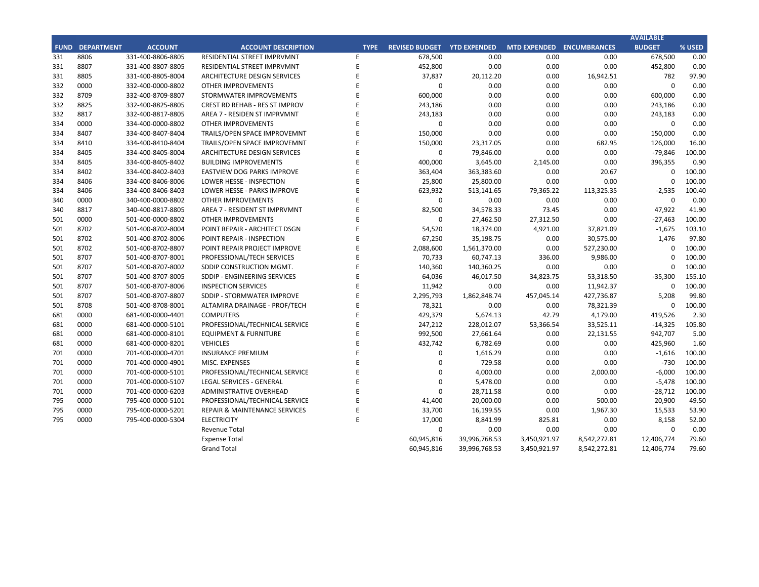| FUND | DEPARTMENT | ACCOUNT | ACCOUNT DESCRIPTION | TYPE | REVISED BUDGET | YTD EXPENDED | MTD EXPENDED | ENCUMBRANCES | AVAILABLE BUDGET | % USED |
|---|---|---|---|---|---|---|---|---|---|---|
| 331 | 8806 | 331-400-8806-8805 | RESIDENTIAL STREET IMPRVMNT | E | 678,500 | 0.00 | 0.00 | 0.00 | 678,500 | 0.00 |
| 331 | 8807 | 331-400-8807-8805 | RESIDENTIAL STREET IMPRVMNT | E | 452,800 | 0.00 | 0.00 | 0.00 | 452,800 | 0.00 |
| 331 | 8805 | 331-400-8805-8004 | ARCHITECTURE DESIGN SERVICES | E | 37,837 | 20,112.20 | 0.00 | 16,942.51 | 782 | 97.90 |
| 332 | 0000 | 332-400-0000-8802 | OTHER IMPROVEMENTS | E | 0 | 0.00 | 0.00 | 0.00 | 0 | 0.00 |
| 332 | 8709 | 332-400-8709-8807 | STORMWATER IMPROVEMENTS | E | 600,000 | 0.00 | 0.00 | 0.00 | 600,000 | 0.00 |
| 332 | 8825 | 332-400-8825-8805 | CREST RD REHAB - RES ST IMPROV | E | 243,186 | 0.00 | 0.00 | 0.00 | 243,186 | 0.00 |
| 332 | 8817 | 332-400-8817-8805 | AREA 7 - RESIDEN ST IMPRVMNT | E | 243,183 | 0.00 | 0.00 | 0.00 | 243,183 | 0.00 |
| 334 | 0000 | 334-400-0000-8802 | OTHER IMPROVEMENTS | E | 0 | 0.00 | 0.00 | 0.00 | 0 | 0.00 |
| 334 | 8407 | 334-400-8407-8404 | TRAILS/OPEN SPACE IMPROVEMNT | E | 150,000 | 0.00 | 0.00 | 0.00 | 150,000 | 0.00 |
| 334 | 8410 | 334-400-8410-8404 | TRAILS/OPEN SPACE IMPROVEMNT | E | 150,000 | 23,317.05 | 0.00 | 682.95 | 126,000 | 16.00 |
| 334 | 8405 | 334-400-8405-8004 | ARCHITECTURE DESIGN SERVICES | E | 0 | 79,846.00 | 0.00 | 0.00 | -79,846 | 100.00 |
| 334 | 8405 | 334-400-8405-8402 | BUILDING IMPROVEMENTS | E | 400,000 | 3,645.00 | 2,145.00 | 0.00 | 396,355 | 0.90 |
| 334 | 8402 | 334-400-8402-8403 | EASTVIEW DOG PARKS IMPROVE | E | 363,404 | 363,383.60 | 0.00 | 20.67 | 0 | 100.00 |
| 334 | 8406 | 334-400-8406-8006 | LOWER HESSE - INSPECTION | E | 25,800 | 25,800.00 | 0.00 | 0.00 | 0 | 100.00 |
| 334 | 8406 | 334-400-8406-8403 | LOWER HESSE - PARKS IMPROVE | E | 623,932 | 513,141.65 | 79,365.22 | 113,325.35 | -2,535 | 100.40 |
| 340 | 0000 | 340-400-0000-8802 | OTHER IMPROVEMENTS | E | 0 | 0.00 | 0.00 | 0.00 | 0 | 0.00 |
| 340 | 8817 | 340-400-8817-8805 | AREA 7 - RESIDENT ST IMPRVMNT | E | 82,500 | 34,578.33 | 73.45 | 0.00 | 47,922 | 41.90 |
| 501 | 0000 | 501-400-0000-8802 | OTHER IMPROVEMENTS | E | 0 | 27,462.50 | 27,312.50 | 0.00 | -27,463 | 100.00 |
| 501 | 8702 | 501-400-8702-8004 | POINT REPAIR - ARCHITECT DSGN | E | 54,520 | 18,374.00 | 4,921.00 | 37,821.09 | -1,675 | 103.10 |
| 501 | 8702 | 501-400-8702-8006 | POINT REPAIR - INSPECTION | E | 67,250 | 35,198.75 | 0.00 | 30,575.00 | 1,476 | 97.80 |
| 501 | 8702 | 501-400-8702-8807 | POINT REPAIR PROJECT IMPROVE | E | 2,088,600 | 1,561,370.00 | 0.00 | 527,230.00 | 0 | 100.00 |
| 501 | 8707 | 501-400-8707-8001 | PROFESSIONAL/TECH SERVICES | E | 70,733 | 60,747.13 | 336.00 | 9,986.00 | 0 | 100.00 |
| 501 | 8707 | 501-400-8707-8002 | SDDIP CONSTRUCTION MGMT. | E | 140,360 | 140,360.25 | 0.00 | 0.00 | 0 | 100.00 |
| 501 | 8707 | 501-400-8707-8005 | SDDIP - ENGINEERING SERVICES | E | 64,036 | 46,017.50 | 34,823.75 | 53,318.50 | -35,300 | 155.10 |
| 501 | 8707 | 501-400-8707-8006 | INSPECTION SERVICES | E | 11,942 | 0.00 | 0.00 | 11,942.37 | 0 | 100.00 |
| 501 | 8707 | 501-400-8707-8807 | SDDIP - STORMWATER IMPROVE | E | 2,295,793 | 1,862,848.74 | 457,045.14 | 427,736.87 | 5,208 | 99.80 |
| 501 | 8708 | 501-400-8708-8001 | ALTAMIRA DRAINAGE - PROF/TECH | E | 78,321 | 0.00 | 0.00 | 78,321.39 | 0 | 100.00 |
| 681 | 0000 | 681-400-0000-4401 | COMPUTERS | E | 429,379 | 5,674.13 | 42.79 | 4,179.00 | 419,526 | 2.30 |
| 681 | 0000 | 681-400-0000-5101 | PROFESSIONAL/TECHNICAL SERVICE | E | 247,212 | 228,012.07 | 53,366.54 | 33,525.11 | -14,325 | 105.80 |
| 681 | 0000 | 681-400-0000-8101 | EQUIPMENT & FURNITURE | E | 992,500 | 27,661.64 | 0.00 | 22,131.55 | 942,707 | 5.00 |
| 681 | 0000 | 681-400-0000-8201 | VEHICLES | E | 432,742 | 6,782.69 | 0.00 | 0.00 | 425,960 | 1.60 |
| 701 | 0000 | 701-400-0000-4701 | INSURANCE PREMIUM | E | 0 | 1,616.29 | 0.00 | 0.00 | -1,616 | 100.00 |
| 701 | 0000 | 701-400-0000-4901 | MISC. EXPENSES | E | 0 | 729.58 | 0.00 | 0.00 | -730 | 100.00 |
| 701 | 0000 | 701-400-0000-5101 | PROFESSIONAL/TECHNICAL SERVICE | E | 0 | 4,000.00 | 0.00 | 2,000.00 | -6,000 | 100.00 |
| 701 | 0000 | 701-400-0000-5107 | LEGAL SERVICES - GENERAL | E | 0 | 5,478.00 | 0.00 | 0.00 | -5,478 | 100.00 |
| 701 | 0000 | 701-400-0000-6203 | ADMINISTRATIVE OVERHEAD | E | 0 | 28,711.58 | 0.00 | 0.00 | -28,712 | 100.00 |
| 795 | 0000 | 795-400-0000-5101 | PROFESSIONAL/TECHNICAL SERVICE | E | 41,400 | 20,000.00 | 0.00 | 500.00 | 20,900 | 49.50 |
| 795 | 0000 | 795-400-0000-5201 | REPAIR & MAINTENANCE SERVICES | E | 33,700 | 16,199.55 | 0.00 | 1,967.30 | 15,533 | 53.90 |
| 795 | 0000 | 795-400-0000-5304 | ELECTRICITY | E | 17,000 | 8,841.99 | 825.81 | 0.00 | 8,158 | 52.00 |
| | | | Revenue Total | | 0 | 0.00 | 0.00 | 0.00 | 0 | 0.00 |
| | | | Expense Total | | 60,945,816 | 39,996,768.53 | 3,450,921.97 | 8,542,272.81 | 12,406,774 | 79.60 |
| | | | Grand Total | | 60,945,816 | 39,996,768.53 | 3,450,921.97 | 8,542,272.81 | 12,406,774 | 79.60 |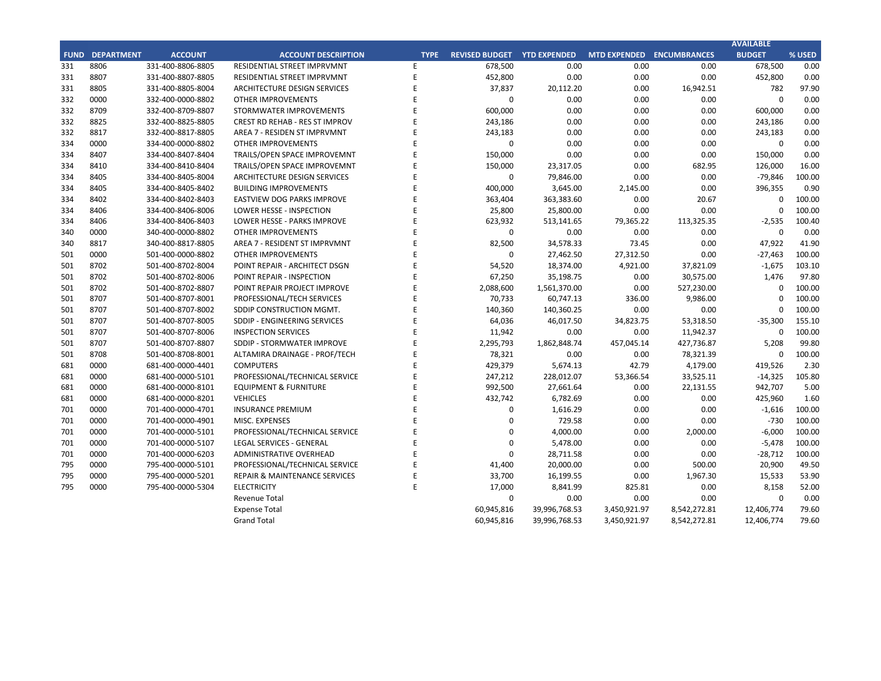| FUND | DEPARTMENT | ACCOUNT | ACCOUNT DESCRIPTION | TYPE | REVISED BUDGET | YTD EXPENDED | MTD EXPENDED | ENCUMBRANCES | AVAILABLE BUDGET | % USED |
|---|---|---|---|---|---|---|---|---|---|---|
| 331 | 8806 | 331-400-8806-8805 | RESIDENTIAL STREET IMPRVMNT | E | 678,500 | 0.00 | 0.00 | 0.00 | 678,500 | 0.00 |
| 331 | 8807 | 331-400-8807-8805 | RESIDENTIAL STREET IMPRVMNT | E | 452,800 | 0.00 | 0.00 | 0.00 | 452,800 | 0.00 |
| 331 | 8805 | 331-400-8805-8004 | ARCHITECTURE DESIGN SERVICES | E | 37,837 | 20,112.20 | 0.00 | 16,942.51 | 782 | 97.90 |
| 332 | 0000 | 332-400-0000-8802 | OTHER IMPROVEMENTS | E | 0 | 0.00 | 0.00 | 0.00 | 0 | 0.00 |
| 332 | 8709 | 332-400-8709-8807 | STORMWATER IMPROVEMENTS | E | 600,000 | 0.00 | 0.00 | 0.00 | 600,000 | 0.00 |
| 332 | 8825 | 332-400-8825-8805 | CREST RD REHAB - RES ST IMPROV | E | 243,186 | 0.00 | 0.00 | 0.00 | 243,186 | 0.00 |
| 332 | 8817 | 332-400-8817-8805 | AREA 7 - RESIDEN ST IMPRVMNT | E | 243,183 | 0.00 | 0.00 | 0.00 | 243,183 | 0.00 |
| 334 | 0000 | 334-400-0000-8802 | OTHER IMPROVEMENTS | E | 0 | 0.00 | 0.00 | 0.00 | 0 | 0.00 |
| 334 | 8407 | 334-400-8407-8404 | TRAILS/OPEN SPACE IMPROVEMNT | E | 150,000 | 0.00 | 0.00 | 0.00 | 150,000 | 0.00 |
| 334 | 8410 | 334-400-8410-8404 | TRAILS/OPEN SPACE IMPROVEMNT | E | 150,000 | 23,317.05 | 0.00 | 682.95 | 126,000 | 16.00 |
| 334 | 8405 | 334-400-8405-8004 | ARCHITECTURE DESIGN SERVICES | E | 0 | 79,846.00 | 0.00 | 0.00 | -79,846 | 100.00 |
| 334 | 8405 | 334-400-8405-8402 | BUILDING IMPROVEMENTS | E | 400,000 | 3,645.00 | 2,145.00 | 0.00 | 396,355 | 0.90 |
| 334 | 8402 | 334-400-8402-8403 | EASTVIEW DOG PARKS IMPROVE | E | 363,404 | 363,383.60 | 0.00 | 20.67 | 0 | 100.00 |
| 334 | 8406 | 334-400-8406-8006 | LOWER HESSE - INSPECTION | E | 25,800 | 25,800.00 | 0.00 | 0.00 | 0 | 100.00 |
| 334 | 8406 | 334-400-8406-8403 | LOWER HESSE - PARKS IMPROVE | E | 623,932 | 513,141.65 | 79,365.22 | 113,325.35 | -2,535 | 100.40 |
| 340 | 0000 | 340-400-0000-8802 | OTHER IMPROVEMENTS | E | 0 | 0.00 | 0.00 | 0.00 | 0 | 0.00 |
| 340 | 8817 | 340-400-8817-8805 | AREA 7 - RESIDENT ST IMPRVMNT | E | 82,500 | 34,578.33 | 73.45 | 0.00 | 47,922 | 41.90 |
| 501 | 0000 | 501-400-0000-8802 | OTHER IMPROVEMENTS | E | 0 | 27,462.50 | 27,312.50 | 0.00 | -27,463 | 100.00 |
| 501 | 8702 | 501-400-8702-8004 | POINT REPAIR - ARCHITECT DSGN | E | 54,520 | 18,374.00 | 4,921.00 | 37,821.09 | -1,675 | 103.10 |
| 501 | 8702 | 501-400-8702-8006 | POINT REPAIR - INSPECTION | E | 67,250 | 35,198.75 | 0.00 | 30,575.00 | 1,476 | 97.80 |
| 501 | 8702 | 501-400-8702-8807 | POINT REPAIR PROJECT IMPROVE | E | 2,088,600 | 1,561,370.00 | 0.00 | 527,230.00 | 0 | 100.00 |
| 501 | 8707 | 501-400-8707-8001 | PROFESSIONAL/TECH SERVICES | E | 70,733 | 60,747.13 | 336.00 | 9,986.00 | 0 | 100.00 |
| 501 | 8707 | 501-400-8707-8002 | SDDIP CONSTRUCTION MGMT. | E | 140,360 | 140,360.25 | 0.00 | 0.00 | 0 | 100.00 |
| 501 | 8707 | 501-400-8707-8005 | SDDIP - ENGINEERING SERVICES | E | 64,036 | 46,017.50 | 34,823.75 | 53,318.50 | -35,300 | 155.10 |
| 501 | 8707 | 501-400-8707-8006 | INSPECTION SERVICES | E | 11,942 | 0.00 | 0.00 | 11,942.37 | 0 | 100.00 |
| 501 | 8707 | 501-400-8707-8807 | SDDIP - STORMWATER IMPROVE | E | 2,295,793 | 1,862,848.74 | 457,045.14 | 427,736.87 | 5,208 | 99.80 |
| 501 | 8708 | 501-400-8708-8001 | ALTAMIRA DRAINAGE - PROF/TECH | E | 78,321 | 0.00 | 0.00 | 78,321.39 | 0 | 100.00 |
| 681 | 0000 | 681-400-0000-4401 | COMPUTERS | E | 429,379 | 5,674.13 | 42.79 | 4,179.00 | 419,526 | 2.30 |
| 681 | 0000 | 681-400-0000-5101 | PROFESSIONAL/TECHNICAL SERVICE | E | 247,212 | 228,012.07 | 53,366.54 | 33,525.11 | -14,325 | 105.80 |
| 681 | 0000 | 681-400-0000-8101 | EQUIPMENT & FURNITURE | E | 992,500 | 27,661.64 | 0.00 | 22,131.55 | 942,707 | 5.00 |
| 681 | 0000 | 681-400-0000-8201 | VEHICLES | E | 432,742 | 6,782.69 | 0.00 | 0.00 | 425,960 | 1.60 |
| 701 | 0000 | 701-400-0000-4701 | INSURANCE PREMIUM | E | 0 | 1,616.29 | 0.00 | 0.00 | -1,616 | 100.00 |
| 701 | 0000 | 701-400-0000-4901 | MISC. EXPENSES | E | 0 | 729.58 | 0.00 | 0.00 | -730 | 100.00 |
| 701 | 0000 | 701-400-0000-5101 | PROFESSIONAL/TECHNICAL SERVICE | E | 0 | 4,000.00 | 0.00 | 2,000.00 | -6,000 | 100.00 |
| 701 | 0000 | 701-400-0000-5107 | LEGAL SERVICES - GENERAL | E | 0 | 5,478.00 | 0.00 | 0.00 | -5,478 | 100.00 |
| 701 | 0000 | 701-400-0000-6203 | ADMINISTRATIVE OVERHEAD | E | 0 | 28,711.58 | 0.00 | 0.00 | -28,712 | 100.00 |
| 795 | 0000 | 795-400-0000-5101 | PROFESSIONAL/TECHNICAL SERVICE | E | 41,400 | 20,000.00 | 0.00 | 500.00 | 20,900 | 49.50 |
| 795 | 0000 | 795-400-0000-5201 | REPAIR & MAINTENANCE SERVICES | E | 33,700 | 16,199.55 | 0.00 | 1,967.30 | 15,533 | 53.90 |
| 795 | 0000 | 795-400-0000-5304 | ELECTRICITY | E | 17,000 | 8,841.99 | 825.81 | 0.00 | 8,158 | 52.00 |
| | | | Revenue Total | | 0 | 0.00 | 0.00 | 0.00 | 0 | 0.00 |
| | | | Expense Total | | 60,945,816 | 39,996,768.53 | 3,450,921.97 | 8,542,272.81 | 12,406,774 | 79.60 |
| | | | Grand Total | | 60,945,816 | 39,996,768.53 | 3,450,921.97 | 8,542,272.81 | 12,406,774 | 79.60 |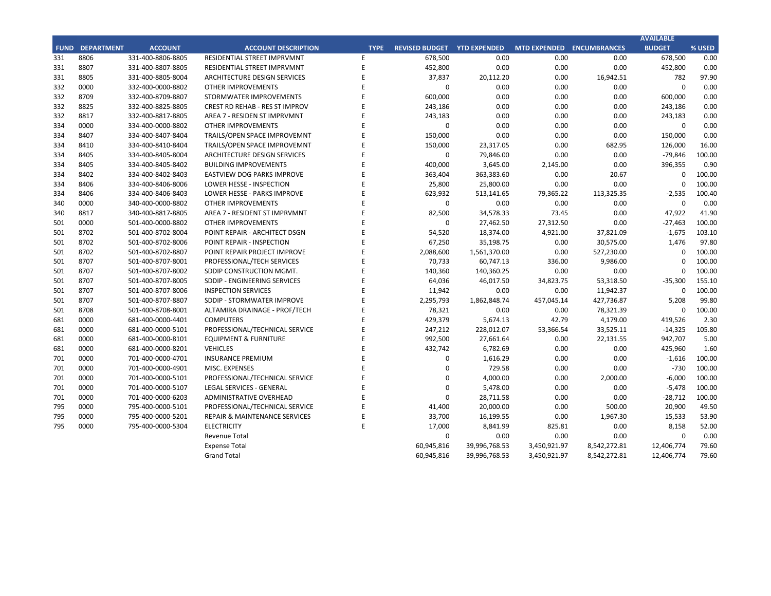| FUND | DEPARTMENT | ACCOUNT | ACCOUNT DESCRIPTION | TYPE | REVISED BUDGET | YTD EXPENDED | MTD EXPENDED | ENCUMBRANCES | AVAILABLE BUDGET | % USED |
|---|---|---|---|---|---|---|---|---|---|---|
| 331 | 8806 | 331-400-8806-8805 | RESIDENTIAL STREET IMPRVMNT | E | 678,500 | 0.00 | 0.00 | 0.00 | 678,500 | 0.00 |
| 331 | 8807 | 331-400-8807-8805 | RESIDENTIAL STREET IMPRVMNT | E | 452,800 | 0.00 | 0.00 | 0.00 | 452,800 | 0.00 |
| 331 | 8805 | 331-400-8805-8004 | ARCHITECTURE DESIGN SERVICES | E | 37,837 | 20,112.20 | 0.00 | 16,942.51 | 782 | 97.90 |
| 332 | 0000 | 332-400-0000-8802 | OTHER IMPROVEMENTS | E | 0 | 0.00 | 0.00 | 0.00 | 0 | 0.00 |
| 332 | 8709 | 332-400-8709-8807 | STORMWATER IMPROVEMENTS | E | 600,000 | 0.00 | 0.00 | 0.00 | 600,000 | 0.00 |
| 332 | 8825 | 332-400-8825-8805 | CREST RD REHAB - RES ST IMPROV | E | 243,186 | 0.00 | 0.00 | 0.00 | 243,186 | 0.00 |
| 332 | 8817 | 332-400-8817-8805 | AREA 7 - RESIDEN ST IMPRVMNT | E | 243,183 | 0.00 | 0.00 | 0.00 | 243,183 | 0.00 |
| 334 | 0000 | 334-400-0000-8802 | OTHER IMPROVEMENTS | E | 0 | 0.00 | 0.00 | 0.00 | 0 | 0.00 |
| 334 | 8407 | 334-400-8407-8404 | TRAILS/OPEN SPACE IMPROVEMNT | E | 150,000 | 0.00 | 0.00 | 0.00 | 150,000 | 0.00 |
| 334 | 8410 | 334-400-8410-8404 | TRAILS/OPEN SPACE IMPROVEMNT | E | 150,000 | 23,317.05 | 0.00 | 682.95 | 126,000 | 16.00 |
| 334 | 8405 | 334-400-8405-8004 | ARCHITECTURE DESIGN SERVICES | E | 0 | 79,846.00 | 0.00 | 0.00 | -79,846 | 100.00 |
| 334 | 8405 | 334-400-8405-8402 | BUILDING IMPROVEMENTS | E | 400,000 | 3,645.00 | 2,145.00 | 0.00 | 396,355 | 0.90 |
| 334 | 8402 | 334-400-8402-8403 | EASTVIEW DOG PARKS IMPROVE | E | 363,404 | 363,383.60 | 0.00 | 20.67 | 0 | 100.00 |
| 334 | 8406 | 334-400-8406-8006 | LOWER HESSE - INSPECTION | E | 25,800 | 25,800.00 | 0.00 | 0.00 | 0 | 100.00 |
| 334 | 8406 | 334-400-8406-8403 | LOWER HESSE - PARKS IMPROVE | E | 623,932 | 513,141.65 | 79,365.22 | 113,325.35 | -2,535 | 100.40 |
| 340 | 0000 | 340-400-0000-8802 | OTHER IMPROVEMENTS | E | 0 | 0.00 | 0.00 | 0.00 | 0 | 0.00 |
| 340 | 8817 | 340-400-8817-8805 | AREA 7 - RESIDENT ST IMPRVMNT | E | 82,500 | 34,578.33 | 73.45 | 0.00 | 47,922 | 41.90 |
| 501 | 0000 | 501-400-0000-8802 | OTHER IMPROVEMENTS | E | 0 | 27,462.50 | 27,312.50 | 0.00 | -27,463 | 100.00 |
| 501 | 8702 | 501-400-8702-8004 | POINT REPAIR - ARCHITECT DSGN | E | 54,520 | 18,374.00 | 4,921.00 | 37,821.09 | -1,675 | 103.10 |
| 501 | 8702 | 501-400-8702-8006 | POINT REPAIR - INSPECTION | E | 67,250 | 35,198.75 | 0.00 | 30,575.00 | 1,476 | 97.80 |
| 501 | 8702 | 501-400-8702-8807 | POINT REPAIR PROJECT IMPROVE | E | 2,088,600 | 1,561,370.00 | 0.00 | 527,230.00 | 0 | 100.00 |
| 501 | 8707 | 501-400-8707-8001 | PROFESSIONAL/TECH SERVICES | E | 70,733 | 60,747.13 | 336.00 | 9,986.00 | 0 | 100.00 |
| 501 | 8707 | 501-400-8707-8002 | SDDIP CONSTRUCTION MGMT. | E | 140,360 | 140,360.25 | 0.00 | 0.00 | 0 | 100.00 |
| 501 | 8707 | 501-400-8707-8005 | SDDIP - ENGINEERING SERVICES | E | 64,036 | 46,017.50 | 34,823.75 | 53,318.50 | -35,300 | 155.10 |
| 501 | 8707 | 501-400-8707-8006 | INSPECTION SERVICES | E | 11,942 | 0.00 | 0.00 | 11,942.37 | 0 | 100.00 |
| 501 | 8707 | 501-400-8707-8807 | SDDIP - STORMWATER IMPROVE | E | 2,295,793 | 1,862,848.74 | 457,045.14 | 427,736.87 | 5,208 | 99.80 |
| 501 | 8708 | 501-400-8708-8001 | ALTAMIRA DRAINAGE - PROF/TECH | E | 78,321 | 0.00 | 0.00 | 78,321.39 | 0 | 100.00 |
| 681 | 0000 | 681-400-0000-4401 | COMPUTERS | E | 429,379 | 5,674.13 | 42.79 | 4,179.00 | 419,526 | 2.30 |
| 681 | 0000 | 681-400-0000-5101 | PROFESSIONAL/TECHNICAL SERVICE | E | 247,212 | 228,012.07 | 53,366.54 | 33,525.11 | -14,325 | 105.80 |
| 681 | 0000 | 681-400-0000-8101 | EQUIPMENT & FURNITURE | E | 992,500 | 27,661.64 | 0.00 | 22,131.55 | 942,707 | 5.00 |
| 681 | 0000 | 681-400-0000-8201 | VEHICLES | E | 432,742 | 6,782.69 | 0.00 | 0.00 | 425,960 | 1.60 |
| 701 | 0000 | 701-400-0000-4701 | INSURANCE PREMIUM | E | 0 | 1,616.29 | 0.00 | 0.00 | -1,616 | 100.00 |
| 701 | 0000 | 701-400-0000-4901 | MISC. EXPENSES | E | 0 | 729.58 | 0.00 | 0.00 | -730 | 100.00 |
| 701 | 0000 | 701-400-0000-5101 | PROFESSIONAL/TECHNICAL SERVICE | E | 0 | 4,000.00 | 0.00 | 2,000.00 | -6,000 | 100.00 |
| 701 | 0000 | 701-400-0000-5107 | LEGAL SERVICES - GENERAL | E | 0 | 5,478.00 | 0.00 | 0.00 | -5,478 | 100.00 |
| 701 | 0000 | 701-400-0000-6203 | ADMINISTRATIVE OVERHEAD | E | 0 | 28,711.58 | 0.00 | 0.00 | -28,712 | 100.00 |
| 795 | 0000 | 795-400-0000-5101 | PROFESSIONAL/TECHNICAL SERVICE | E | 41,400 | 20,000.00 | 0.00 | 500.00 | 20,900 | 49.50 |
| 795 | 0000 | 795-400-0000-5201 | REPAIR & MAINTENANCE SERVICES | E | 33,700 | 16,199.55 | 0.00 | 1,967.30 | 15,533 | 53.90 |
| 795 | 0000 | 795-400-0000-5304 | ELECTRICITY | E | 17,000 | 8,841.99 | 825.81 | 0.00 | 8,158 | 52.00 |
| | | | Revenue Total | | 0 | 0.00 | 0.00 | 0.00 | 0 | 0.00 |
| | | | Expense Total | | 60,945,816 | 39,996,768.53 | 3,450,921.97 | 8,542,272.81 | 12,406,774 | 79.60 |
| | | | Grand Total | | 60,945,816 | 39,996,768.53 | 3,450,921.97 | 8,542,272.81 | 12,406,774 | 79.60 |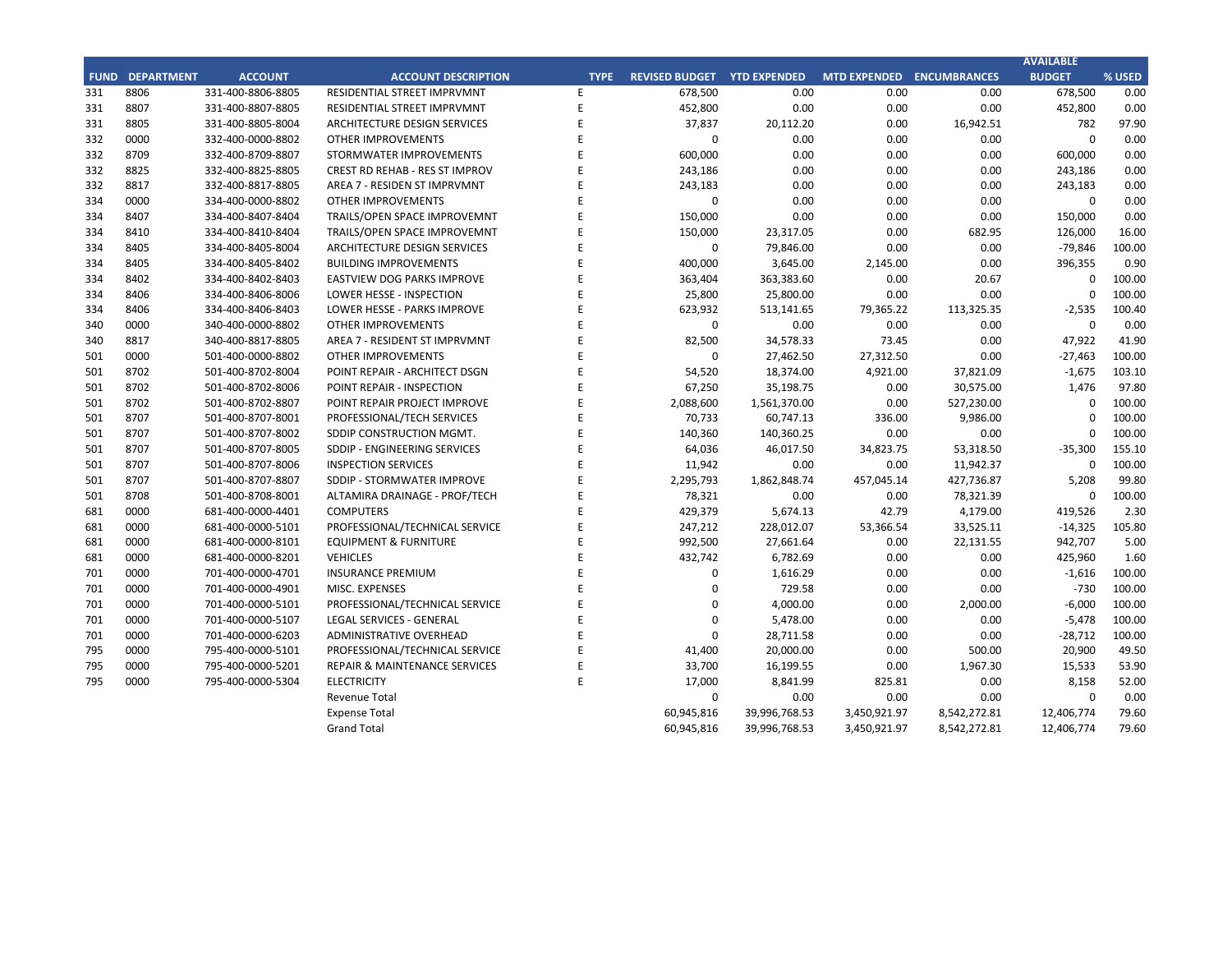| FUND | DEPARTMENT | ACCOUNT | ACCOUNT DESCRIPTION | TYPE | REVISED BUDGET | YTD EXPENDED | MTD EXPENDED | ENCUMBRANCES | AVAILABLE BUDGET | % USED |
|---|---|---|---|---|---|---|---|---|---|---|
| 331 | 8806 | 331-400-8806-8805 | RESIDENTIAL STREET IMPRVMNT | E | 678,500 | 0.00 | 0.00 | 0.00 | 678,500 | 0.00 |
| 331 | 8807 | 331-400-8807-8805 | RESIDENTIAL STREET IMPRVMNT | E | 452,800 | 0.00 | 0.00 | 0.00 | 452,800 | 0.00 |
| 331 | 8805 | 331-400-8805-8004 | ARCHITECTURE DESIGN SERVICES | E | 37,837 | 20,112.20 | 0.00 | 16,942.51 | 782 | 97.90 |
| 332 | 0000 | 332-400-0000-8802 | OTHER IMPROVEMENTS | E | 0 | 0.00 | 0.00 | 0.00 | 0 | 0.00 |
| 332 | 8709 | 332-400-8709-8807 | STORMWATER IMPROVEMENTS | E | 600,000 | 0.00 | 0.00 | 0.00 | 600,000 | 0.00 |
| 332 | 8825 | 332-400-8825-8805 | CREST RD REHAB - RES ST IMPROV | E | 243,186 | 0.00 | 0.00 | 0.00 | 243,186 | 0.00 |
| 332 | 8817 | 332-400-8817-8805 | AREA 7 - RESIDEN ST IMPRVMNT | E | 243,183 | 0.00 | 0.00 | 0.00 | 243,183 | 0.00 |
| 334 | 0000 | 334-400-0000-8802 | OTHER IMPROVEMENTS | E | 0 | 0.00 | 0.00 | 0.00 | 0 | 0.00 |
| 334 | 8407 | 334-400-8407-8404 | TRAILS/OPEN SPACE IMPROVEMNT | E | 150,000 | 0.00 | 0.00 | 0.00 | 150,000 | 0.00 |
| 334 | 8410 | 334-400-8410-8404 | TRAILS/OPEN SPACE IMPROVEMNT | E | 150,000 | 23,317.05 | 0.00 | 682.95 | 126,000 | 16.00 |
| 334 | 8405 | 334-400-8405-8004 | ARCHITECTURE DESIGN SERVICES | E | 0 | 79,846.00 | 0.00 | 0.00 | -79,846 | 100.00 |
| 334 | 8405 | 334-400-8405-8402 | BUILDING IMPROVEMENTS | E | 400,000 | 3,645.00 | 2,145.00 | 0.00 | 396,355 | 0.90 |
| 334 | 8402 | 334-400-8402-8403 | EASTVIEW DOG PARKS IMPROVE | E | 363,404 | 363,383.60 | 0.00 | 20.67 | 0 | 100.00 |
| 334 | 8406 | 334-400-8406-8006 | LOWER HESSE - INSPECTION | E | 25,800 | 25,800.00 | 0.00 | 0.00 | 0 | 100.00 |
| 334 | 8406 | 334-400-8406-8403 | LOWER HESSE - PARKS IMPROVE | E | 623,932 | 513,141.65 | 79,365.22 | 113,325.35 | -2,535 | 100.40 |
| 340 | 0000 | 340-400-0000-8802 | OTHER IMPROVEMENTS | E | 0 | 0.00 | 0.00 | 0.00 | 0 | 0.00 |
| 340 | 8817 | 340-400-8817-8805 | AREA 7 - RESIDENT ST IMPRVMNT | E | 82,500 | 34,578.33 | 73.45 | 0.00 | 47,922 | 41.90 |
| 501 | 0000 | 501-400-0000-8802 | OTHER IMPROVEMENTS | E | 0 | 27,462.50 | 27,312.50 | 0.00 | -27,463 | 100.00 |
| 501 | 8702 | 501-400-8702-8004 | POINT REPAIR - ARCHITECT DSGN | E | 54,520 | 18,374.00 | 4,921.00 | 37,821.09 | -1,675 | 103.10 |
| 501 | 8702 | 501-400-8702-8006 | POINT REPAIR - INSPECTION | E | 67,250 | 35,198.75 | 0.00 | 30,575.00 | 1,476 | 97.80 |
| 501 | 8702 | 501-400-8702-8807 | POINT REPAIR PROJECT IMPROVE | E | 2,088,600 | 1,561,370.00 | 0.00 | 527,230.00 | 0 | 100.00 |
| 501 | 8707 | 501-400-8707-8001 | PROFESSIONAL/TECH SERVICES | E | 70,733 | 60,747.13 | 336.00 | 9,986.00 | 0 | 100.00 |
| 501 | 8707 | 501-400-8707-8002 | SDDIP CONSTRUCTION MGMT. | E | 140,360 | 140,360.25 | 0.00 | 0.00 | 0 | 100.00 |
| 501 | 8707 | 501-400-8707-8005 | SDDIP - ENGINEERING SERVICES | E | 64,036 | 46,017.50 | 34,823.75 | 53,318.50 | -35,300 | 155.10 |
| 501 | 8707 | 501-400-8707-8006 | INSPECTION SERVICES | E | 11,942 | 0.00 | 0.00 | 11,942.37 | 0 | 100.00 |
| 501 | 8707 | 501-400-8707-8807 | SDDIP - STORMWATER IMPROVE | E | 2,295,793 | 1,862,848.74 | 457,045.14 | 427,736.87 | 5,208 | 99.80 |
| 501 | 8708 | 501-400-8708-8001 | ALTAMIRA DRAINAGE - PROF/TECH | E | 78,321 | 0.00 | 0.00 | 78,321.39 | 0 | 100.00 |
| 681 | 0000 | 681-400-0000-4401 | COMPUTERS | E | 429,379 | 5,674.13 | 42.79 | 4,179.00 | 419,526 | 2.30 |
| 681 | 0000 | 681-400-0000-5101 | PROFESSIONAL/TECHNICAL SERVICE | E | 247,212 | 228,012.07 | 53,366.54 | 33,525.11 | -14,325 | 105.80 |
| 681 | 0000 | 681-400-0000-8101 | EQUIPMENT & FURNITURE | E | 992,500 | 27,661.64 | 0.00 | 22,131.55 | 942,707 | 5.00 |
| 681 | 0000 | 681-400-0000-8201 | VEHICLES | E | 432,742 | 6,782.69 | 0.00 | 0.00 | 425,960 | 1.60 |
| 701 | 0000 | 701-400-0000-4701 | INSURANCE PREMIUM | E | 0 | 1,616.29 | 0.00 | 0.00 | -1,616 | 100.00 |
| 701 | 0000 | 701-400-0000-4901 | MISC. EXPENSES | E | 0 | 729.58 | 0.00 | 0.00 | -730 | 100.00 |
| 701 | 0000 | 701-400-0000-5101 | PROFESSIONAL/TECHNICAL SERVICE | E | 0 | 4,000.00 | 0.00 | 2,000.00 | -6,000 | 100.00 |
| 701 | 0000 | 701-400-0000-5107 | LEGAL SERVICES - GENERAL | E | 0 | 5,478.00 | 0.00 | 0.00 | -5,478 | 100.00 |
| 701 | 0000 | 701-400-0000-6203 | ADMINISTRATIVE OVERHEAD | E | 0 | 28,711.58 | 0.00 | 0.00 | -28,712 | 100.00 |
| 795 | 0000 | 795-400-0000-5101 | PROFESSIONAL/TECHNICAL SERVICE | E | 41,400 | 20,000.00 | 0.00 | 500.00 | 20,900 | 49.50 |
| 795 | 0000 | 795-400-0000-5201 | REPAIR & MAINTENANCE SERVICES | E | 33,700 | 16,199.55 | 0.00 | 1,967.30 | 15,533 | 53.90 |
| 795 | 0000 | 795-400-0000-5304 | ELECTRICITY | E | 17,000 | 8,841.99 | 825.81 | 0.00 | 8,158 | 52.00 |
| | | | Revenue Total | | 0 | 0.00 | 0.00 | 0.00 | 0 | 0.00 |
| | | | Expense Total | | 60,945,816 | 39,996,768.53 | 3,450,921.97 | 8,542,272.81 | 12,406,774 | 79.60 |
| | | | Grand Total | | 60,945,816 | 39,996,768.53 | 3,450,921.97 | 8,542,272.81 | 12,406,774 | 79.60 |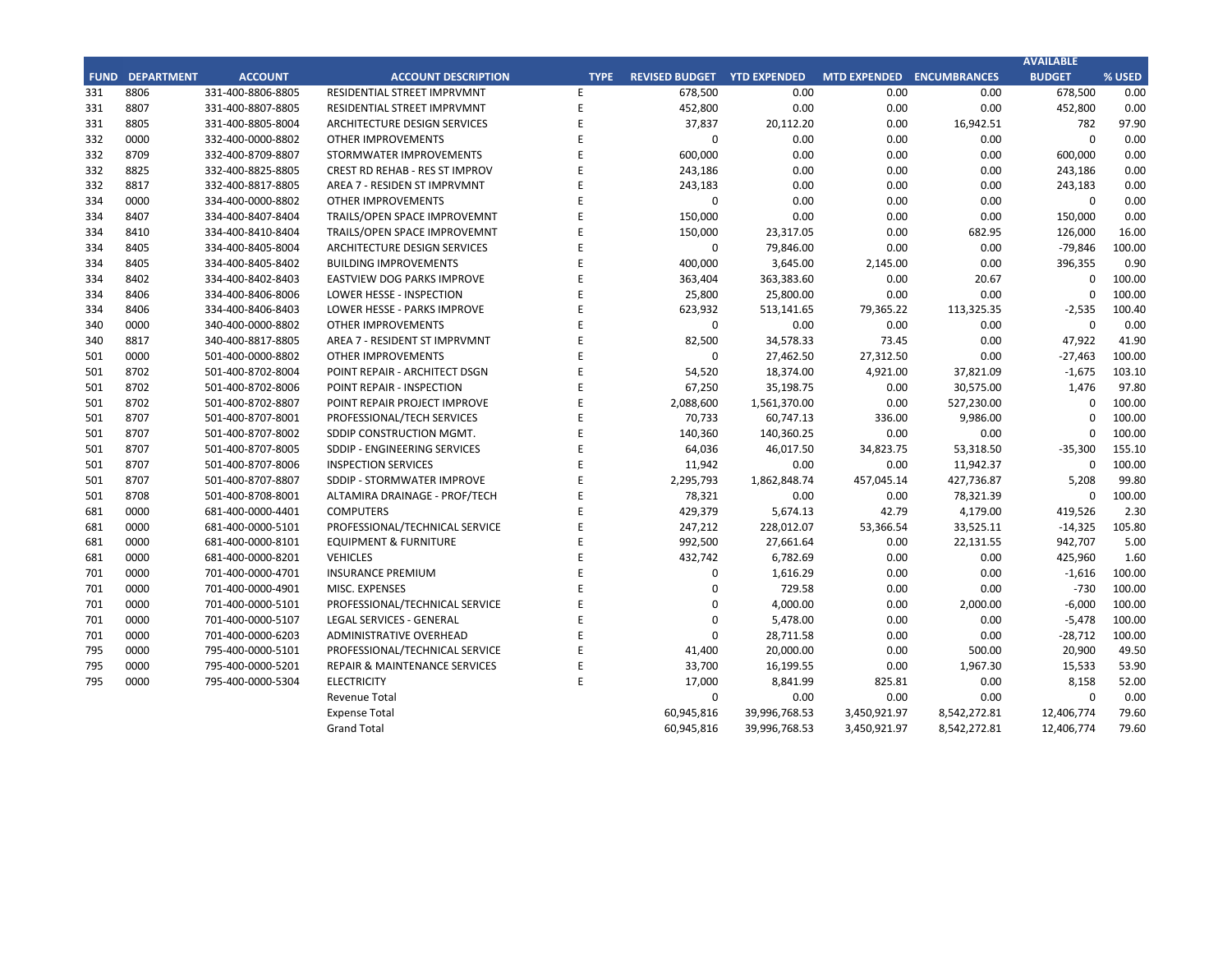| FUND | DEPARTMENT | ACCOUNT | ACCOUNT DESCRIPTION | TYPE | REVISED BUDGET | YTD EXPENDED | MTD EXPENDED | ENCUMBRANCES | AVAILABLE BUDGET | % USED |
|---|---|---|---|---|---|---|---|---|---|---|
| 331 | 8806 | 331-400-8806-8805 | RESIDENTIAL STREET IMPRVMNT | E | 678,500 | 0.00 | 0.00 | 0.00 | 678,500 | 0.00 |
| 331 | 8807 | 331-400-8807-8805 | RESIDENTIAL STREET IMPRVMNT | E | 452,800 | 0.00 | 0.00 | 0.00 | 452,800 | 0.00 |
| 331 | 8805 | 331-400-8805-8004 | ARCHITECTURE DESIGN SERVICES | E | 37,837 | 20,112.20 | 0.00 | 16,942.51 | 782 | 97.90 |
| 332 | 0000 | 332-400-0000-8802 | OTHER IMPROVEMENTS | E | 0 | 0.00 | 0.00 | 0.00 | 0 | 0.00 |
| 332 | 8709 | 332-400-8709-8807 | STORMWATER IMPROVEMENTS | E | 600,000 | 0.00 | 0.00 | 0.00 | 600,000 | 0.00 |
| 332 | 8825 | 332-400-8825-8805 | CREST RD REHAB - RES ST IMPROV | E | 243,186 | 0.00 | 0.00 | 0.00 | 243,186 | 0.00 |
| 332 | 8817 | 332-400-8817-8805 | AREA 7 - RESIDEN ST IMPRVMNT | E | 243,183 | 0.00 | 0.00 | 0.00 | 243,183 | 0.00 |
| 334 | 0000 | 334-400-0000-8802 | OTHER IMPROVEMENTS | E | 0 | 0.00 | 0.00 | 0.00 | 0 | 0.00 |
| 334 | 8407 | 334-400-8407-8404 | TRAILS/OPEN SPACE IMPROVEMNT | E | 150,000 | 0.00 | 0.00 | 0.00 | 150,000 | 0.00 |
| 334 | 8410 | 334-400-8410-8404 | TRAILS/OPEN SPACE IMPROVEMNT | E | 150,000 | 23,317.05 | 0.00 | 682.95 | 126,000 | 16.00 |
| 334 | 8405 | 334-400-8405-8004 | ARCHITECTURE DESIGN SERVICES | E | 0 | 79,846.00 | 0.00 | 0.00 | -79,846 | 100.00 |
| 334 | 8405 | 334-400-8405-8402 | BUILDING IMPROVEMENTS | E | 400,000 | 3,645.00 | 2,145.00 | 0.00 | 396,355 | 0.90 |
| 334 | 8402 | 334-400-8402-8403 | EASTVIEW DOG PARKS IMPROVE | E | 363,404 | 363,383.60 | 0.00 | 20.67 | 0 | 100.00 |
| 334 | 8406 | 334-400-8406-8006 | LOWER HESSE - INSPECTION | E | 25,800 | 25,800.00 | 0.00 | 0.00 | 0 | 100.00 |
| 334 | 8406 | 334-400-8406-8403 | LOWER HESSE - PARKS IMPROVE | E | 623,932 | 513,141.65 | 79,365.22 | 113,325.35 | -2,535 | 100.40 |
| 340 | 0000 | 340-400-0000-8802 | OTHER IMPROVEMENTS | E | 0 | 0.00 | 0.00 | 0.00 | 0 | 0.00 |
| 340 | 8817 | 340-400-8817-8805 | AREA 7 - RESIDENT ST IMPRVMNT | E | 82,500 | 34,578.33 | 73.45 | 0.00 | 47,922 | 41.90 |
| 501 | 0000 | 501-400-0000-8802 | OTHER IMPROVEMENTS | E | 0 | 27,462.50 | 27,312.50 | 0.00 | -27,463 | 100.00 |
| 501 | 8702 | 501-400-8702-8004 | POINT REPAIR - ARCHITECT DSGN | E | 54,520 | 18,374.00 | 4,921.00 | 37,821.09 | -1,675 | 103.10 |
| 501 | 8702 | 501-400-8702-8006 | POINT REPAIR - INSPECTION | E | 67,250 | 35,198.75 | 0.00 | 30,575.00 | 1,476 | 97.80 |
| 501 | 8702 | 501-400-8702-8807 | POINT REPAIR PROJECT IMPROVE | E | 2,088,600 | 1,561,370.00 | 0.00 | 527,230.00 | 0 | 100.00 |
| 501 | 8707 | 501-400-8707-8001 | PROFESSIONAL/TECH SERVICES | E | 70,733 | 60,747.13 | 336.00 | 9,986.00 | 0 | 100.00 |
| 501 | 8707 | 501-400-8707-8002 | SDDIP CONSTRUCTION MGMT. | E | 140,360 | 140,360.25 | 0.00 | 0.00 | 0 | 100.00 |
| 501 | 8707 | 501-400-8707-8005 | SDDIP - ENGINEERING SERVICES | E | 64,036 | 46,017.50 | 34,823.75 | 53,318.50 | -35,300 | 155.10 |
| 501 | 8707 | 501-400-8707-8006 | INSPECTION SERVICES | E | 11,942 | 0.00 | 0.00 | 11,942.37 | 0 | 100.00 |
| 501 | 8707 | 501-400-8707-8807 | SDDIP - STORMWATER IMPROVE | E | 2,295,793 | 1,862,848.74 | 457,045.14 | 427,736.87 | 5,208 | 99.80 |
| 501 | 8708 | 501-400-8708-8001 | ALTAMIRA DRAINAGE - PROF/TECH | E | 78,321 | 0.00 | 0.00 | 78,321.39 | 0 | 100.00 |
| 681 | 0000 | 681-400-0000-4401 | COMPUTERS | E | 429,379 | 5,674.13 | 42.79 | 4,179.00 | 419,526 | 2.30 |
| 681 | 0000 | 681-400-0000-5101 | PROFESSIONAL/TECHNICAL SERVICE | E | 247,212 | 228,012.07 | 53,366.54 | 33,525.11 | -14,325 | 105.80 |
| 681 | 0000 | 681-400-0000-8101 | EQUIPMENT & FURNITURE | E | 992,500 | 27,661.64 | 0.00 | 22,131.55 | 942,707 | 5.00 |
| 681 | 0000 | 681-400-0000-8201 | VEHICLES | E | 432,742 | 6,782.69 | 0.00 | 0.00 | 425,960 | 1.60 |
| 701 | 0000 | 701-400-0000-4701 | INSURANCE PREMIUM | E | 0 | 1,616.29 | 0.00 | 0.00 | -1,616 | 100.00 |
| 701 | 0000 | 701-400-0000-4901 | MISC. EXPENSES | E | 0 | 729.58 | 0.00 | 0.00 | -730 | 100.00 |
| 701 | 0000 | 701-400-0000-5101 | PROFESSIONAL/TECHNICAL SERVICE | E | 0 | 4,000.00 | 0.00 | 2,000.00 | -6,000 | 100.00 |
| 701 | 0000 | 701-400-0000-5107 | LEGAL SERVICES - GENERAL | E | 0 | 5,478.00 | 0.00 | 0.00 | -5,478 | 100.00 |
| 701 | 0000 | 701-400-0000-6203 | ADMINISTRATIVE OVERHEAD | E | 0 | 28,711.58 | 0.00 | 0.00 | -28,712 | 100.00 |
| 795 | 0000 | 795-400-0000-5101 | PROFESSIONAL/TECHNICAL SERVICE | E | 41,400 | 20,000.00 | 0.00 | 500.00 | 20,900 | 49.50 |
| 795 | 0000 | 795-400-0000-5201 | REPAIR & MAINTENANCE SERVICES | E | 33,700 | 16,199.55 | 0.00 | 1,967.30 | 15,533 | 53.90 |
| 795 | 0000 | 795-400-0000-5304 | ELECTRICITY | E | 17,000 | 8,841.99 | 825.81 | 0.00 | 8,158 | 52.00 |
| | | | Revenue Total | | 0 | 0.00 | 0.00 | 0.00 | 0 | 0.00 |
| | | | Expense Total | | 60,945,816 | 39,996,768.53 | 3,450,921.97 | 8,542,272.81 | 12,406,774 | 79.60 |
| | | | Grand Total | | 60,945,816 | 39,996,768.53 | 3,450,921.97 | 8,542,272.81 | 12,406,774 | 79.60 |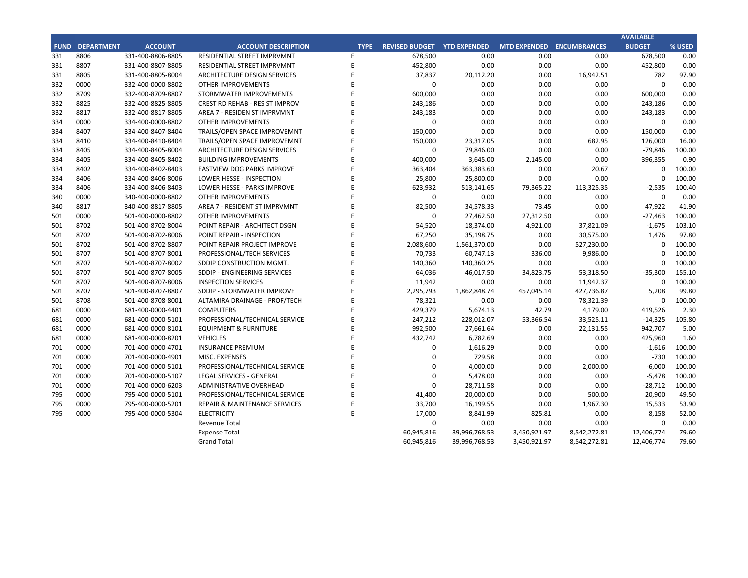| FUND | DEPARTMENT | ACCOUNT | ACCOUNT DESCRIPTION | TYPE | REVISED BUDGET | YTD EXPENDED | MTD EXPENDED | ENCUMBRANCES | AVAILABLE BUDGET | % USED |
|---|---|---|---|---|---|---|---|---|---|---|
| 331 | 8806 | 331-400-8806-8805 | RESIDENTIAL STREET IMPRVMNT | E | 678,500 | 0.00 | 0.00 | 0.00 | 678,500 | 0.00 |
| 331 | 8807 | 331-400-8807-8805 | RESIDENTIAL STREET IMPRVMNT | E | 452,800 | 0.00 | 0.00 | 0.00 | 452,800 | 0.00 |
| 331 | 8805 | 331-400-8805-8004 | ARCHITECTURE DESIGN SERVICES | E | 37,837 | 20,112.20 | 0.00 | 16,942.51 | 782 | 97.90 |
| 332 | 0000 | 332-400-0000-8802 | OTHER IMPROVEMENTS | E | 0 | 0.00 | 0.00 | 0.00 | 0 | 0.00 |
| 332 | 8709 | 332-400-8709-8807 | STORMWATER IMPROVEMENTS | E | 600,000 | 0.00 | 0.00 | 0.00 | 600,000 | 0.00 |
| 332 | 8825 | 332-400-8825-8805 | CREST RD REHAB - RES ST IMPROV | E | 243,186 | 0.00 | 0.00 | 0.00 | 243,186 | 0.00 |
| 332 | 8817 | 332-400-8817-8805 | AREA 7 - RESIDEN ST IMPRVMNT | E | 243,183 | 0.00 | 0.00 | 0.00 | 243,183 | 0.00 |
| 334 | 0000 | 334-400-0000-8802 | OTHER IMPROVEMENTS | E | 0 | 0.00 | 0.00 | 0.00 | 0 | 0.00 |
| 334 | 8407 | 334-400-8407-8404 | TRAILS/OPEN SPACE IMPROVEMNT | E | 150,000 | 0.00 | 0.00 | 0.00 | 150,000 | 0.00 |
| 334 | 8410 | 334-400-8410-8404 | TRAILS/OPEN SPACE IMPROVEMNT | E | 150,000 | 23,317.05 | 0.00 | 682.95 | 126,000 | 16.00 |
| 334 | 8405 | 334-400-8405-8004 | ARCHITECTURE DESIGN SERVICES | E | 0 | 79,846.00 | 0.00 | 0.00 | -79,846 | 100.00 |
| 334 | 8405 | 334-400-8405-8402 | BUILDING IMPROVEMENTS | E | 400,000 | 3,645.00 | 2,145.00 | 0.00 | 396,355 | 0.90 |
| 334 | 8402 | 334-400-8402-8403 | EASTVIEW DOG PARKS IMPROVE | E | 363,404 | 363,383.60 | 0.00 | 20.67 | 0 | 100.00 |
| 334 | 8406 | 334-400-8406-8006 | LOWER HESSE - INSPECTION | E | 25,800 | 25,800.00 | 0.00 | 0.00 | 0 | 100.00 |
| 334 | 8406 | 334-400-8406-8403 | LOWER HESSE - PARKS IMPROVE | E | 623,932 | 513,141.65 | 79,365.22 | 113,325.35 | -2,535 | 100.40 |
| 340 | 0000 | 340-400-0000-8802 | OTHER IMPROVEMENTS | E | 0 | 0.00 | 0.00 | 0.00 | 0 | 0.00 |
| 340 | 8817 | 340-400-8817-8805 | AREA 7 - RESIDENT ST IMPRVMNT | E | 82,500 | 34,578.33 | 73.45 | 0.00 | 47,922 | 41.90 |
| 501 | 0000 | 501-400-0000-8802 | OTHER IMPROVEMENTS | E | 0 | 27,462.50 | 27,312.50 | 0.00 | -27,463 | 100.00 |
| 501 | 8702 | 501-400-8702-8004 | POINT REPAIR - ARCHITECT DSGN | E | 54,520 | 18,374.00 | 4,921.00 | 37,821.09 | -1,675 | 103.10 |
| 501 | 8702 | 501-400-8702-8006 | POINT REPAIR - INSPECTION | E | 67,250 | 35,198.75 | 0.00 | 30,575.00 | 1,476 | 97.80 |
| 501 | 8702 | 501-400-8702-8807 | POINT REPAIR PROJECT IMPROVE | E | 2,088,600 | 1,561,370.00 | 0.00 | 527,230.00 | 0 | 100.00 |
| 501 | 8707 | 501-400-8707-8001 | PROFESSIONAL/TECH SERVICES | E | 70,733 | 60,747.13 | 336.00 | 9,986.00 | 0 | 100.00 |
| 501 | 8707 | 501-400-8707-8002 | SDDIP CONSTRUCTION MGMT. | E | 140,360 | 140,360.25 | 0.00 | 0.00 | 0 | 100.00 |
| 501 | 8707 | 501-400-8707-8005 | SDDIP - ENGINEERING SERVICES | E | 64,036 | 46,017.50 | 34,823.75 | 53,318.50 | -35,300 | 155.10 |
| 501 | 8707 | 501-400-8707-8006 | INSPECTION SERVICES | E | 11,942 | 0.00 | 0.00 | 11,942.37 | 0 | 100.00 |
| 501 | 8707 | 501-400-8707-8807 | SDDIP - STORMWATER IMPROVE | E | 2,295,793 | 1,862,848.74 | 457,045.14 | 427,736.87 | 5,208 | 99.80 |
| 501 | 8708 | 501-400-8708-8001 | ALTAMIRA DRAINAGE - PROF/TECH | E | 78,321 | 0.00 | 0.00 | 78,321.39 | 0 | 100.00 |
| 681 | 0000 | 681-400-0000-4401 | COMPUTERS | E | 429,379 | 5,674.13 | 42.79 | 4,179.00 | 419,526 | 2.30 |
| 681 | 0000 | 681-400-0000-5101 | PROFESSIONAL/TECHNICAL SERVICE | E | 247,212 | 228,012.07 | 53,366.54 | 33,525.11 | -14,325 | 105.80 |
| 681 | 0000 | 681-400-0000-8101 | EQUIPMENT & FURNITURE | E | 992,500 | 27,661.64 | 0.00 | 22,131.55 | 942,707 | 5.00 |
| 681 | 0000 | 681-400-0000-8201 | VEHICLES | E | 432,742 | 6,782.69 | 0.00 | 0.00 | 425,960 | 1.60 |
| 701 | 0000 | 701-400-0000-4701 | INSURANCE PREMIUM | E | 0 | 1,616.29 | 0.00 | 0.00 | -1,616 | 100.00 |
| 701 | 0000 | 701-400-0000-4901 | MISC. EXPENSES | E | 0 | 729.58 | 0.00 | 0.00 | -730 | 100.00 |
| 701 | 0000 | 701-400-0000-5101 | PROFESSIONAL/TECHNICAL SERVICE | E | 0 | 4,000.00 | 0.00 | 2,000.00 | -6,000 | 100.00 |
| 701 | 0000 | 701-400-0000-5107 | LEGAL SERVICES - GENERAL | E | 0 | 5,478.00 | 0.00 | 0.00 | -5,478 | 100.00 |
| 701 | 0000 | 701-400-0000-6203 | ADMINISTRATIVE OVERHEAD | E | 0 | 28,711.58 | 0.00 | 0.00 | -28,712 | 100.00 |
| 795 | 0000 | 795-400-0000-5101 | PROFESSIONAL/TECHNICAL SERVICE | E | 41,400 | 20,000.00 | 0.00 | 500.00 | 20,900 | 49.50 |
| 795 | 0000 | 795-400-0000-5201 | REPAIR & MAINTENANCE SERVICES | E | 33,700 | 16,199.55 | 0.00 | 1,967.30 | 15,533 | 53.90 |
| 795 | 0000 | 795-400-0000-5304 | ELECTRICITY | E | 17,000 | 8,841.99 | 825.81 | 0.00 | 8,158 | 52.00 |
| | | | Revenue Total | | 0 | 0.00 | 0.00 | 0.00 | 0 | 0.00 |
| | | | Expense Total | | 60,945,816 | 39,996,768.53 | 3,450,921.97 | 8,542,272.81 | 12,406,774 | 79.60 |
| | | | Grand Total | | 60,945,816 | 39,996,768.53 | 3,450,921.97 | 8,542,272.81 | 12,406,774 | 79.60 |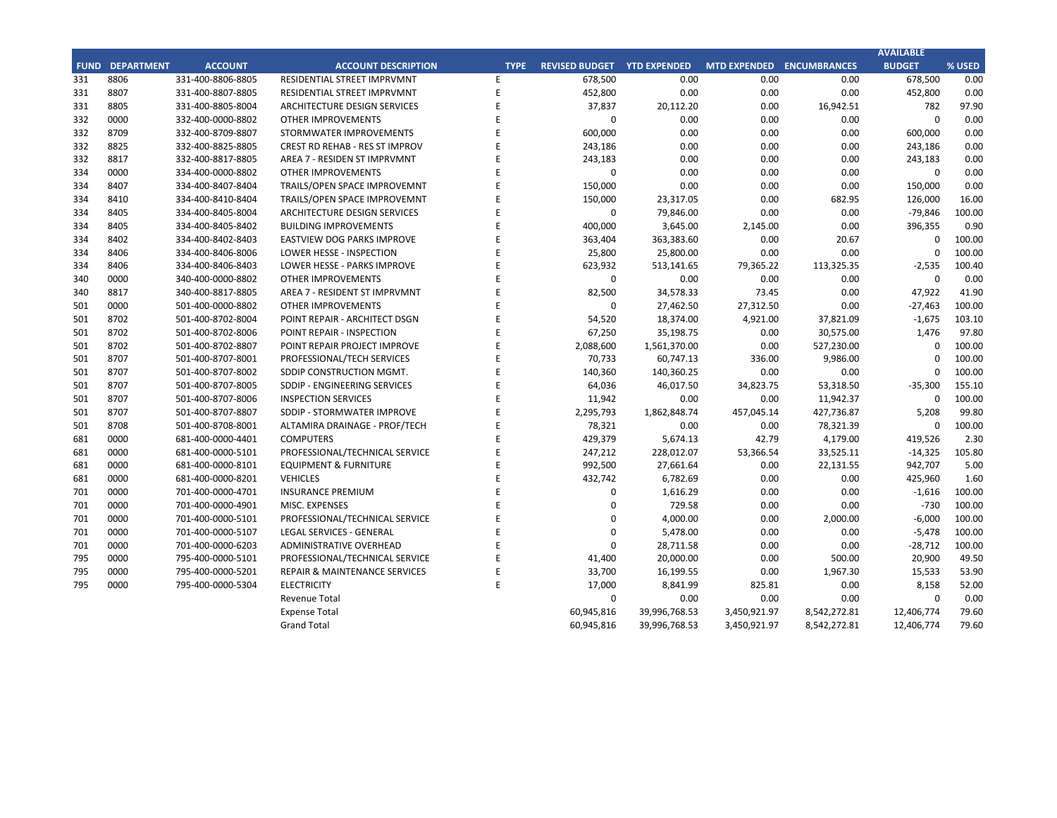| FUND | DEPARTMENT | ACCOUNT | ACCOUNT DESCRIPTION | TYPE | REVISED BUDGET | YTD EXPENDED | MTD EXPENDED | ENCUMBRANCES | AVAILABLE BUDGET | % USED |
|---|---|---|---|---|---|---|---|---|---|---|
| 331 | 8806 | 331-400-8806-8805 | RESIDENTIAL STREET IMPRVMNT | E | 678,500 | 0.00 | 0.00 | 0.00 | 678,500 | 0.00 |
| 331 | 8807 | 331-400-8807-8805 | RESIDENTIAL STREET IMPRVMNT | E | 452,800 | 0.00 | 0.00 | 0.00 | 452,800 | 0.00 |
| 331 | 8805 | 331-400-8805-8004 | ARCHITECTURE DESIGN SERVICES | E | 37,837 | 20,112.20 | 0.00 | 16,942.51 | 782 | 97.90 |
| 332 | 0000 | 332-400-0000-8802 | OTHER IMPROVEMENTS | E | 0 | 0.00 | 0.00 | 0.00 | 0 | 0.00 |
| 332 | 8709 | 332-400-8709-8807 | STORMWATER IMPROVEMENTS | E | 600,000 | 0.00 | 0.00 | 0.00 | 600,000 | 0.00 |
| 332 | 8825 | 332-400-8825-8805 | CREST RD REHAB - RES ST IMPROV | E | 243,186 | 0.00 | 0.00 | 0.00 | 243,186 | 0.00 |
| 332 | 8817 | 332-400-8817-8805 | AREA 7 - RESIDEN ST IMPRVMNT | E | 243,183 | 0.00 | 0.00 | 0.00 | 243,183 | 0.00 |
| 334 | 0000 | 334-400-0000-8802 | OTHER IMPROVEMENTS | E | 0 | 0.00 | 0.00 | 0.00 | 0 | 0.00 |
| 334 | 8407 | 334-400-8407-8404 | TRAILS/OPEN SPACE IMPROVEMNT | E | 150,000 | 0.00 | 0.00 | 0.00 | 150,000 | 0.00 |
| 334 | 8410 | 334-400-8410-8404 | TRAILS/OPEN SPACE IMPROVEMNT | E | 150,000 | 23,317.05 | 0.00 | 682.95 | 126,000 | 16.00 |
| 334 | 8405 | 334-400-8405-8004 | ARCHITECTURE DESIGN SERVICES | E | 0 | 79,846.00 | 0.00 | 0.00 | -79,846 | 100.00 |
| 334 | 8405 | 334-400-8405-8402 | BUILDING IMPROVEMENTS | E | 400,000 | 3,645.00 | 2,145.00 | 0.00 | 396,355 | 0.90 |
| 334 | 8402 | 334-400-8402-8403 | EASTVIEW DOG PARKS IMPROVE | E | 363,404 | 363,383.60 | 0.00 | 20.67 | 0 | 100.00 |
| 334 | 8406 | 334-400-8406-8006 | LOWER HESSE - INSPECTION | E | 25,800 | 25,800.00 | 0.00 | 0.00 | 0 | 100.00 |
| 334 | 8406 | 334-400-8406-8403 | LOWER HESSE - PARKS IMPROVE | E | 623,932 | 513,141.65 | 79,365.22 | 113,325.35 | -2,535 | 100.40 |
| 340 | 0000 | 340-400-0000-8802 | OTHER IMPROVEMENTS | E | 0 | 0.00 | 0.00 | 0.00 | 0 | 0.00 |
| 340 | 8817 | 340-400-8817-8805 | AREA 7 - RESIDENT ST IMPRVMNT | E | 82,500 | 34,578.33 | 73.45 | 0.00 | 47,922 | 41.90 |
| 501 | 0000 | 501-400-0000-8802 | OTHER IMPROVEMENTS | E | 0 | 27,462.50 | 27,312.50 | 0.00 | -27,463 | 100.00 |
| 501 | 8702 | 501-400-8702-8004 | POINT REPAIR - ARCHITECT DSGN | E | 54,520 | 18,374.00 | 4,921.00 | 37,821.09 | -1,675 | 103.10 |
| 501 | 8702 | 501-400-8702-8006 | POINT REPAIR - INSPECTION | E | 67,250 | 35,198.75 | 0.00 | 30,575.00 | 1,476 | 97.80 |
| 501 | 8702 | 501-400-8702-8807 | POINT REPAIR PROJECT IMPROVE | E | 2,088,600 | 1,561,370.00 | 0.00 | 527,230.00 | 0 | 100.00 |
| 501 | 8707 | 501-400-8707-8001 | PROFESSIONAL/TECH SERVICES | E | 70,733 | 60,747.13 | 336.00 | 9,986.00 | 0 | 100.00 |
| 501 | 8707 | 501-400-8707-8002 | SDDIP CONSTRUCTION MGMT. | E | 140,360 | 140,360.25 | 0.00 | 0.00 | 0 | 100.00 |
| 501 | 8707 | 501-400-8707-8005 | SDDIP - ENGINEERING SERVICES | E | 64,036 | 46,017.50 | 34,823.75 | 53,318.50 | -35,300 | 155.10 |
| 501 | 8707 | 501-400-8707-8006 | INSPECTION SERVICES | E | 11,942 | 0.00 | 0.00 | 11,942.37 | 0 | 100.00 |
| 501 | 8707 | 501-400-8707-8807 | SDDIP - STORMWATER IMPROVE | E | 2,295,793 | 1,862,848.74 | 457,045.14 | 427,736.87 | 5,208 | 99.80 |
| 501 | 8708 | 501-400-8708-8001 | ALTAMIRA DRAINAGE - PROF/TECH | E | 78,321 | 0.00 | 0.00 | 78,321.39 | 0 | 100.00 |
| 681 | 0000 | 681-400-0000-4401 | COMPUTERS | E | 429,379 | 5,674.13 | 42.79 | 4,179.00 | 419,526 | 2.30 |
| 681 | 0000 | 681-400-0000-5101 | PROFESSIONAL/TECHNICAL SERVICE | E | 247,212 | 228,012.07 | 53,366.54 | 33,525.11 | -14,325 | 105.80 |
| 681 | 0000 | 681-400-0000-8101 | EQUIPMENT & FURNITURE | E | 992,500 | 27,661.64 | 0.00 | 22,131.55 | 942,707 | 5.00 |
| 681 | 0000 | 681-400-0000-8201 | VEHICLES | E | 432,742 | 6,782.69 | 0.00 | 0.00 | 425,960 | 1.60 |
| 701 | 0000 | 701-400-0000-4701 | INSURANCE PREMIUM | E | 0 | 1,616.29 | 0.00 | 0.00 | -1,616 | 100.00 |
| 701 | 0000 | 701-400-0000-4901 | MISC. EXPENSES | E | 0 | 729.58 | 0.00 | 0.00 | -730 | 100.00 |
| 701 | 0000 | 701-400-0000-5101 | PROFESSIONAL/TECHNICAL SERVICE | E | 0 | 4,000.00 | 0.00 | 2,000.00 | -6,000 | 100.00 |
| 701 | 0000 | 701-400-0000-5107 | LEGAL SERVICES - GENERAL | E | 0 | 5,478.00 | 0.00 | 0.00 | -5,478 | 100.00 |
| 701 | 0000 | 701-400-0000-6203 | ADMINISTRATIVE OVERHEAD | E | 0 | 28,711.58 | 0.00 | 0.00 | -28,712 | 100.00 |
| 795 | 0000 | 795-400-0000-5101 | PROFESSIONAL/TECHNICAL SERVICE | E | 41,400 | 20,000.00 | 0.00 | 500.00 | 20,900 | 49.50 |
| 795 | 0000 | 795-400-0000-5201 | REPAIR & MAINTENANCE SERVICES | E | 33,700 | 16,199.55 | 0.00 | 1,967.30 | 15,533 | 53.90 |
| 795 | 0000 | 795-400-0000-5304 | ELECTRICITY | E | 17,000 | 8,841.99 | 825.81 | 0.00 | 8,158 | 52.00 |
| | | | Revenue Total | | 0 | 0.00 | 0.00 | 0.00 | 0 | 0.00 |
| | | | Expense Total | | 60,945,816 | 39,996,768.53 | 3,450,921.97 | 8,542,272.81 | 12,406,774 | 79.60 |
| | | | Grand Total | | 60,945,816 | 39,996,768.53 | 3,450,921.97 | 8,542,272.81 | 12,406,774 | 79.60 |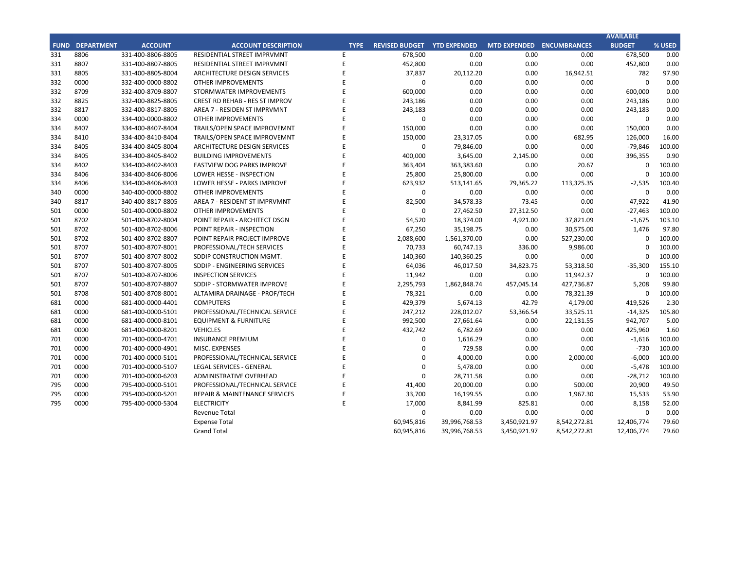| FUND | DEPARTMENT | ACCOUNT | ACCOUNT DESCRIPTION | TYPE | REVISED BUDGET | YTD EXPENDED | MTD EXPENDED | ENCUMBRANCES | AVAILABLE BUDGET | % USED |
|---|---|---|---|---|---|---|---|---|---|---|
| 331 | 8806 | 331-400-8806-8805 | RESIDENTIAL STREET IMPRVMNT | E | 678,500 | 0.00 | 0.00 | 0.00 | 678,500 | 0.00 |
| 331 | 8807 | 331-400-8807-8805 | RESIDENTIAL STREET IMPRVMNT | E | 452,800 | 0.00 | 0.00 | 0.00 | 452,800 | 0.00 |
| 331 | 8805 | 331-400-8805-8004 | ARCHITECTURE DESIGN SERVICES | E | 37,837 | 20,112.20 | 0.00 | 16,942.51 | 782 | 97.90 |
| 332 | 0000 | 332-400-0000-8802 | OTHER IMPROVEMENTS | E | 0 | 0.00 | 0.00 | 0.00 | 0 | 0.00 |
| 332 | 8709 | 332-400-8709-8807 | STORMWATER IMPROVEMENTS | E | 600,000 | 0.00 | 0.00 | 0.00 | 600,000 | 0.00 |
| 332 | 8825 | 332-400-8825-8805 | CREST RD REHAB - RES ST IMPROV | E | 243,186 | 0.00 | 0.00 | 0.00 | 243,186 | 0.00 |
| 332 | 8817 | 332-400-8817-8805 | AREA 7 - RESIDEN ST IMPRVMNT | E | 243,183 | 0.00 | 0.00 | 0.00 | 243,183 | 0.00 |
| 334 | 0000 | 334-400-0000-8802 | OTHER IMPROVEMENTS | E | 0 | 0.00 | 0.00 | 0.00 | 0 | 0.00 |
| 334 | 8407 | 334-400-8407-8404 | TRAILS/OPEN SPACE IMPROVEMNT | E | 150,000 | 0.00 | 0.00 | 0.00 | 150,000 | 0.00 |
| 334 | 8410 | 334-400-8410-8404 | TRAILS/OPEN SPACE IMPROVEMNT | E | 150,000 | 23,317.05 | 0.00 | 682.95 | 126,000 | 16.00 |
| 334 | 8405 | 334-400-8405-8004 | ARCHITECTURE DESIGN SERVICES | E | 0 | 79,846.00 | 0.00 | 0.00 | -79,846 | 100.00 |
| 334 | 8405 | 334-400-8405-8402 | BUILDING IMPROVEMENTS | E | 400,000 | 3,645.00 | 2,145.00 | 0.00 | 396,355 | 0.90 |
| 334 | 8402 | 334-400-8402-8403 | EASTVIEW DOG PARKS IMPROVE | E | 363,404 | 363,383.60 | 0.00 | 20.67 | 0 | 100.00 |
| 334 | 8406 | 334-400-8406-8006 | LOWER HESSE - INSPECTION | E | 25,800 | 25,800.00 | 0.00 | 0.00 | 0 | 100.00 |
| 334 | 8406 | 334-400-8406-8403 | LOWER HESSE - PARKS IMPROVE | E | 623,932 | 513,141.65 | 79,365.22 | 113,325.35 | -2,535 | 100.40 |
| 340 | 0000 | 340-400-0000-8802 | OTHER IMPROVEMENTS | E | 0 | 0.00 | 0.00 | 0.00 | 0 | 0.00 |
| 340 | 8817 | 340-400-8817-8805 | AREA 7 - RESIDENT ST IMPRVMNT | E | 82,500 | 34,578.33 | 73.45 | 0.00 | 47,922 | 41.90 |
| 501 | 0000 | 501-400-0000-8802 | OTHER IMPROVEMENTS | E | 0 | 27,462.50 | 27,312.50 | 0.00 | -27,463 | 100.00 |
| 501 | 8702 | 501-400-8702-8004 | POINT REPAIR - ARCHITECT DSGN | E | 54,520 | 18,374.00 | 4,921.00 | 37,821.09 | -1,675 | 103.10 |
| 501 | 8702 | 501-400-8702-8006 | POINT REPAIR - INSPECTION | E | 67,250 | 35,198.75 | 0.00 | 30,575.00 | 1,476 | 97.80 |
| 501 | 8702 | 501-400-8702-8807 | POINT REPAIR PROJECT IMPROVE | E | 2,088,600 | 1,561,370.00 | 0.00 | 527,230.00 | 0 | 100.00 |
| 501 | 8707 | 501-400-8707-8001 | PROFESSIONAL/TECH SERVICES | E | 70,733 | 60,747.13 | 336.00 | 9,986.00 | 0 | 100.00 |
| 501 | 8707 | 501-400-8707-8002 | SDDIP CONSTRUCTION MGMT. | E | 140,360 | 140,360.25 | 0.00 | 0.00 | 0 | 100.00 |
| 501 | 8707 | 501-400-8707-8005 | SDDIP - ENGINEERING SERVICES | E | 64,036 | 46,017.50 | 34,823.75 | 53,318.50 | -35,300 | 155.10 |
| 501 | 8707 | 501-400-8707-8006 | INSPECTION SERVICES | E | 11,942 | 0.00 | 0.00 | 11,942.37 | 0 | 100.00 |
| 501 | 8707 | 501-400-8707-8807 | SDDIP - STORMWATER IMPROVE | E | 2,295,793 | 1,862,848.74 | 457,045.14 | 427,736.87 | 5,208 | 99.80 |
| 501 | 8708 | 501-400-8708-8001 | ALTAMIRA DRAINAGE - PROF/TECH | E | 78,321 | 0.00 | 0.00 | 78,321.39 | 0 | 100.00 |
| 681 | 0000 | 681-400-0000-4401 | COMPUTERS | E | 429,379 | 5,674.13 | 42.79 | 4,179.00 | 419,526 | 2.30 |
| 681 | 0000 | 681-400-0000-5101 | PROFESSIONAL/TECHNICAL SERVICE | E | 247,212 | 228,012.07 | 53,366.54 | 33,525.11 | -14,325 | 105.80 |
| 681 | 0000 | 681-400-0000-8101 | EQUIPMENT & FURNITURE | E | 992,500 | 27,661.64 | 0.00 | 22,131.55 | 942,707 | 5.00 |
| 681 | 0000 | 681-400-0000-8201 | VEHICLES | E | 432,742 | 6,782.69 | 0.00 | 0.00 | 425,960 | 1.60 |
| 701 | 0000 | 701-400-0000-4701 | INSURANCE PREMIUM | E | 0 | 1,616.29 | 0.00 | 0.00 | -1,616 | 100.00 |
| 701 | 0000 | 701-400-0000-4901 | MISC. EXPENSES | E | 0 | 729.58 | 0.00 | 0.00 | -730 | 100.00 |
| 701 | 0000 | 701-400-0000-5101 | PROFESSIONAL/TECHNICAL SERVICE | E | 0 | 4,000.00 | 0.00 | 2,000.00 | -6,000 | 100.00 |
| 701 | 0000 | 701-400-0000-5107 | LEGAL SERVICES - GENERAL | E | 0 | 5,478.00 | 0.00 | 0.00 | -5,478 | 100.00 |
| 701 | 0000 | 701-400-0000-6203 | ADMINISTRATIVE OVERHEAD | E | 0 | 28,711.58 | 0.00 | 0.00 | -28,712 | 100.00 |
| 795 | 0000 | 795-400-0000-5101 | PROFESSIONAL/TECHNICAL SERVICE | E | 41,400 | 20,000.00 | 0.00 | 500.00 | 20,900 | 49.50 |
| 795 | 0000 | 795-400-0000-5201 | REPAIR & MAINTENANCE SERVICES | E | 33,700 | 16,199.55 | 0.00 | 1,967.30 | 15,533 | 53.90 |
| 795 | 0000 | 795-400-0000-5304 | ELECTRICITY | E | 17,000 | 8,841.99 | 825.81 | 0.00 | 8,158 | 52.00 |
| | | | Revenue Total | | 0 | 0.00 | 0.00 | 0.00 | 0 | 0.00 |
| | | | Expense Total | | 60,945,816 | 39,996,768.53 | 3,450,921.97 | 8,542,272.81 | 12,406,774 | 79.60 |
| | | | Grand Total | | 60,945,816 | 39,996,768.53 | 3,450,921.97 | 8,542,272.81 | 12,406,774 | 79.60 |